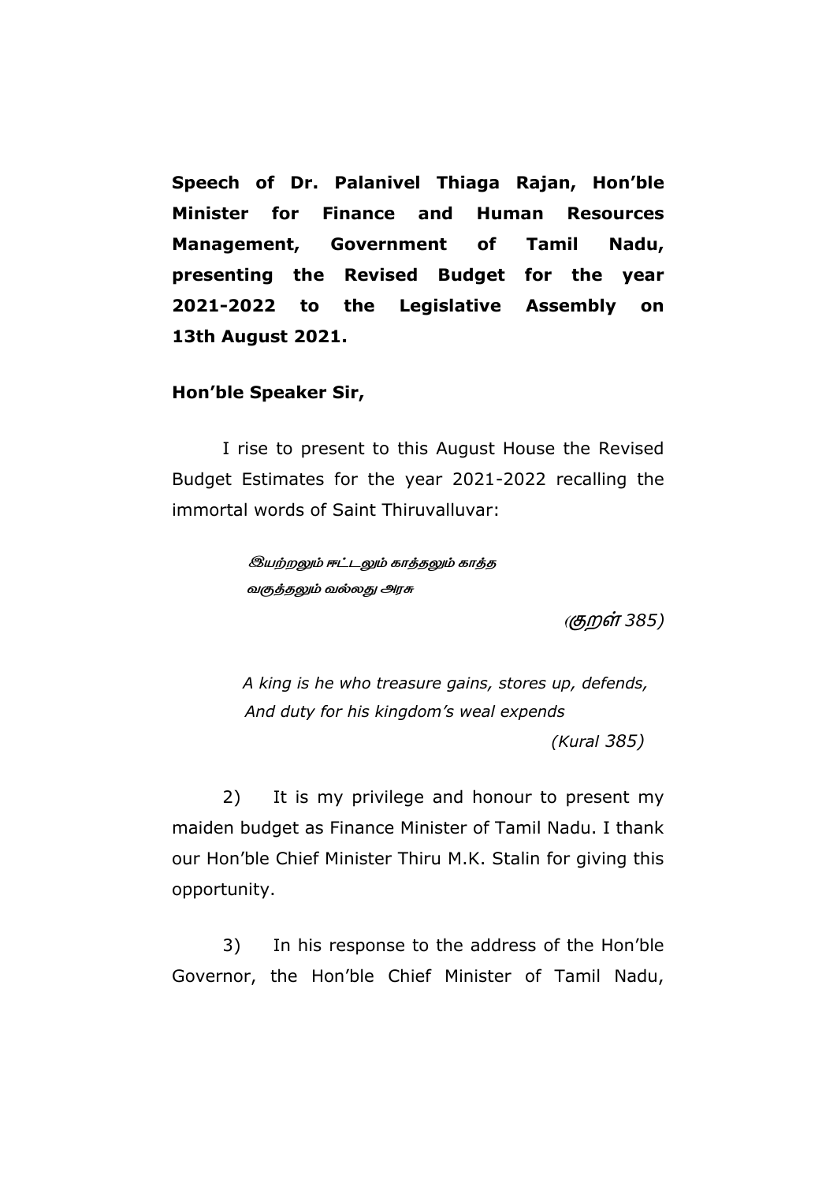**Speech of Dr. Palanivel Thiaga Rajan, Hon'ble Minister for Finance and Human Resources Management, Government of Tamil Nadu, presenting the Revised Budget for the year 2021-2022 to the Legislative Assembly on 13th August 2021.**

**Hon'ble Speaker Sir,**

I rise to present to this August House the Revised Budget Estimates for the year 2021-2022 recalling the immortal words of Saint Thiruvalluvar:

> *இயற்றலும் ஈட்டலும் காத்தலும் காத்த*
> *வகுத்தலும் வல்லது அரசு*
>
> *(குறள் 385)*

> *A king is he who treasure gains, stores up, defends,*
> *And duty for his kingdom's weal expends*
>
> *(Kural 385)*

2) It is my privilege and honour to present my maiden budget as Finance Minister of Tamil Nadu. I thank our Hon'ble Chief Minister Thiru M.K. Stalin for giving this opportunity.

3) In his response to the address of the Hon'ble Governor, the Hon'ble Chief Minister of Tamil Nadu,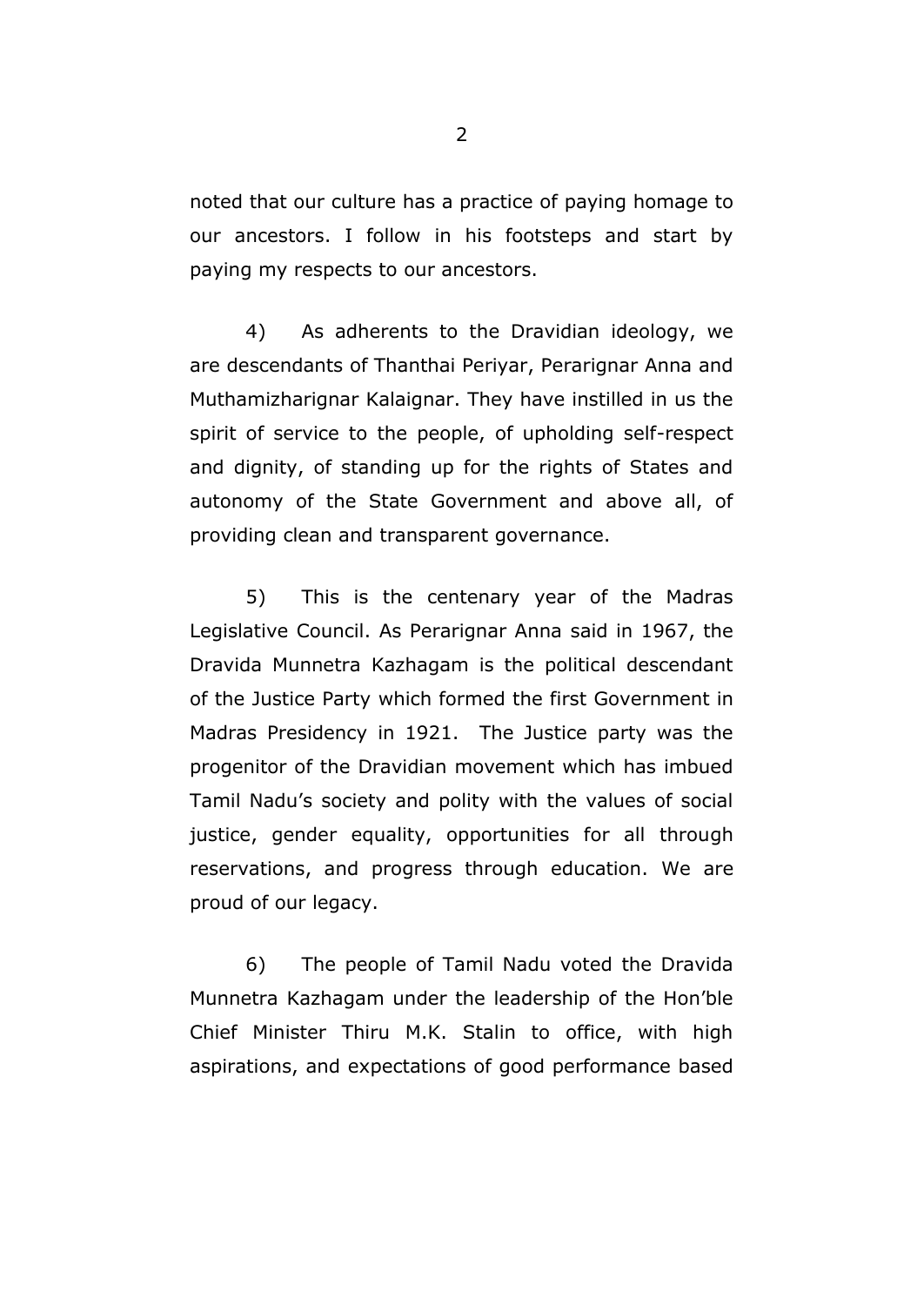noted that our culture has a practice of paying homage to our ancestors. I follow in his footsteps and start by paying my respects to our ancestors.

4) As adherents to the Dravidian ideology, we are descendants of Thanthai Periyar, Perarignar Anna and Muthamizharignar Kalaignar. They have instilled in us the spirit of service to the people, of upholding self-respect and dignity, of standing up for the rights of States and autonomy of the State Government and above all, of providing clean and transparent governance.

5) This is the centenary year of the Madras Legislative Council. As Perarignar Anna said in 1967, the Dravida Munnetra Kazhagam is the political descendant of the Justice Party which formed the first Government in Madras Presidency in 1921. The Justice party was the progenitor of the Dravidian movement which has imbued Tamil Nadu's society and polity with the values of social justice, gender equality, opportunities for all through reservations, and progress through education. We are proud of our legacy.

6) The people of Tamil Nadu voted the Dravida Munnetra Kazhagam under the leadership of the Hon'ble Chief Minister Thiru M.K. Stalin to office, with high aspirations, and expectations of good performance based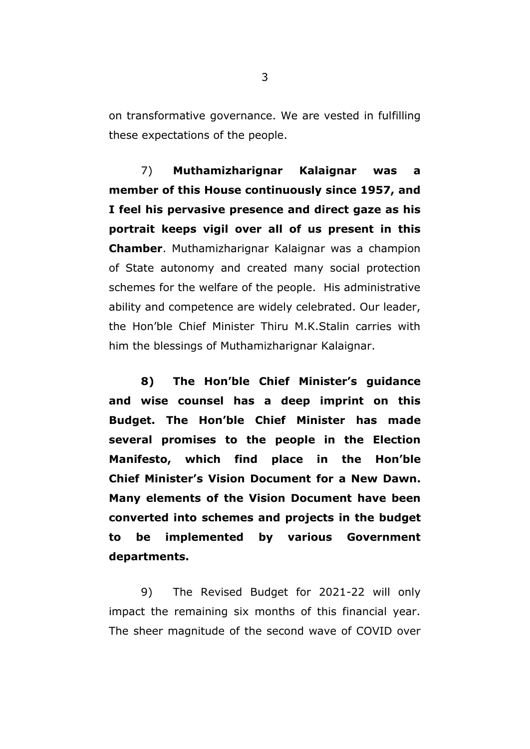on transformative governance. We are vested in fulfilling these expectations of the people.

7) **Muthamizharignar Kalaignar was a member of this House continuously since 1957, and I feel his pervasive presence and direct gaze as his portrait keeps vigil over all of us present in this Chamber**. Muthamizharignar Kalaignar was a champion of State autonomy and created many social protection schemes for the welfare of the people. His administrative ability and competence are widely celebrated. Our leader, the Hon'ble Chief Minister Thiru M.K.Stalin carries with him the blessings of Muthamizharignar Kalaignar.

**8) The Hon'ble Chief Minister's guidance and wise counsel has a deep imprint on this Budget. The Hon'ble Chief Minister has made several promises to the people in the Election Manifesto, which find place in the Hon'ble Chief Minister's Vision Document for a New Dawn. Many elements of the Vision Document have been converted into schemes and projects in the budget to be implemented by various Government departments.**

9) The Revised Budget for 2021-22 will only impact the remaining six months of this financial year. The sheer magnitude of the second wave of COVID over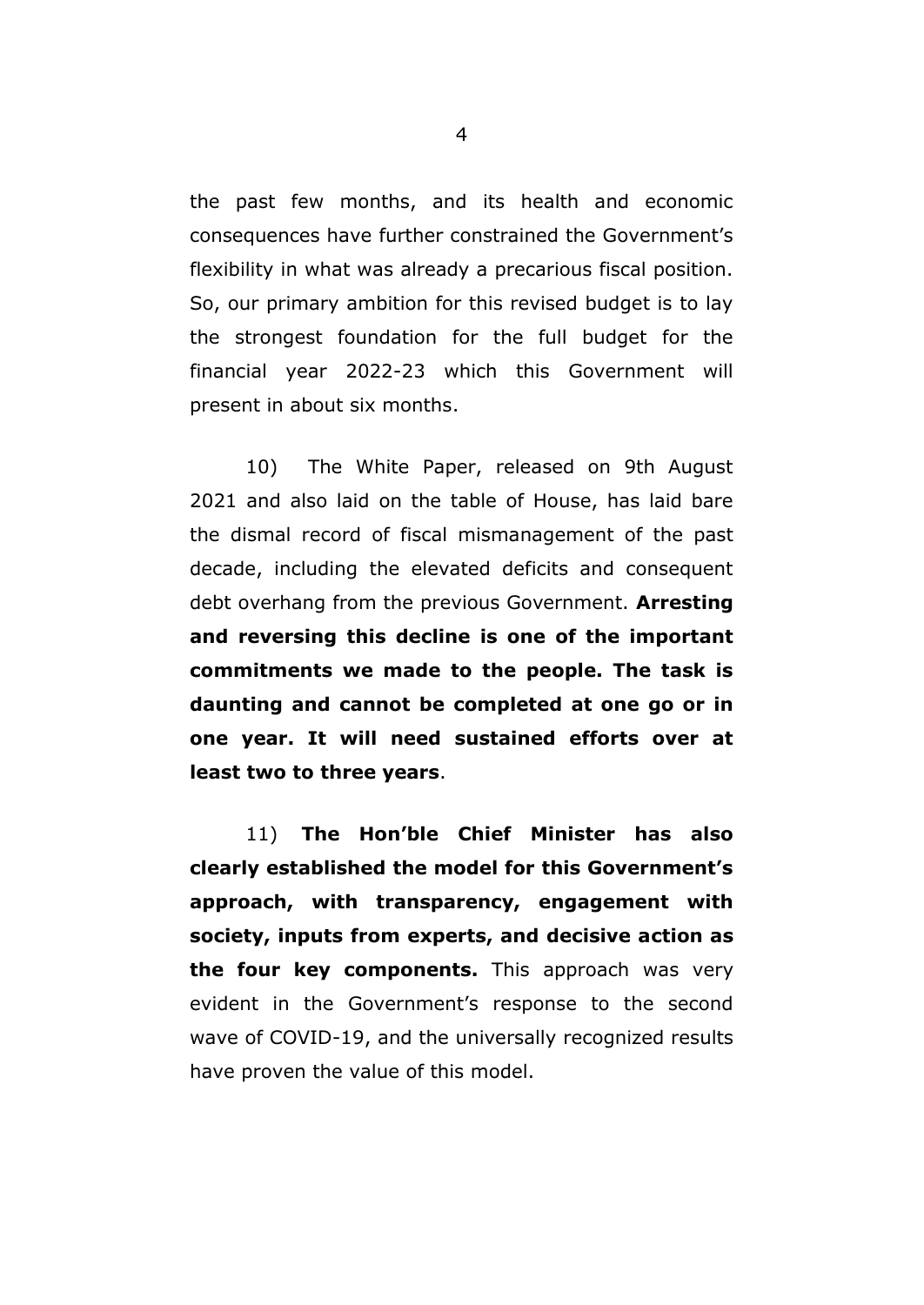the past few months, and its health and economic consequences have further constrained the Government's flexibility in what was already a precarious fiscal position. So, our primary ambition for this revised budget is to lay the strongest foundation for the full budget for the financial year 2022-23 which this Government will present in about six months.

10) The White Paper, released on 9th August 2021 and also laid on the table of House, has laid bare the dismal record of fiscal mismanagement of the past decade, including the elevated deficits and consequent debt overhang from the previous Government. **Arresting and reversing this decline is one of the important commitments we made to the people. The task is daunting and cannot be completed at one go or in one year. It will need sustained efforts over at least two to three years**.

11) **The Hon'ble Chief Minister has also clearly established the model for this Government's approach, with transparency, engagement with society, inputs from experts, and decisive action as the four key components.** This approach was very evident in the Government's response to the second wave of COVID-19, and the universally recognized results have proven the value of this model.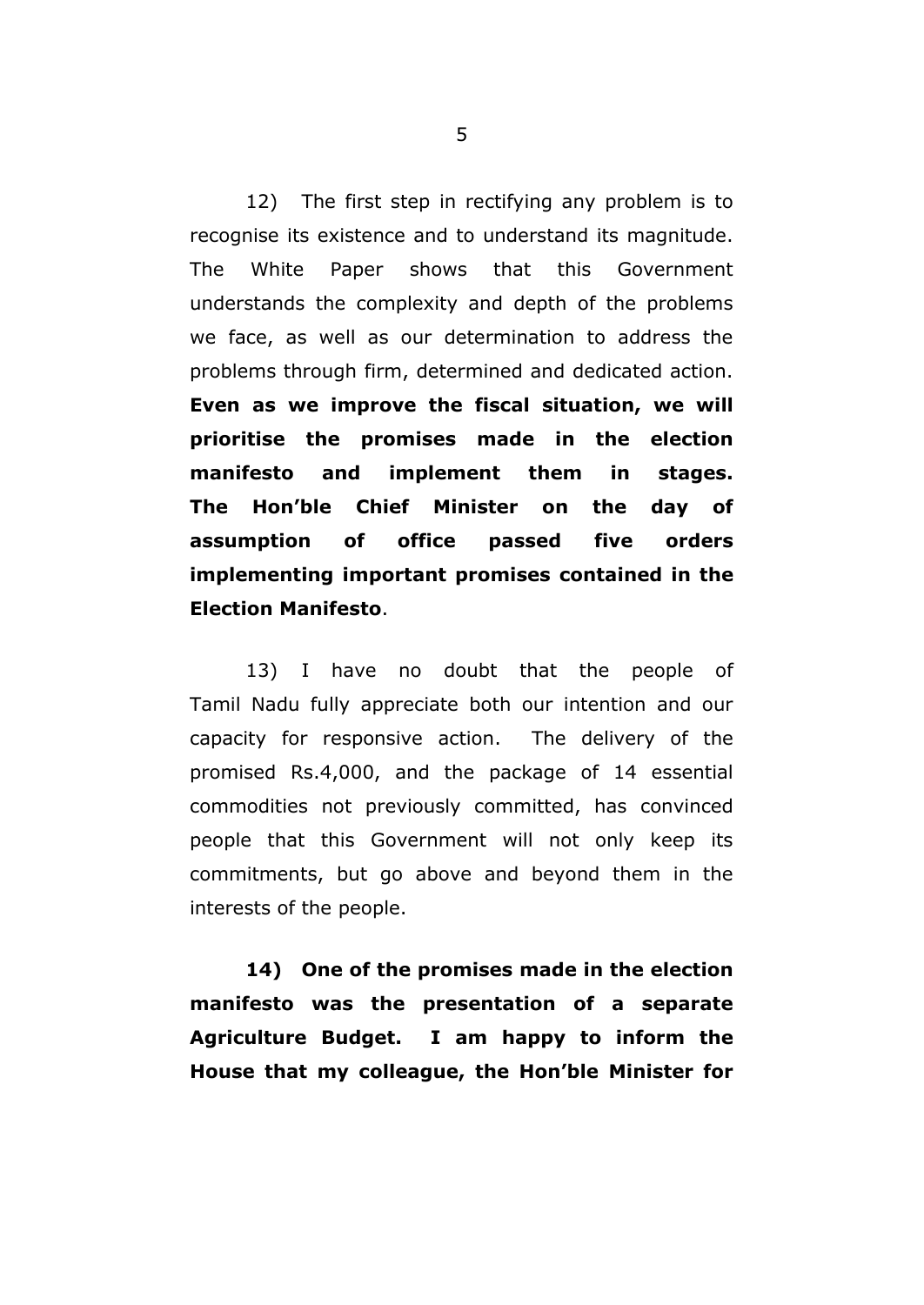12) The first step in rectifying any problem is to recognise its existence and to understand its magnitude. The White Paper shows that this Government understands the complexity and depth of the problems we face, as well as our determination to address the problems through firm, determined and dedicated action. **Even as we improve the fiscal situation, we will prioritise the promises made in the election manifesto and implement them in stages. The Hon'ble Chief Minister on the day of assumption of office passed five orders implementing important promises contained in the Election Manifesto**.

13) I have no doubt that the people of Tamil Nadu fully appreciate both our intention and our capacity for responsive action. The delivery of the promised Rs.4,000, and the package of 14 essential commodities not previously committed, has convinced people that this Government will not only keep its commitments, but go above and beyond them in the interests of the people.

**14) One of the promises made in the election manifesto was the presentation of a separate Agriculture Budget. I am happy to inform the House that my colleague, the Hon'ble Minister for**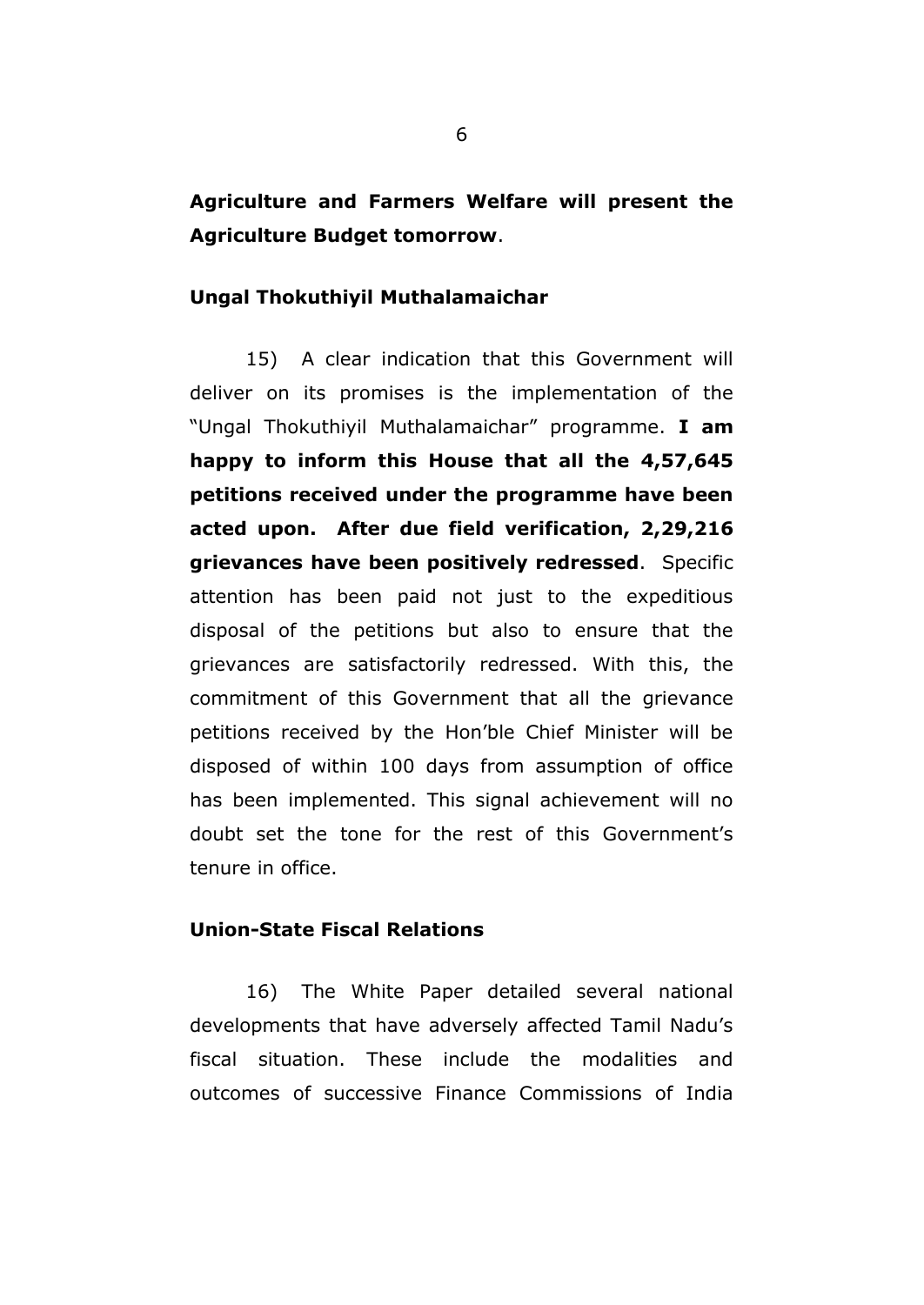**Agriculture and Farmers Welfare will present the Agriculture Budget tomorrow**.

**Ungal Thokuthiyil Muthalamaichar**

15) A clear indication that this Government will deliver on its promises is the implementation of the "Ungal Thokuthiyil Muthalamaichar" programme. **I am happy to inform this House that all the 4,57,645 petitions received under the programme have been acted upon. After due field verification, 2,29,216 grievances have been positively redressed**. Specific attention has been paid not just to the expeditious disposal of the petitions but also to ensure that the grievances are satisfactorily redressed. With this, the commitment of this Government that all the grievance petitions received by the Hon'ble Chief Minister will be disposed of within 100 days from assumption of office has been implemented. This signal achievement will no doubt set the tone for the rest of this Government's tenure in office.

**Union-State Fiscal Relations**

16) The White Paper detailed several national developments that have adversely affected Tamil Nadu's fiscal situation. These include the modalities and outcomes of successive Finance Commissions of India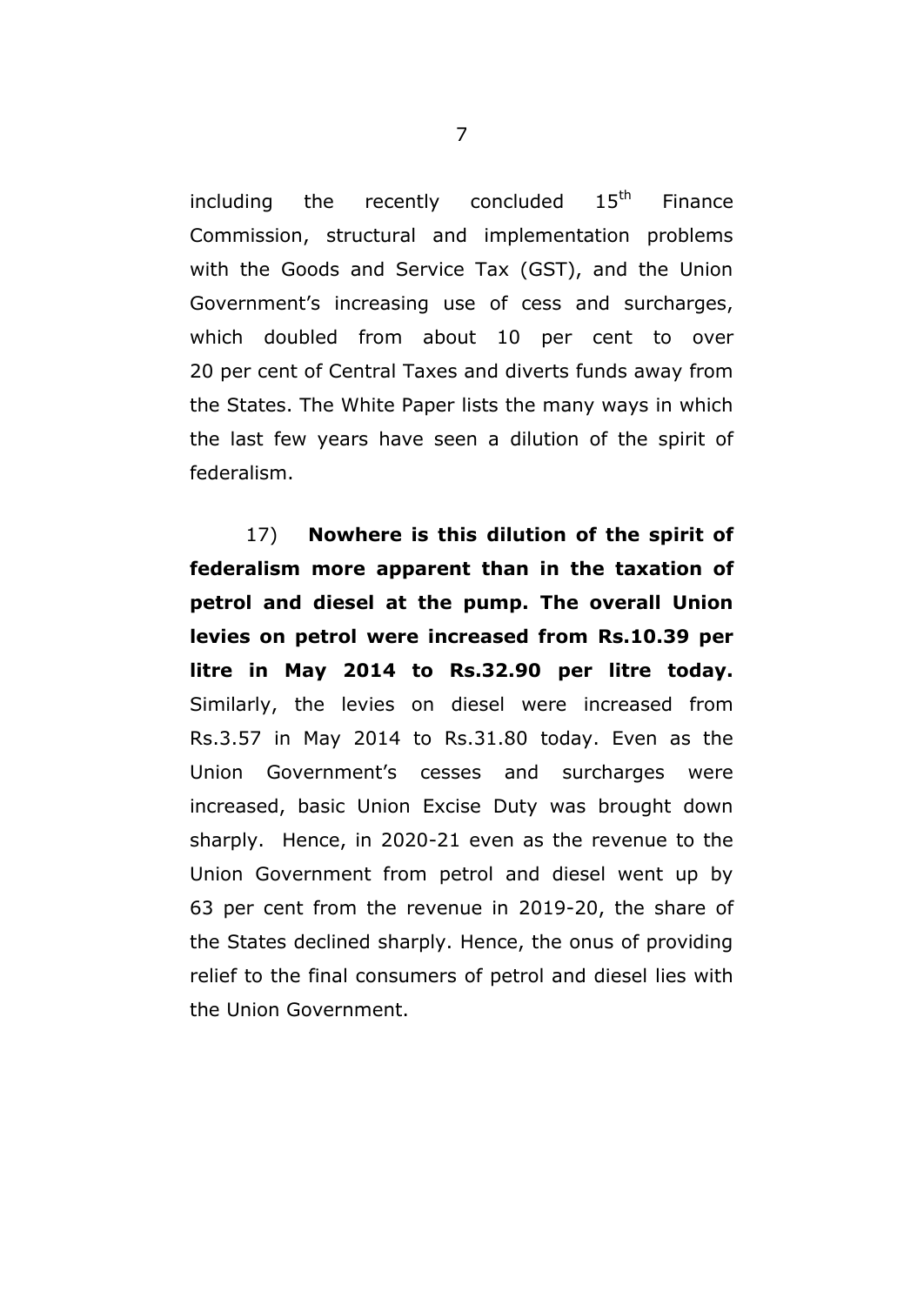including the recently concluded 15th Finance Commission, structural and implementation problems with the Goods and Service Tax (GST), and the Union Government's increasing use of cess and surcharges, which doubled from about 10 per cent to over 20 per cent of Central Taxes and diverts funds away from the States. The White Paper lists the many ways in which the last few years have seen a dilution of the spirit of federalism.

17) **Nowhere is this dilution of the spirit of federalism more apparent than in the taxation of petrol and diesel at the pump. The overall Union levies on petrol were increased from Rs.10.39 per litre in May 2014 to Rs.32.90 per litre today.** Similarly, the levies on diesel were increased from Rs.3.57 in May 2014 to Rs.31.80 today. Even as the Union Government's cesses and surcharges were increased, basic Union Excise Duty was brought down sharply. Hence, in 2020-21 even as the revenue to the Union Government from petrol and diesel went up by 63 per cent from the revenue in 2019-20, the share of the States declined sharply. Hence, the onus of providing relief to the final consumers of petrol and diesel lies with the Union Government.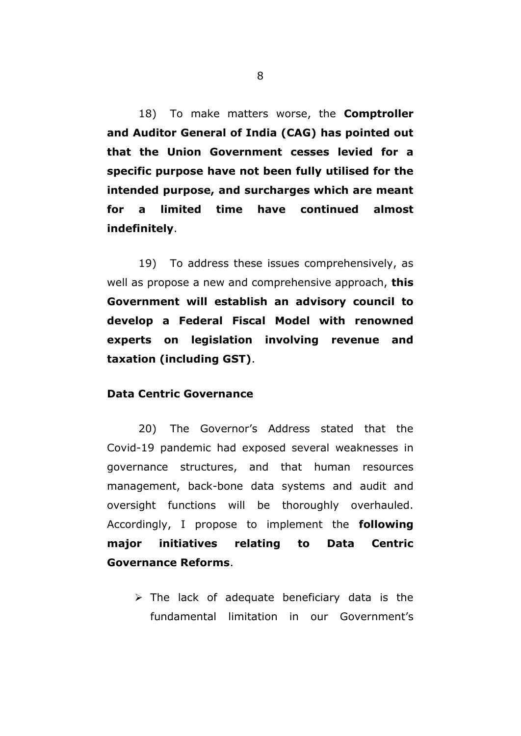18) To make matters worse, the **Comptroller and Auditor General of India (CAG) has pointed out that the Union Government cesses levied for a specific purpose have not been fully utilised for the intended purpose, and surcharges which are meant for a limited time have continued almost indefinitely**.

19) To address these issues comprehensively, as well as propose a new and comprehensive approach, **this Government will establish an advisory council to develop a Federal Fiscal Model with renowned experts on legislation involving revenue and taxation (including GST)**.

**Data Centric Governance**

20) The Governor's Address stated that the Covid-19 pandemic had exposed several weaknesses in governance structures, and that human resources management, back-bone data systems and audit and oversight functions will be thoroughly overhauled. Accordingly, I propose to implement the **following major initiatives relating to Data Centric Governance Reforms**.

- The lack of adequate beneficiary data is the fundamental limitation in our Government's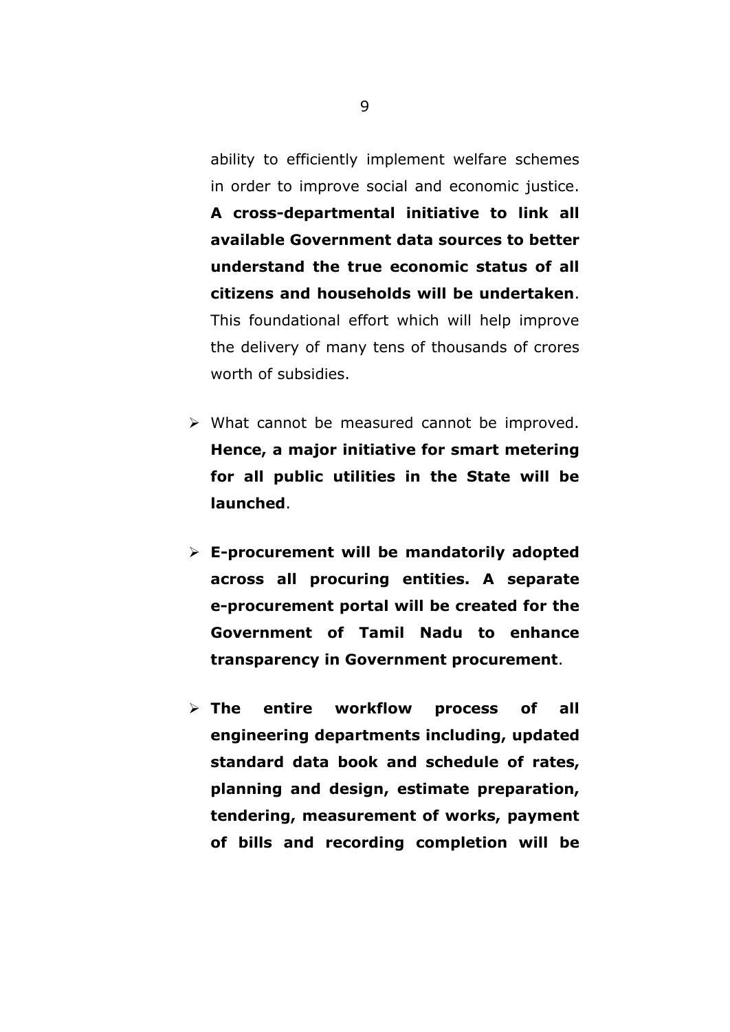ability to efficiently implement welfare schemes in order to improve social and economic justice. **A cross-departmental initiative to link all available Government data sources to better understand the true economic status of all citizens and households will be undertaken**. This foundational effort which will help improve the delivery of many tens of thousands of crores worth of subsidies.

- What cannot be measured cannot be improved. **Hence, a major initiative for smart metering for all public utilities in the State will be launched**.

- **E-procurement will be mandatorily adopted across all procuring entities. A separate e-procurement portal will be created for the Government of Tamil Nadu to enhance transparency in Government procurement**.

- **The entire workflow process of all engineering departments including, updated standard data book and schedule of rates, planning and design, estimate preparation, tendering, measurement of works, payment of bills and recording completion will be**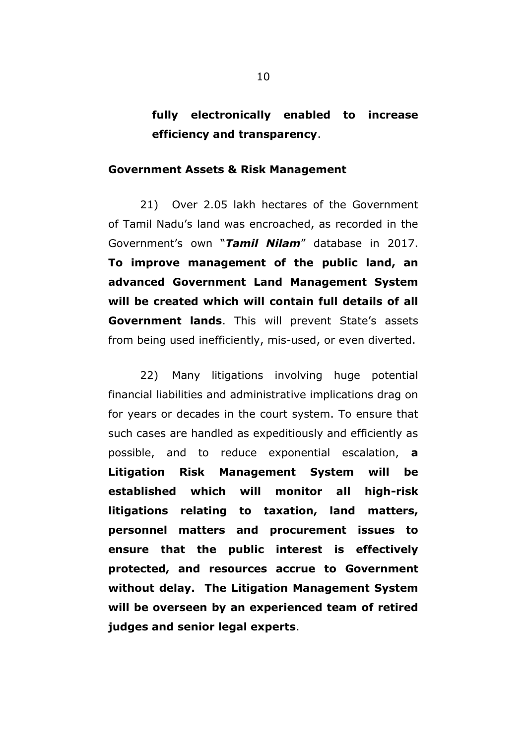**fully electronically enabled to increase efficiency and transparency**.

## Government Assets & Risk Management

21) Over 2.05 lakh hectares of the Government of Tamil Nadu's land was encroached, as recorded in the Government's own "***Tamil Nilam***" database in 2017. **To improve management of the public land, an advanced Government Land Management System will be created which will contain full details of all Government lands**. This will prevent State's assets from being used inefficiently, mis-used, or even diverted.

22) Many litigations involving huge potential financial liabilities and administrative implications drag on for years or decades in the court system. To ensure that such cases are handled as expeditiously and efficiently as possible, and to reduce exponential escalation, **a Litigation Risk Management System will be established which will monitor all high-risk litigations relating to taxation, land matters, personnel matters and procurement issues to ensure that the public interest is effectively protected, and resources accrue to Government without delay. The Litigation Management System will be overseen by an experienced team of retired judges and senior legal experts**.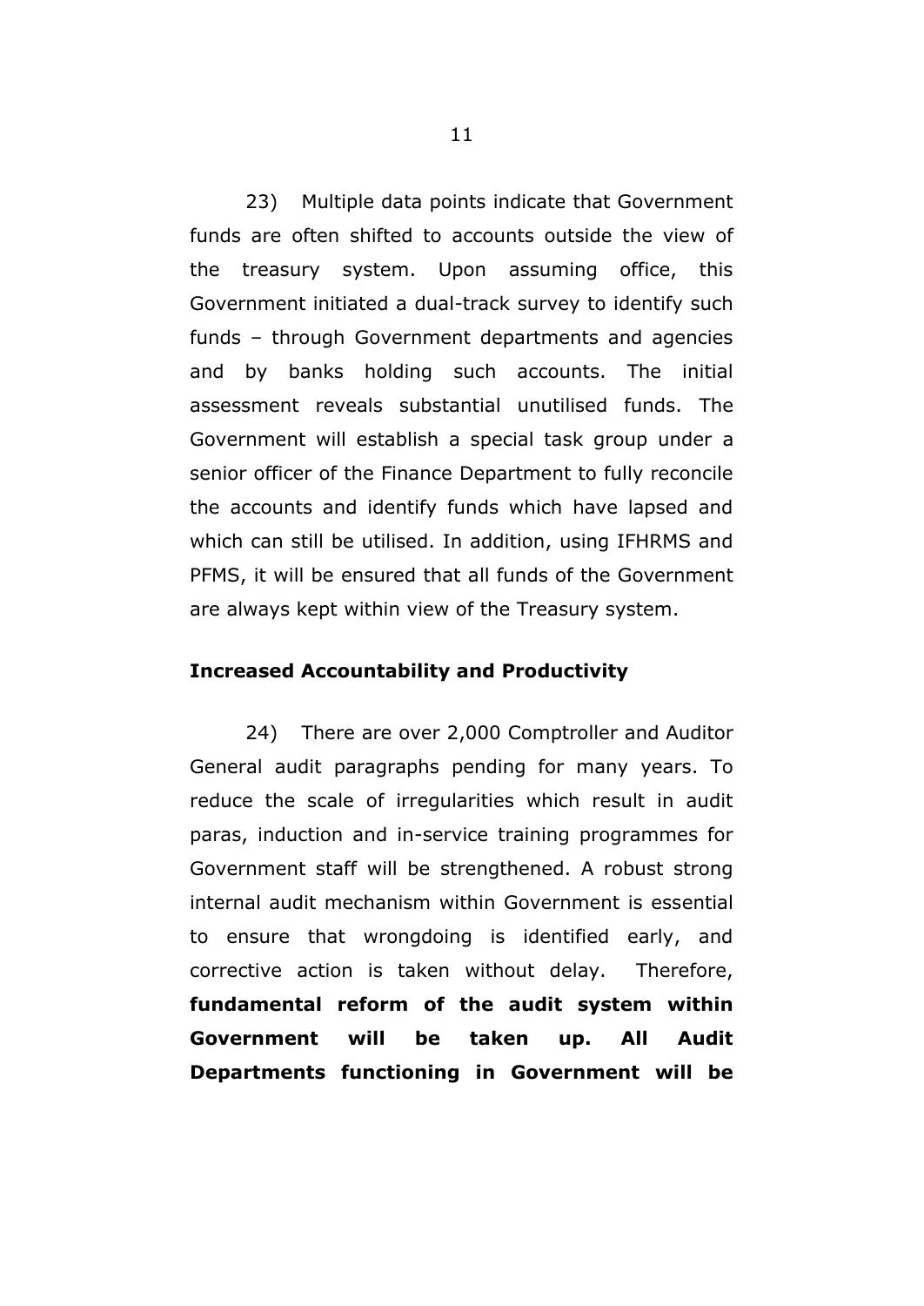23) Multiple data points indicate that Government funds are often shifted to accounts outside the view of the treasury system. Upon assuming office, this Government initiated a dual-track survey to identify such funds – through Government departments and agencies and by banks holding such accounts. The initial assessment reveals substantial unutilised funds. The Government will establish a special task group under a senior officer of the Finance Department to fully reconcile the accounts and identify funds which have lapsed and which can still be utilised. In addition, using IFHRMS and PFMS, it will be ensured that all funds of the Government are always kept within view of the Treasury system.

**Increased Accountability and Productivity**

24) There are over 2,000 Comptroller and Auditor General audit paragraphs pending for many years. To reduce the scale of irregularities which result in audit paras, induction and in-service training programmes for Government staff will be strengthened. A robust strong internal audit mechanism within Government is essential to ensure that wrongdoing is identified early, and corrective action is taken without delay. Therefore, **fundamental reform of the audit system within Government will be taken up. All Audit Departments functioning in Government will be**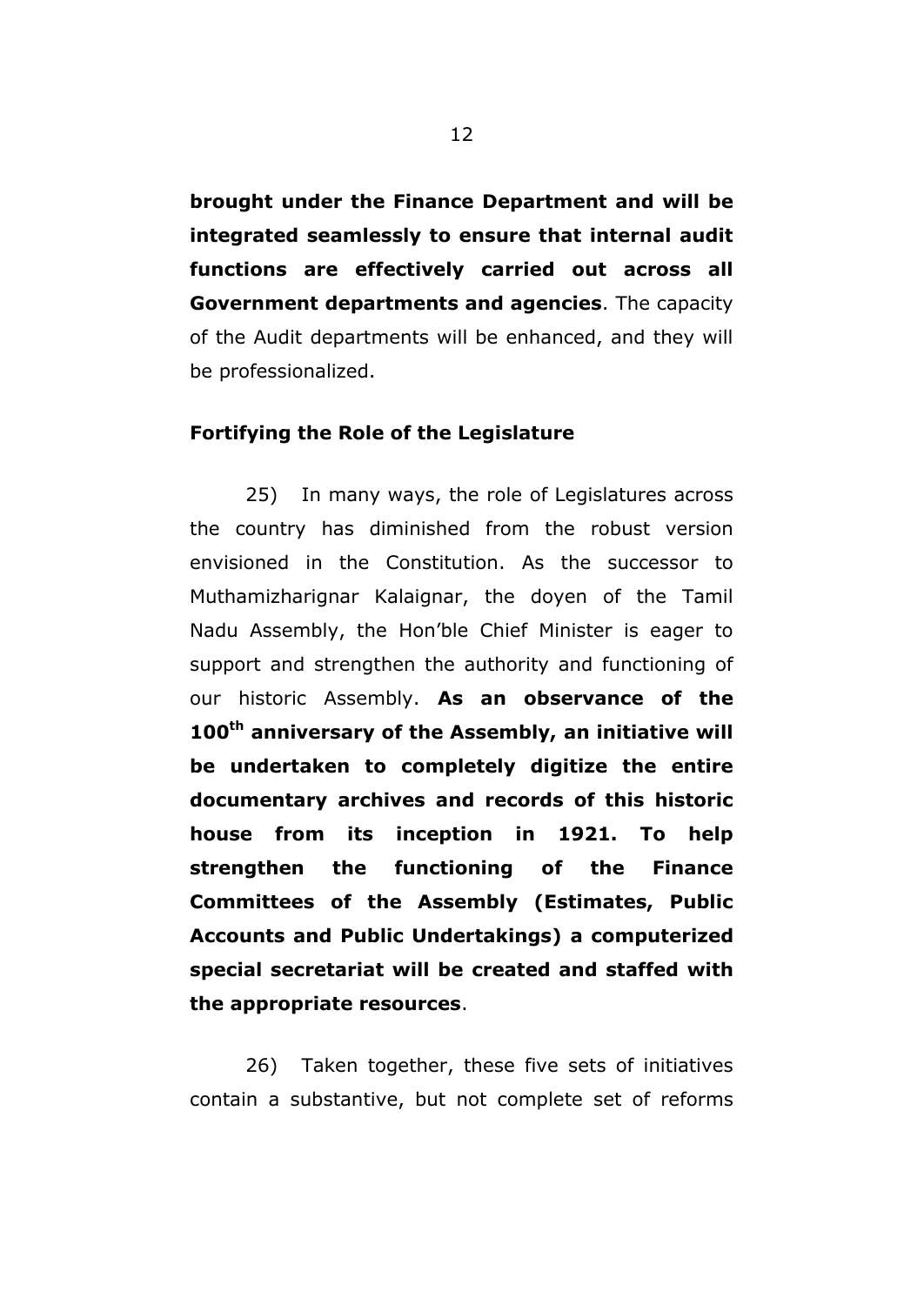**brought under the Finance Department and will be integrated seamlessly to ensure that internal audit functions are effectively carried out across all Government departments and agencies**. The capacity of the Audit departments will be enhanced, and they will be professionalized.

**Fortifying the Role of the Legislature**

25) In many ways, the role of Legislatures across the country has diminished from the robust version envisioned in the Constitution. As the successor to Muthamizharignar Kalaignar, the doyen of the Tamil Nadu Assembly, the Hon'ble Chief Minister is eager to support and strengthen the authority and functioning of our historic Assembly. **As an observance of the 100th anniversary of the Assembly, an initiative will be undertaken to completely digitize the entire documentary archives and records of this historic house from its inception in 1921. To help strengthen the functioning of the Finance Committees of the Assembly (Estimates, Public Accounts and Public Undertakings) a computerized special secretariat will be created and staffed with the appropriate resources**.

26) Taken together, these five sets of initiatives contain a substantive, but not complete set of reforms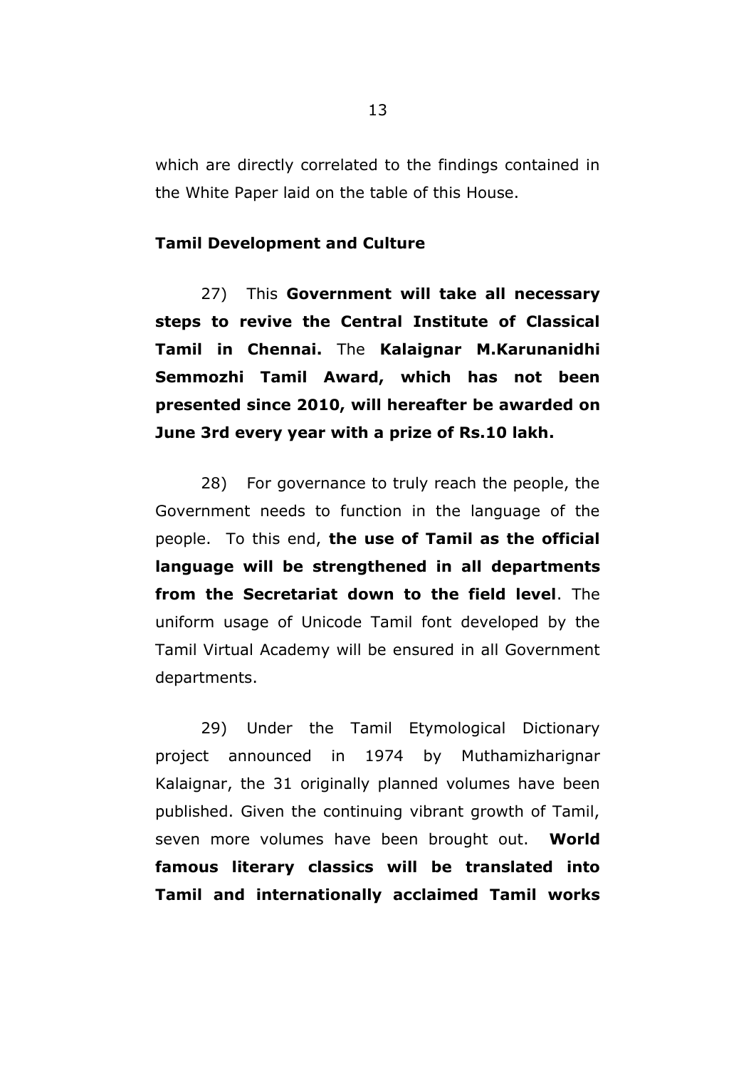which are directly correlated to the findings contained in the White Paper laid on the table of this House.

**Tamil Development and Culture**

27) This **Government will take all necessary steps to revive the Central Institute of Classical Tamil in Chennai.** The **Kalaignar M.Karunanidhi Semmozhi Tamil Award, which has not been presented since 2010, will hereafter be awarded on June 3rd every year with a prize of Rs.10 lakh.**

28) For governance to truly reach the people, the Government needs to function in the language of the people. To this end, **the use of Tamil as the official language will be strengthened in all departments from the Secretariat down to the field level**. The uniform usage of Unicode Tamil font developed by the Tamil Virtual Academy will be ensured in all Government departments.

29) Under the Tamil Etymological Dictionary project announced in 1974 by Muthamizharignar Kalaignar, the 31 originally planned volumes have been published. Given the continuing vibrant growth of Tamil, seven more volumes have been brought out. **World famous literary classics will be translated into Tamil and internationally acclaimed Tamil works**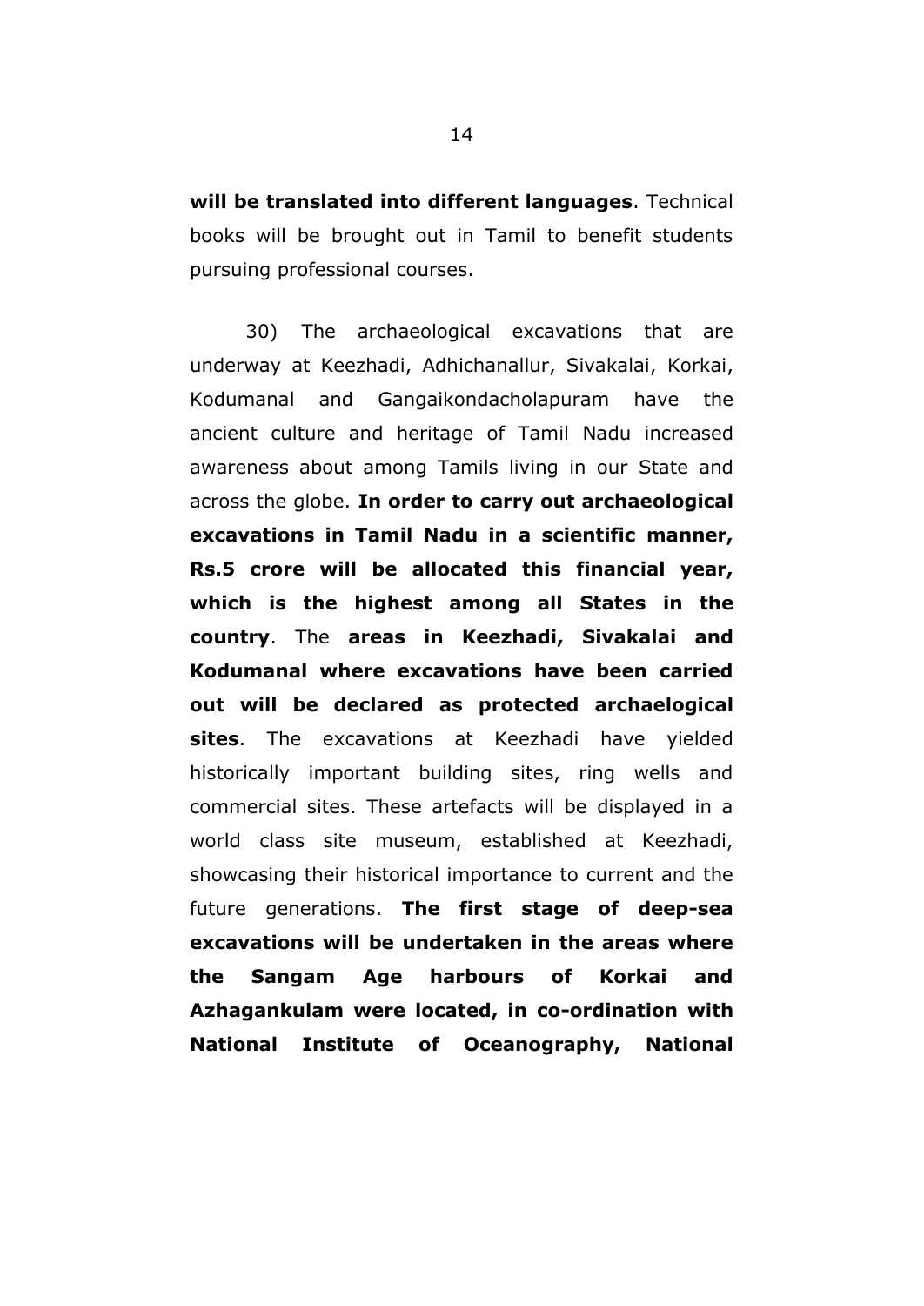**will be translated into different languages**. Technical books will be brought out in Tamil to benefit students pursuing professional courses.

30) The archaeological excavations that are underway at Keezhadi, Adhichanallur, Sivakalai, Korkai, Kodumanal and Gangaikondacholapuram have the ancient culture and heritage of Tamil Nadu increased awareness about among Tamils living in our State and across the globe. **In order to carry out archaeological excavations in Tamil Nadu in a scientific manner, Rs.5 crore will be allocated this financial year, which is the highest among all States in the country**. The **areas in Keezhadi, Sivakalai and Kodumanal where excavations have been carried out will be declared as protected archaelogical sites**. The excavations at Keezhadi have yielded historically important building sites, ring wells and commercial sites. These artefacts will be displayed in a world class site museum, established at Keezhadi, showcasing their historical importance to current and the future generations. **The first stage of deep-sea excavations will be undertaken in the areas where the Sangam Age harbours of Korkai and Azhagankulam were located, in co-ordination with National Institute of Oceanography, National**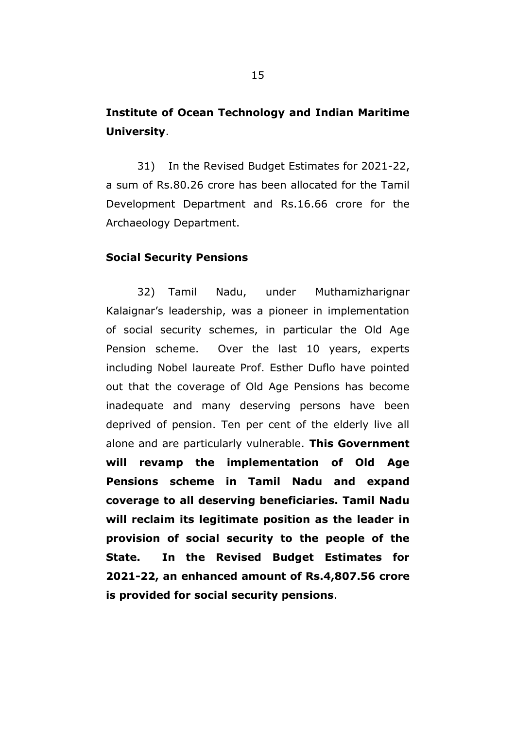**Institute of Ocean Technology and Indian Maritime University**.

31) In the Revised Budget Estimates for 2021-22, a sum of Rs.80.26 crore has been allocated for the Tamil Development Department and Rs.16.66 crore for the Archaeology Department.

**Social Security Pensions**

32) Tamil Nadu, under Muthamizharignar Kalaignar's leadership, was a pioneer in implementation of social security schemes, in particular the Old Age Pension scheme. Over the last 10 years, experts including Nobel laureate Prof. Esther Duflo have pointed out that the coverage of Old Age Pensions has become inadequate and many deserving persons have been deprived of pension. Ten per cent of the elderly live all alone and are particularly vulnerable. **This Government will revamp the implementation of Old Age Pensions scheme in Tamil Nadu and expand coverage to all deserving beneficiaries. Tamil Nadu will reclaim its legitimate position as the leader in provision of social security to the people of the State. In the Revised Budget Estimates for 2021-22, an enhanced amount of Rs.4,807.56 crore is provided for social security pensions**.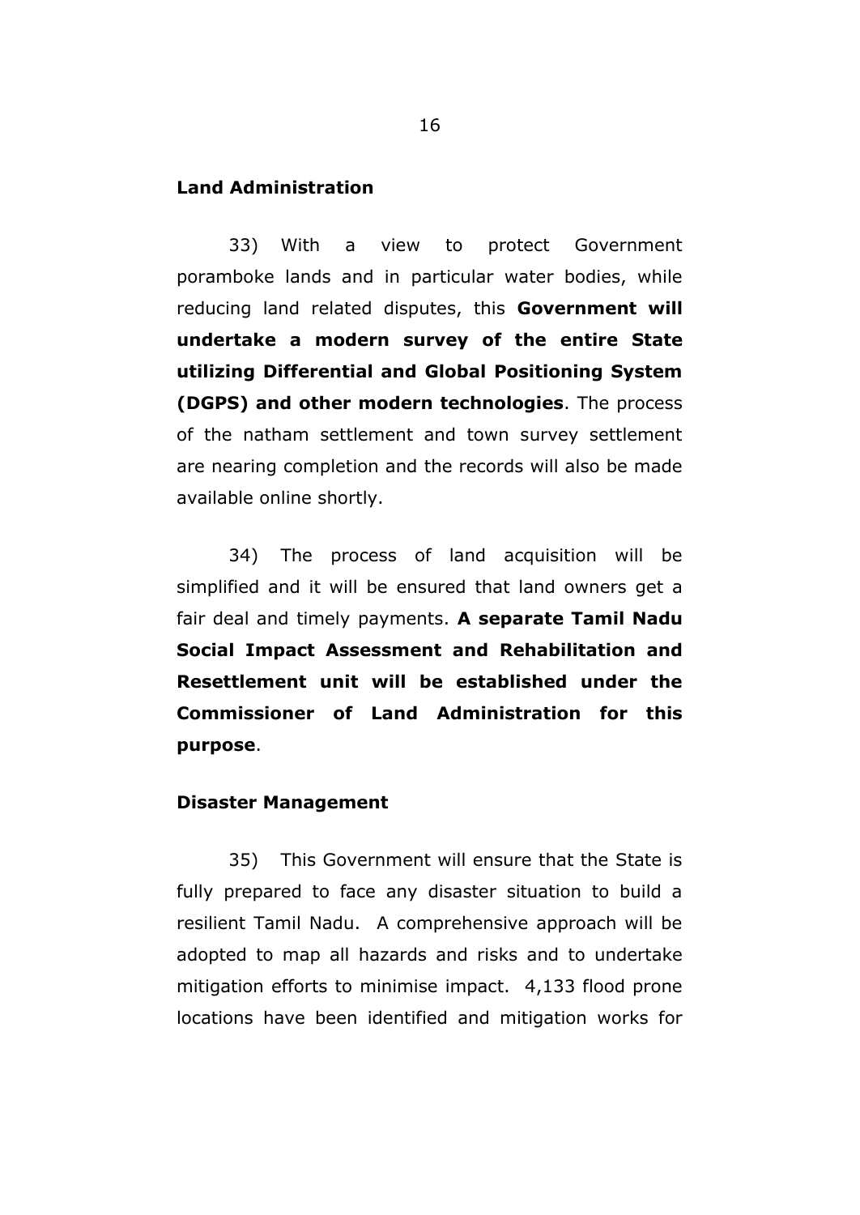**Land Administration**

33) With a view to protect Government poramboke lands and in particular water bodies, while reducing land related disputes, this **Government will undertake a modern survey of the entire State utilizing Differential and Global Positioning System (DGPS) and other modern technologies**. The process of the natham settlement and town survey settlement are nearing completion and the records will also be made available online shortly.

34) The process of land acquisition will be simplified and it will be ensured that land owners get a fair deal and timely payments. **A separate Tamil Nadu Social Impact Assessment and Rehabilitation and Resettlement unit will be established under the Commissioner of Land Administration for this purpose**.

**Disaster Management**

35) This Government will ensure that the State is fully prepared to face any disaster situation to build a resilient Tamil Nadu. A comprehensive approach will be adopted to map all hazards and risks and to undertake mitigation efforts to minimise impact. 4,133 flood prone locations have been identified and mitigation works for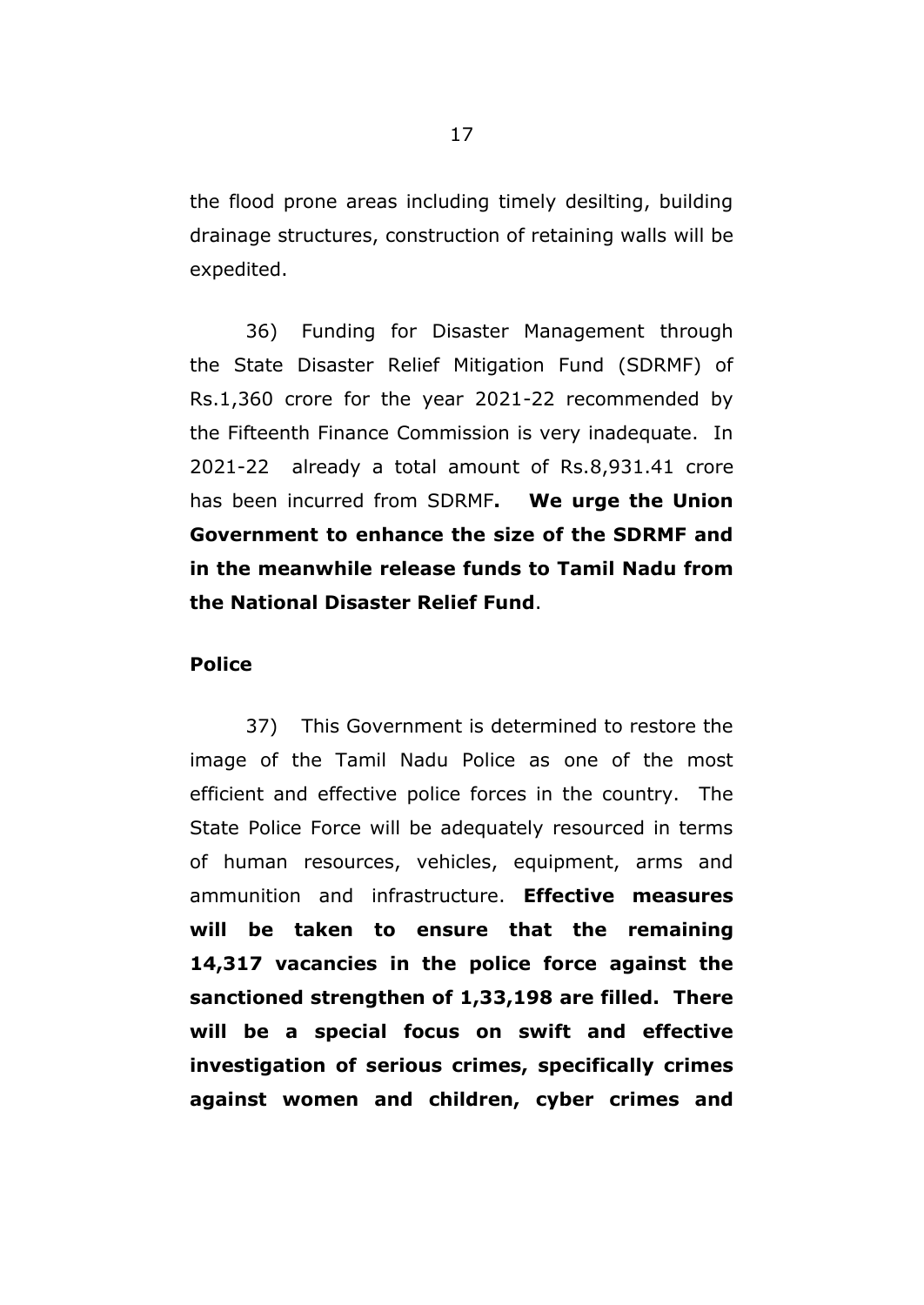the flood prone areas including timely desilting, building drainage structures, construction of retaining walls will be expedited.

36) Funding for Disaster Management through the State Disaster Relief Mitigation Fund (SDRMF) of Rs.1,360 crore for the year 2021-22 recommended by the Fifteenth Finance Commission is very inadequate. In 2021-22 already a total amount of Rs.8,931.41 crore has been incurred from SDRMF**. We urge the Union Government to enhance the size of the SDRMF and in the meanwhile release funds to Tamil Nadu from the National Disaster Relief Fund**.

**Police**

37) This Government is determined to restore the image of the Tamil Nadu Police as one of the most efficient and effective police forces in the country. The State Police Force will be adequately resourced in terms of human resources, vehicles, equipment, arms and ammunition and infrastructure. **Effective measures will be taken to ensure that the remaining 14,317 vacancies in the police force against the sanctioned strengthen of 1,33,198 are filled. There will be a special focus on swift and effective investigation of serious crimes, specifically crimes against women and children, cyber crimes and**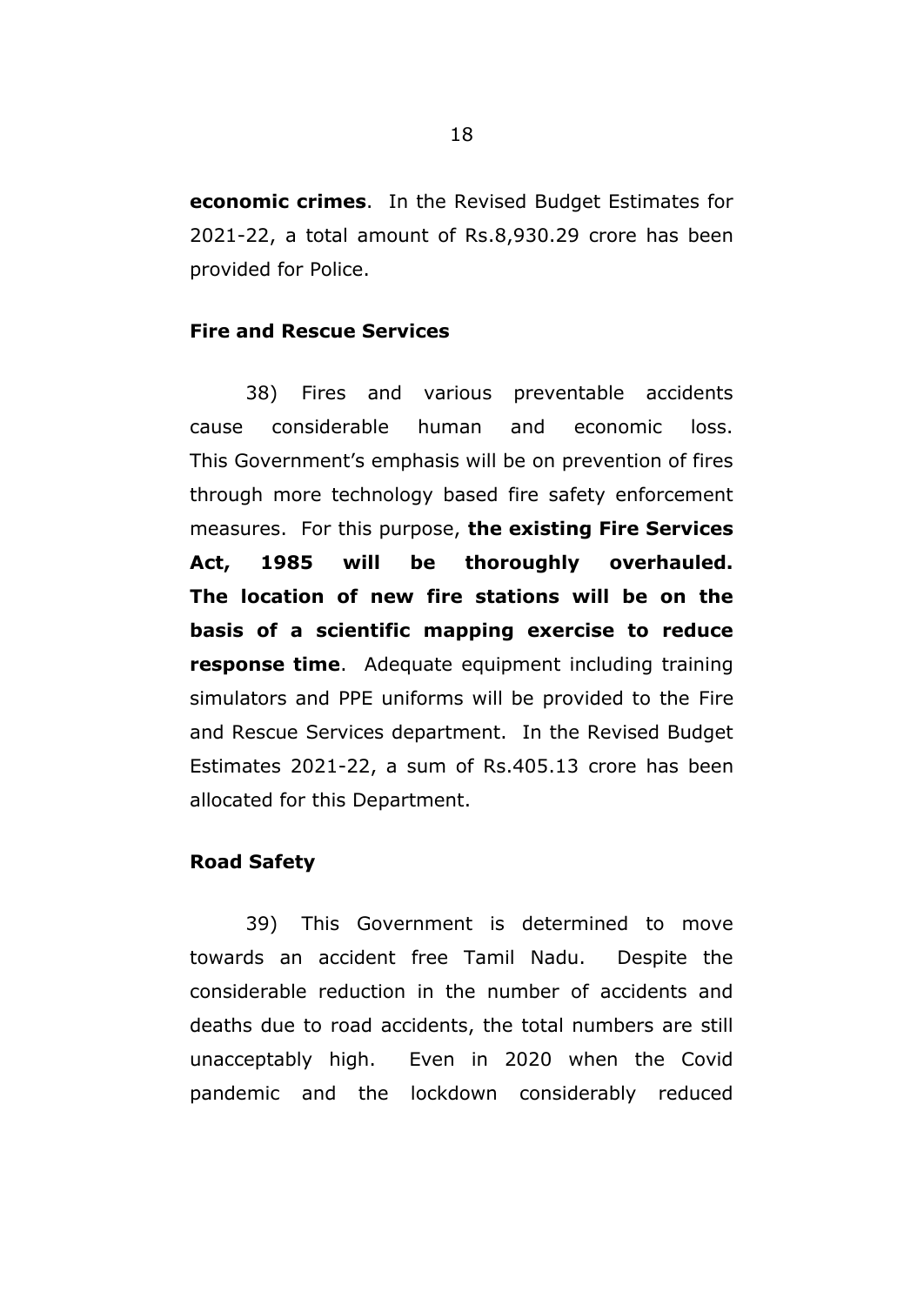**economic crimes**. In the Revised Budget Estimates for 2021-22, a total amount of Rs.8,930.29 crore has been provided for Police.

**Fire and Rescue Services**

38) Fires and various preventable accidents cause considerable human and economic loss. This Government's emphasis will be on prevention of fires through more technology based fire safety enforcement measures. For this purpose, **the existing Fire Services Act, 1985 will be thoroughly overhauled. The location of new fire stations will be on the basis of a scientific mapping exercise to reduce response time**. Adequate equipment including training simulators and PPE uniforms will be provided to the Fire and Rescue Services department. In the Revised Budget Estimates 2021-22, a sum of Rs.405.13 crore has been allocated for this Department.

**Road Safety**

39) This Government is determined to move towards an accident free Tamil Nadu. Despite the considerable reduction in the number of accidents and deaths due to road accidents, the total numbers are still unacceptably high. Even in 2020 when the Covid pandemic and the lockdown considerably reduced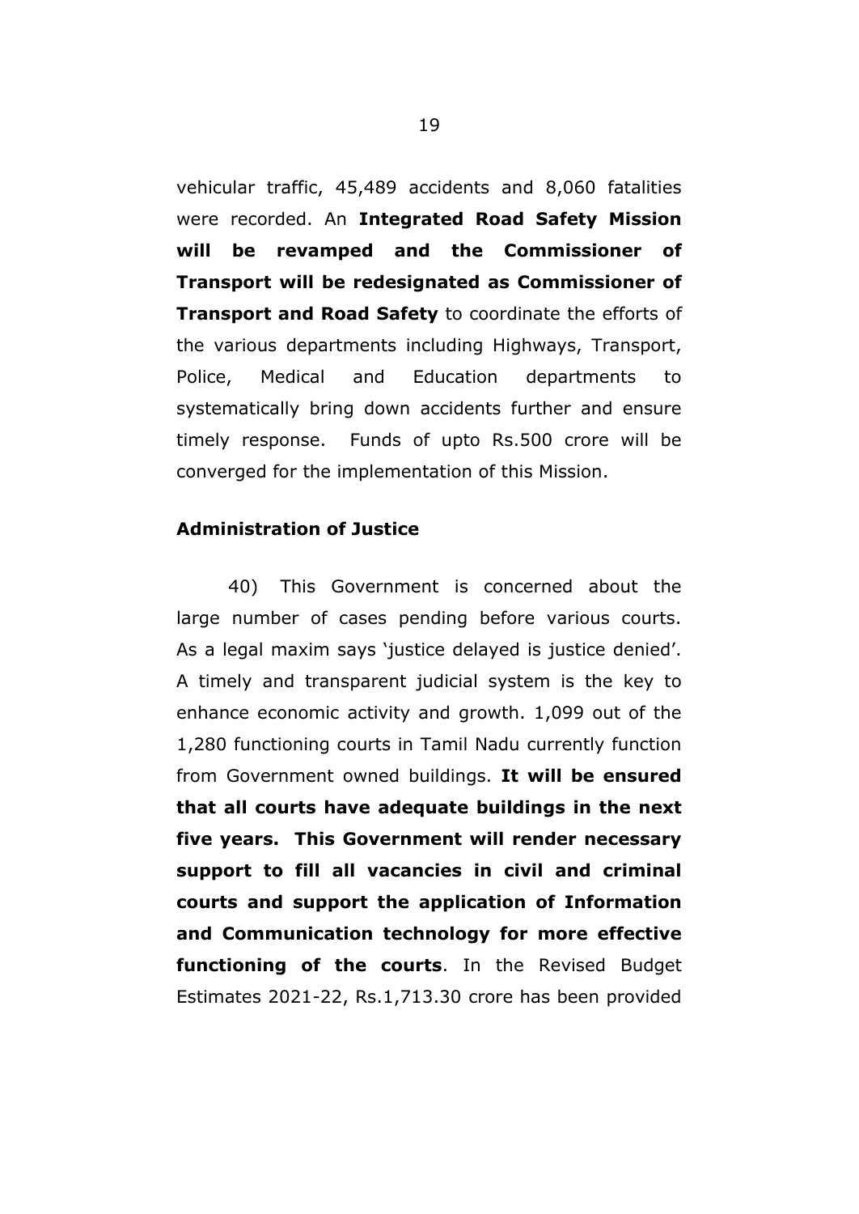vehicular traffic, 45,489 accidents and 8,060 fatalities were recorded. An **Integrated Road Safety Mission will be revamped and the Commissioner of Transport will be redesignated as Commissioner of Transport and Road Safety** to coordinate the efforts of the various departments including Highways, Transport, Police, Medical and Education departments to systematically bring down accidents further and ensure timely response. Funds of upto Rs.500 crore will be converged for the implementation of this Mission.

**Administration of Justice**

40) This Government is concerned about the large number of cases pending before various courts. As a legal maxim says 'justice delayed is justice denied'. A timely and transparent judicial system is the key to enhance economic activity and growth. 1,099 out of the 1,280 functioning courts in Tamil Nadu currently function from Government owned buildings. **It will be ensured that all courts have adequate buildings in the next five years. This Government will render necessary support to fill all vacancies in civil and criminal courts and support the application of Information and Communication technology for more effective functioning of the courts**. In the Revised Budget Estimates 2021-22, Rs.1,713.30 crore has been provided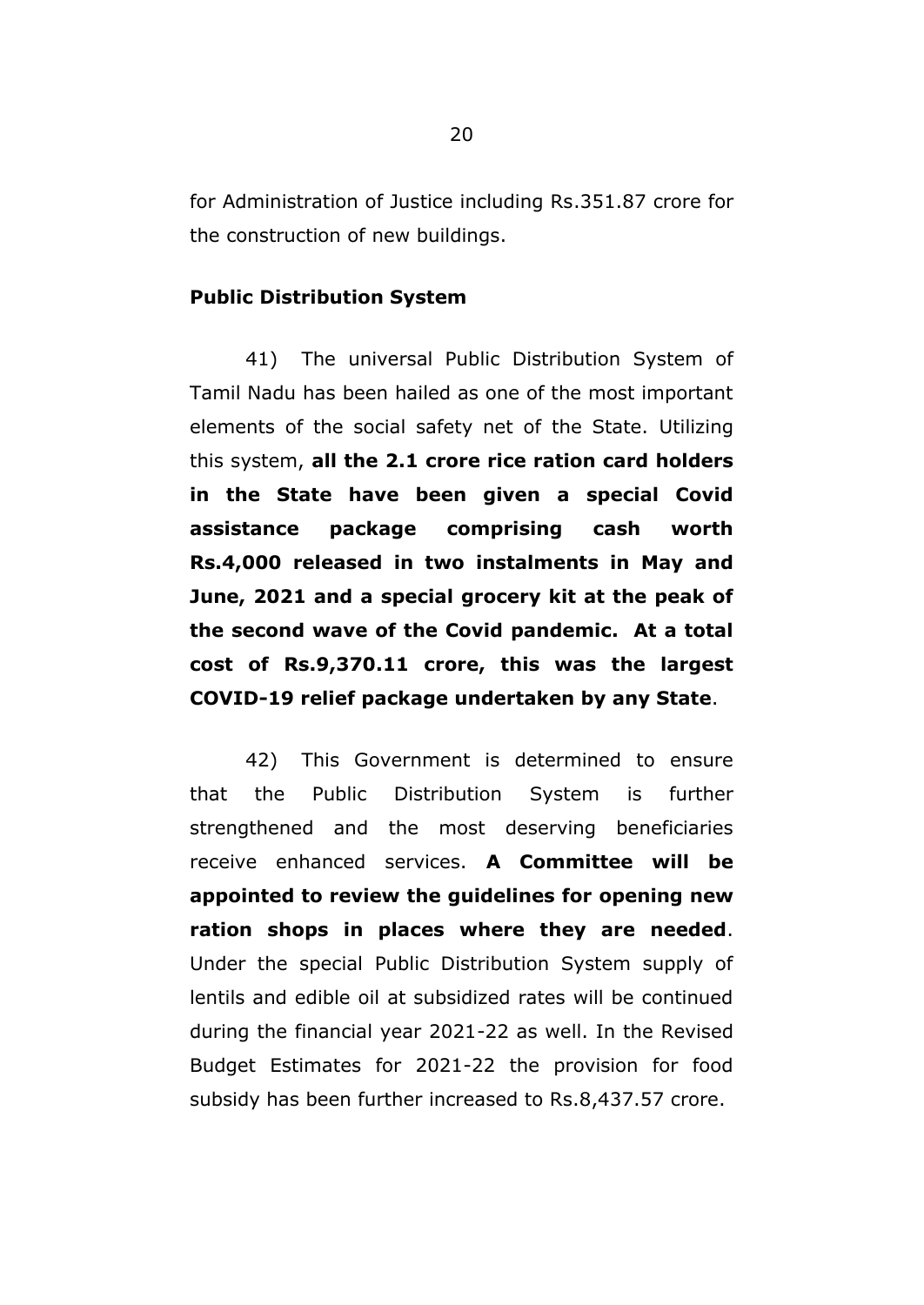for Administration of Justice including Rs.351.87 crore for the construction of new buildings.

**Public Distribution System**

41) The universal Public Distribution System of Tamil Nadu has been hailed as one of the most important elements of the social safety net of the State. Utilizing this system, **all the 2.1 crore rice ration card holders in the State have been given a special Covid assistance package comprising cash worth Rs.4,000 released in two instalments in May and June, 2021 and a special grocery kit at the peak of the second wave of the Covid pandemic. At a total cost of Rs.9,370.11 crore, this was the largest COVID-19 relief package undertaken by any State**.

42) This Government is determined to ensure that the Public Distribution System is further strengthened and the most deserving beneficiaries receive enhanced services. **A Committee will be appointed to review the guidelines for opening new ration shops in places where they are needed**. Under the special Public Distribution System supply of lentils and edible oil at subsidized rates will be continued during the financial year 2021-22 as well. In the Revised Budget Estimates for 2021-22 the provision for food subsidy has been further increased to Rs.8,437.57 crore.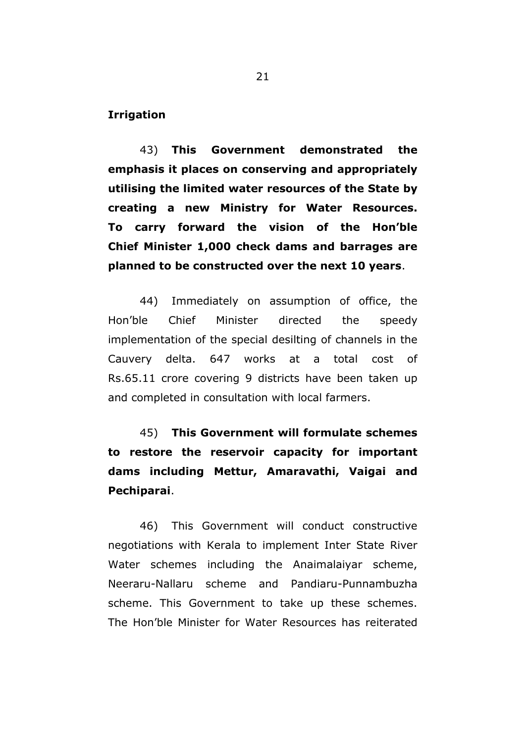**Irrigation**

43) **This Government demonstrated the emphasis it places on conserving and appropriately utilising the limited water resources of the State by creating a new Ministry for Water Resources. To carry forward the vision of the Hon'ble Chief Minister 1,000 check dams and barrages are planned to be constructed over the next 10 years**.

44) Immediately on assumption of office, the Hon'ble Chief Minister directed the speedy implementation of the special desilting of channels in the Cauvery delta. 647 works at a total cost of Rs.65.11 crore covering 9 districts have been taken up and completed in consultation with local farmers.

45) **This Government will formulate schemes to restore the reservoir capacity for important dams including Mettur, Amaravathi, Vaigai and Pechiparai**.

46) This Government will conduct constructive negotiations with Kerala to implement Inter State River Water schemes including the Anaimalaiyar scheme, Neeraru-Nallaru scheme and Pandiaru-Punnambuzha scheme. This Government to take up these schemes. The Hon'ble Minister for Water Resources has reiterated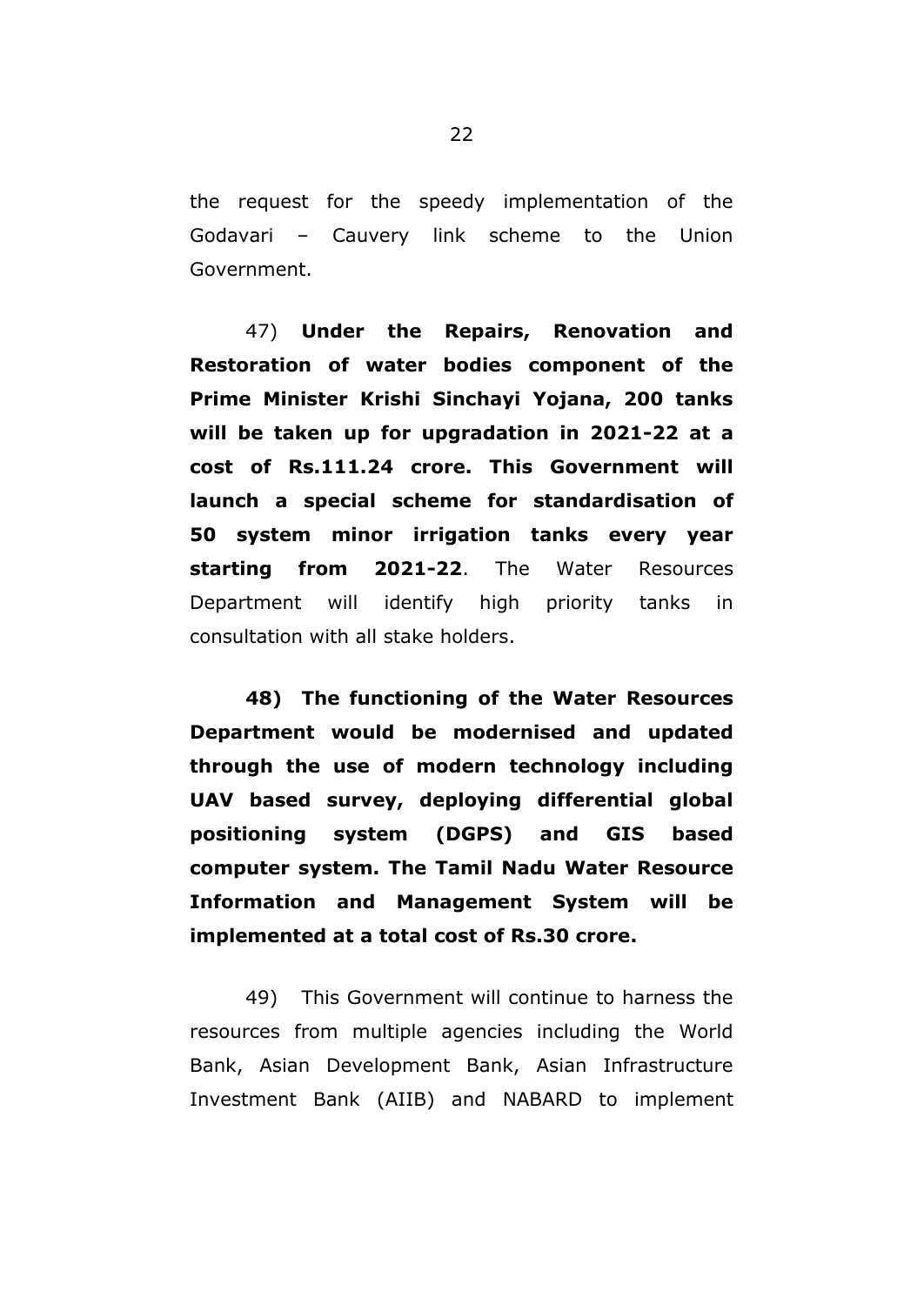the request for the speedy implementation of the Godavari – Cauvery link scheme to the Union Government.

47) **Under the Repairs, Renovation and Restoration of water bodies component of the Prime Minister Krishi Sinchayi Yojana, 200 tanks will be taken up for upgradation in 2021-22 at a cost of Rs.111.24 crore. This Government will launch a special scheme for standardisation of 50 system minor irrigation tanks every year starting from 2021-22**. The Water Resources Department will identify high priority tanks in consultation with all stake holders.

**48) The functioning of the Water Resources Department would be modernised and updated through the use of modern technology including UAV based survey, deploying differential global positioning system (DGPS) and GIS based computer system. The Tamil Nadu Water Resource Information and Management System will be implemented at a total cost of Rs.30 crore.**

49) This Government will continue to harness the resources from multiple agencies including the World Bank, Asian Development Bank, Asian Infrastructure Investment Bank (AIIB) and NABARD to implement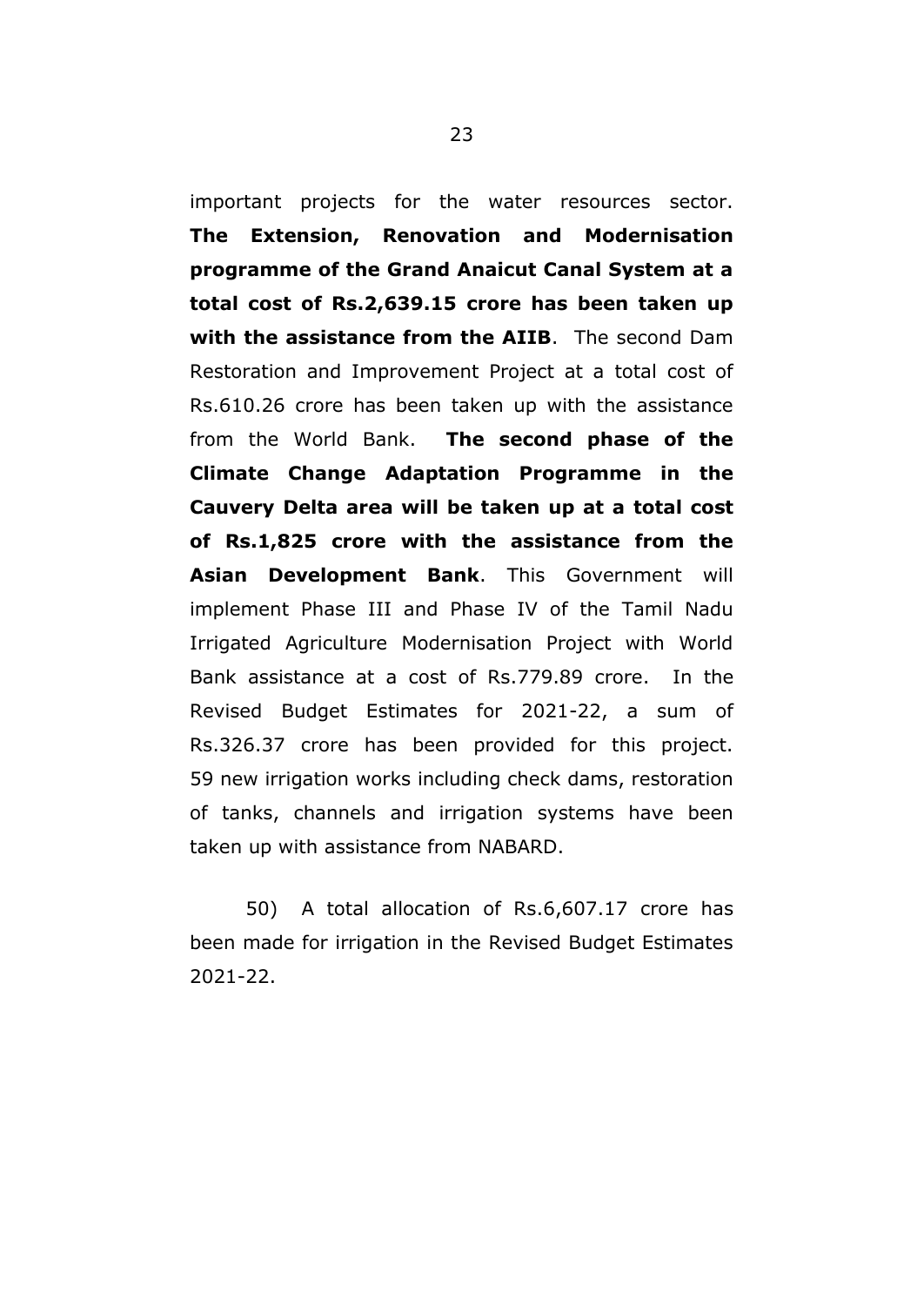important projects for the water resources sector. **The Extension, Renovation and Modernisation programme of the Grand Anaicut Canal System at a total cost of Rs.2,639.15 crore has been taken up with the assistance from the AIIB**. The second Dam Restoration and Improvement Project at a total cost of Rs.610.26 crore has been taken up with the assistance from the World Bank. **The second phase of the Climate Change Adaptation Programme in the Cauvery Delta area will be taken up at a total cost of Rs.1,825 crore with the assistance from the Asian Development Bank**. This Government will implement Phase III and Phase IV of the Tamil Nadu Irrigated Agriculture Modernisation Project with World Bank assistance at a cost of Rs.779.89 crore. In the Revised Budget Estimates for 2021-22, a sum of Rs.326.37 crore has been provided for this project. 59 new irrigation works including check dams, restoration of tanks, channels and irrigation systems have been taken up with assistance from NABARD.

50) A total allocation of Rs.6,607.17 crore has been made for irrigation in the Revised Budget Estimates 2021-22.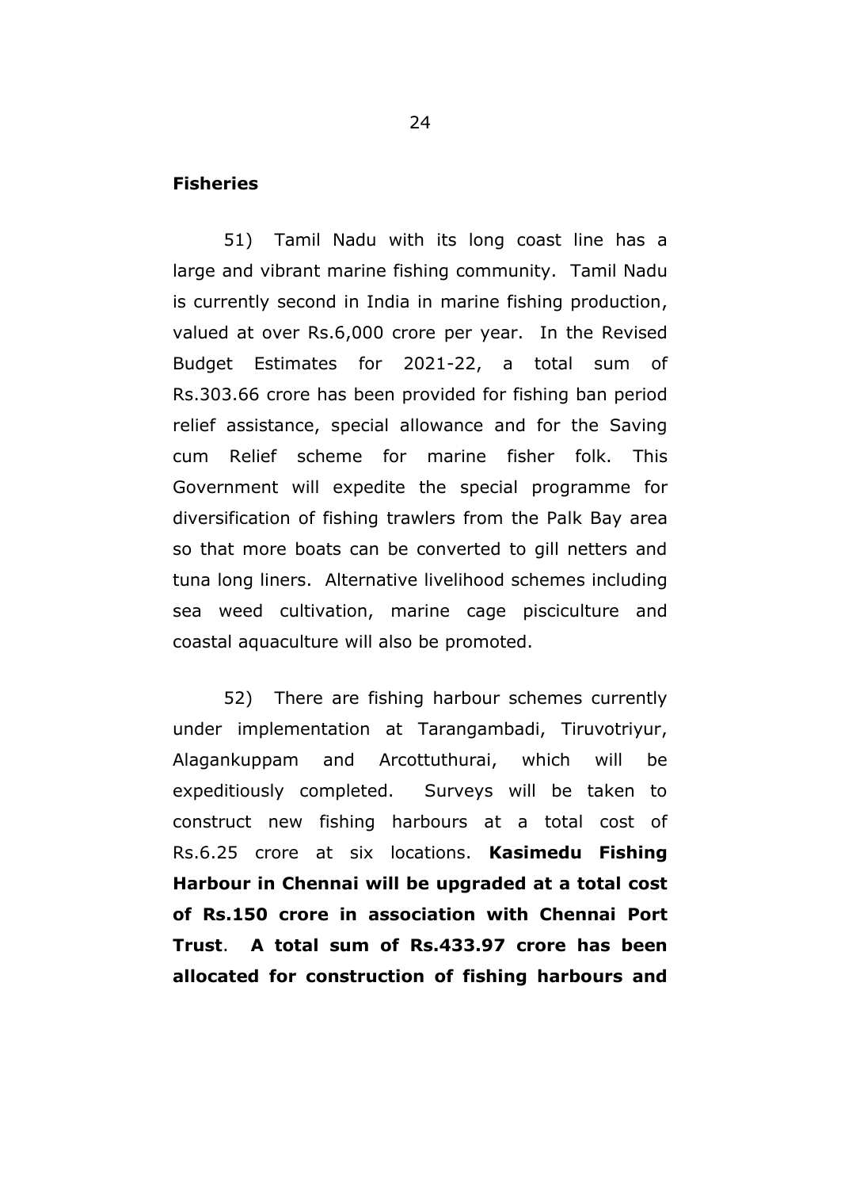## Fisheries

51) Tamil Nadu with its long coast line has a large and vibrant marine fishing community. Tamil Nadu is currently second in India in marine fishing production, valued at over Rs.6,000 crore per year. In the Revised Budget Estimates for 2021-22, a total sum of Rs.303.66 crore has been provided for fishing ban period relief assistance, special allowance and for the Saving cum Relief scheme for marine fisher folk. This Government will expedite the special programme for diversification of fishing trawlers from the Palk Bay area so that more boats can be converted to gill netters and tuna long liners. Alternative livelihood schemes including sea weed cultivation, marine cage pisciculture and coastal aquaculture will also be promoted.

52) There are fishing harbour schemes currently under implementation at Tarangambadi, Tiruvotriyur, Alagankuppam and Arcottuthurai, which will be expeditiously completed. Surveys will be taken to construct new fishing harbours at a total cost of Rs.6.25 crore at six locations. **Kasimedu Fishing Harbour in Chennai will be upgraded at a total cost of Rs.150 crore in association with Chennai Port Trust**. **A total sum of Rs.433.97 crore has been allocated for construction of fishing harbours and**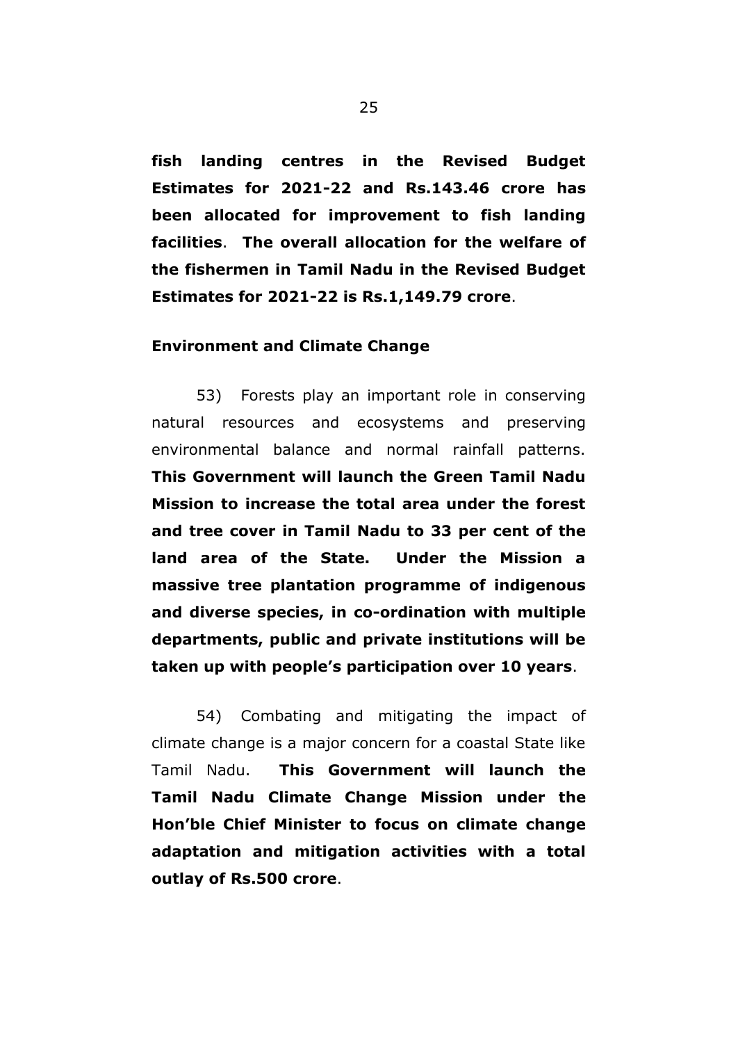**fish landing centres in the Revised Budget Estimates for 2021-22 and Rs.143.46 crore has been allocated for improvement to fish landing facilities**. **The overall allocation for the welfare of the fishermen in Tamil Nadu in the Revised Budget Estimates for 2021-22 is Rs.1,149.79 crore**.

**Environment and Climate Change**

53) Forests play an important role in conserving natural resources and ecosystems and preserving environmental balance and normal rainfall patterns. **This Government will launch the Green Tamil Nadu Mission to increase the total area under the forest and tree cover in Tamil Nadu to 33 per cent of the land area of the State. Under the Mission a massive tree plantation programme of indigenous and diverse species, in co-ordination with multiple departments, public and private institutions will be taken up with people's participation over 10 years**.

54) Combating and mitigating the impact of climate change is a major concern for a coastal State like Tamil Nadu. **This Government will launch the Tamil Nadu Climate Change Mission under the Hon'ble Chief Minister to focus on climate change adaptation and mitigation activities with a total outlay of Rs.500 crore**.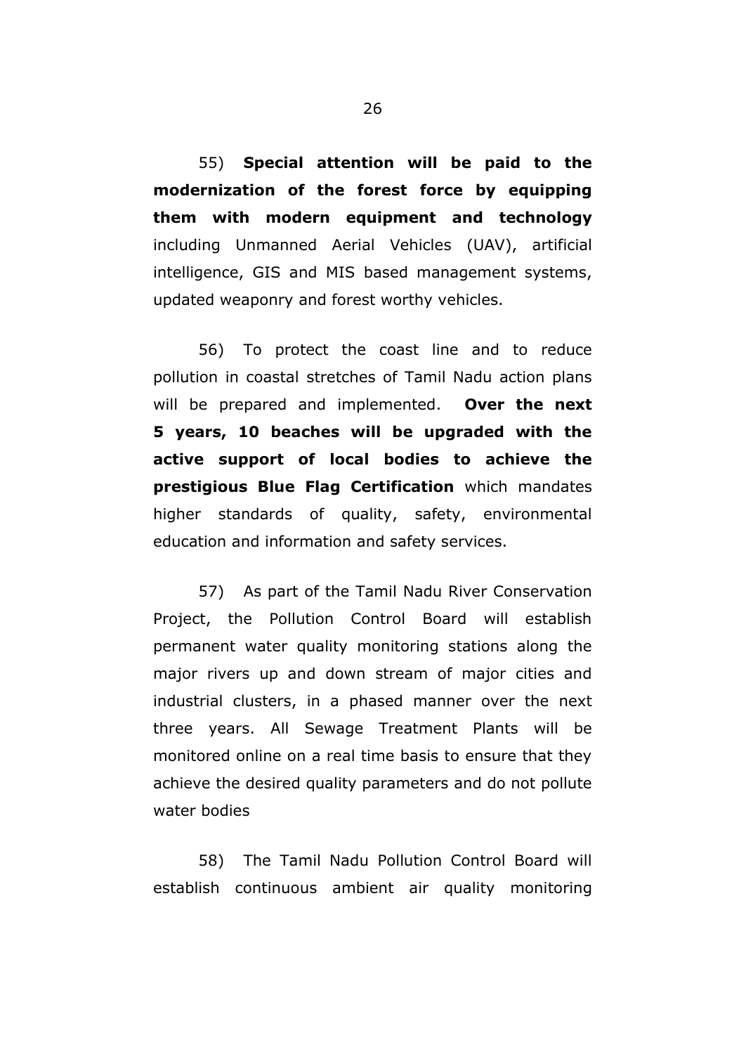55) **Special attention will be paid to the modernization of the forest force by equipping them with modern equipment and technology** including Unmanned Aerial Vehicles (UAV), artificial intelligence, GIS and MIS based management systems, updated weaponry and forest worthy vehicles.

56) To protect the coast line and to reduce pollution in coastal stretches of Tamil Nadu action plans will be prepared and implemented. **Over the next 5 years, 10 beaches will be upgraded with the active support of local bodies to achieve the prestigious Blue Flag Certification** which mandates higher standards of quality, safety, environmental education and information and safety services.

57) As part of the Tamil Nadu River Conservation Project, the Pollution Control Board will establish permanent water quality monitoring stations along the major rivers up and down stream of major cities and industrial clusters, in a phased manner over the next three years. All Sewage Treatment Plants will be monitored online on a real time basis to ensure that they achieve the desired quality parameters and do not pollute water bodies

58) The Tamil Nadu Pollution Control Board will establish continuous ambient air quality monitoring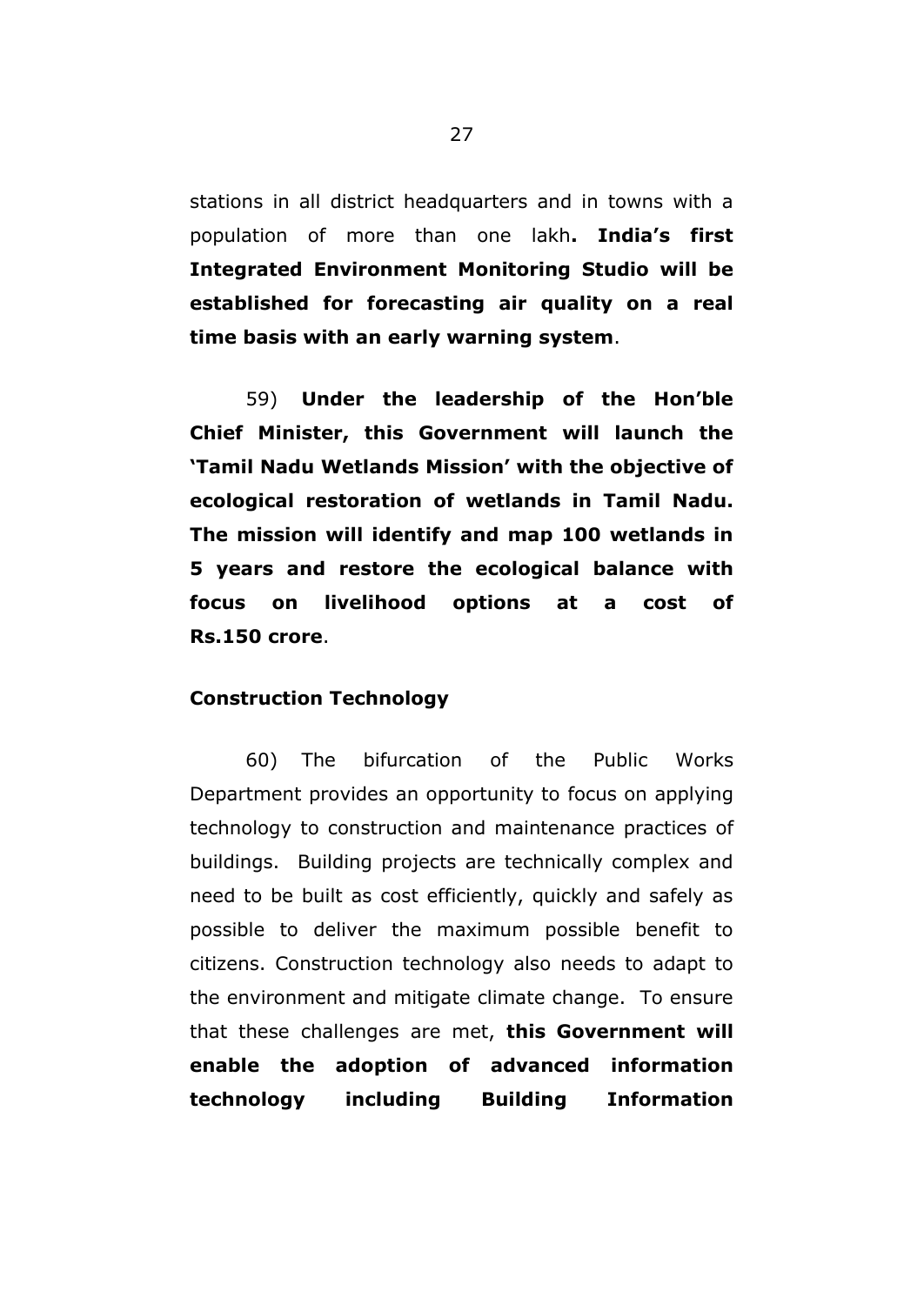stations in all district headquarters and in towns with a population of more than one lakh**. India's first Integrated Environment Monitoring Studio will be established for forecasting air quality on a real time basis with an early warning system**.

59) **Under the leadership of the Hon'ble Chief Minister, this Government will launch the 'Tamil Nadu Wetlands Mission' with the objective of ecological restoration of wetlands in Tamil Nadu. The mission will identify and map 100 wetlands in 5 years and restore the ecological balance with focus on livelihood options at a cost of Rs.150 crore**.

**Construction Technology**

60) The bifurcation of the Public Works Department provides an opportunity to focus on applying technology to construction and maintenance practices of buildings. Building projects are technically complex and need to be built as cost efficiently, quickly and safely as possible to deliver the maximum possible benefit to citizens. Construction technology also needs to adapt to the environment and mitigate climate change. To ensure that these challenges are met, **this Government will enable the adoption of advanced information technology including Building Information**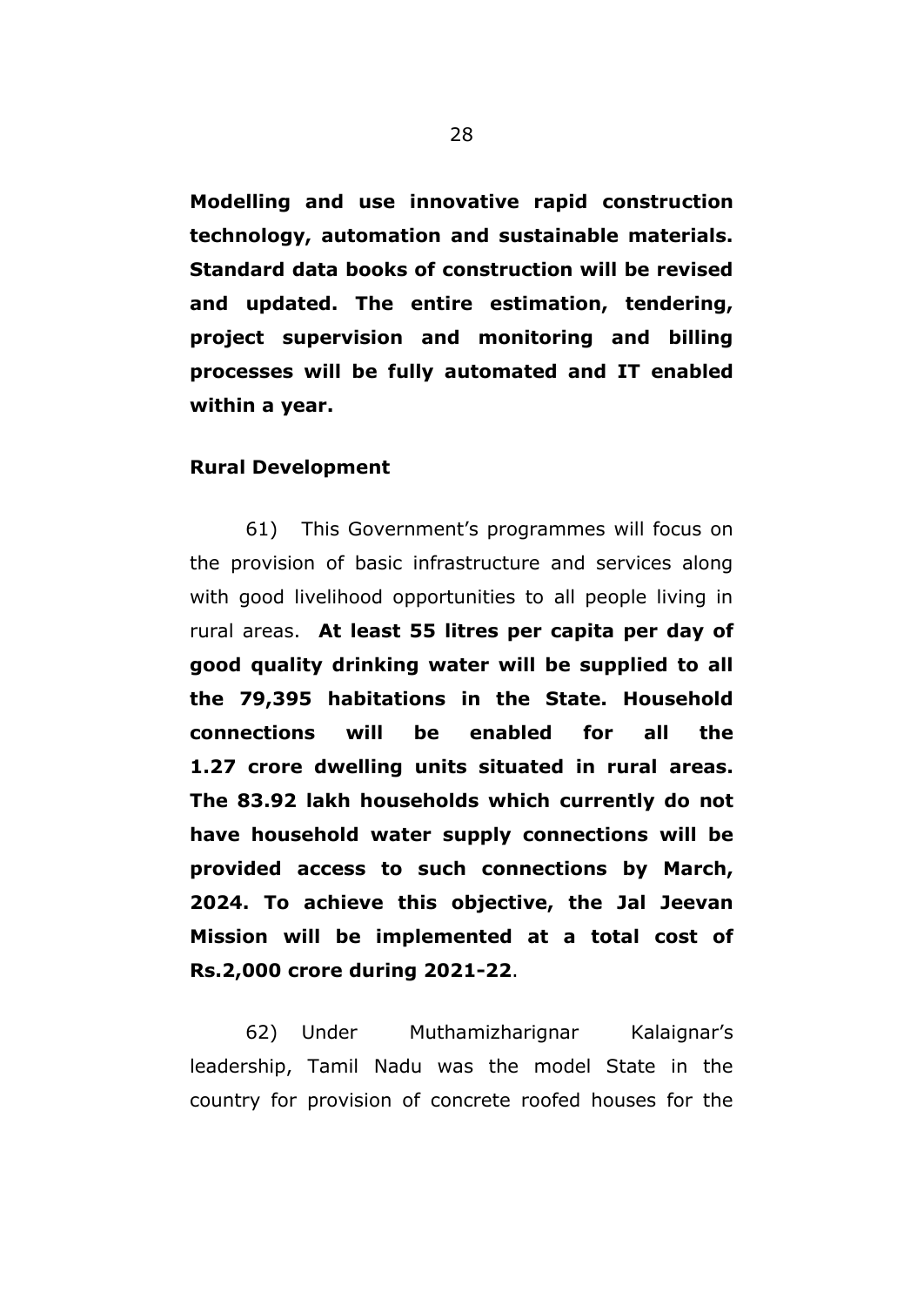**Modelling and use innovative rapid construction technology, automation and sustainable materials. Standard data books of construction will be revised and updated. The entire estimation, tendering, project supervision and monitoring and billing processes will be fully automated and IT enabled within a year.**

**Rural Development**

61) This Government's programmes will focus on the provision of basic infrastructure and services along with good livelihood opportunities to all people living in rural areas. **At least 55 litres per capita per day of good quality drinking water will be supplied to all the 79,395 habitations in the State. Household connections will be enabled for all the 1.27 crore dwelling units situated in rural areas. The 83.92 lakh households which currently do not have household water supply connections will be provided access to such connections by March, 2024. To achieve this objective, the Jal Jeevan Mission will be implemented at a total cost of Rs.2,000 crore during 2021-22**.

62) Under Muthamizharignar Kalaignar's leadership, Tamil Nadu was the model State in the country for provision of concrete roofed houses for the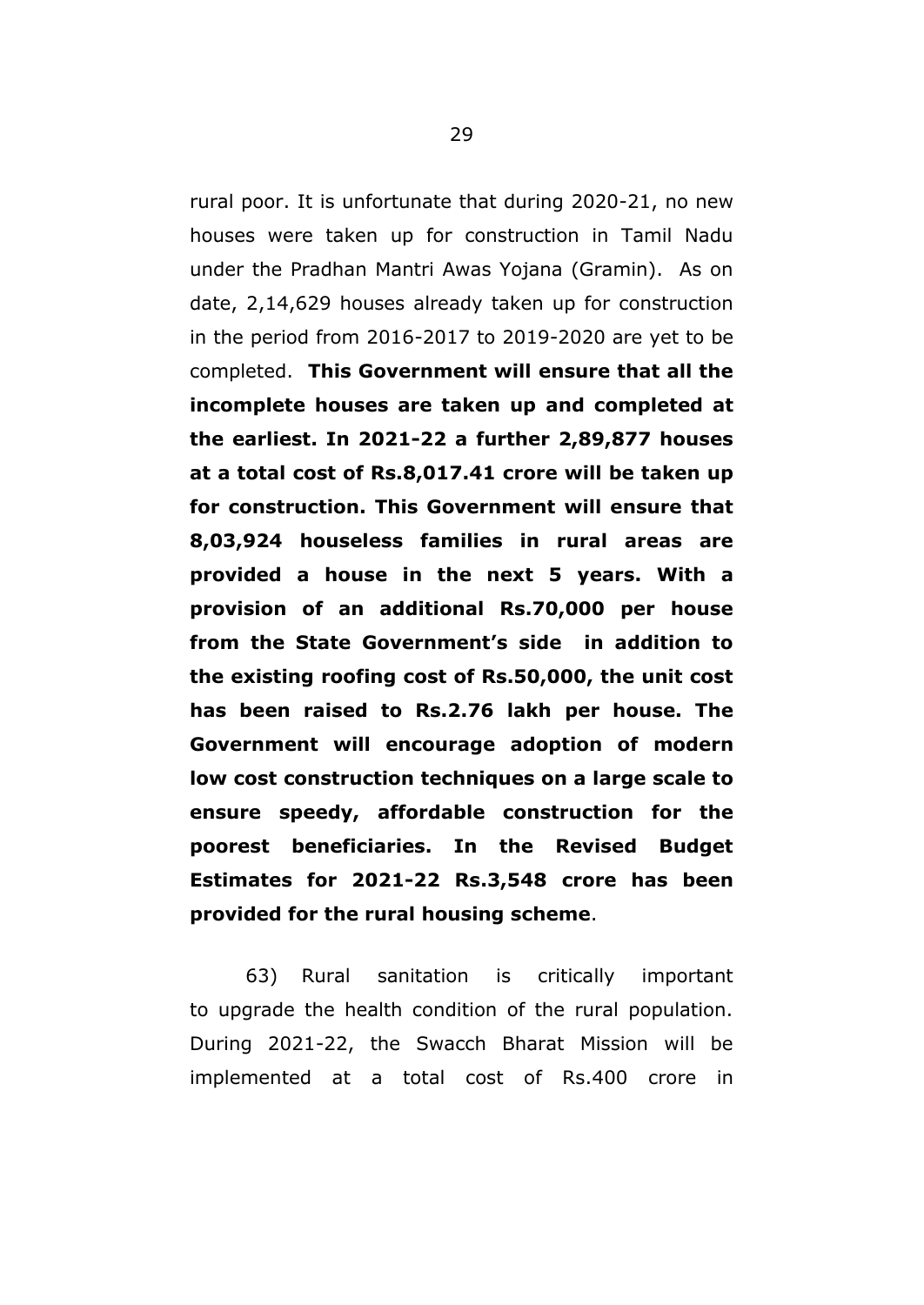rural poor. It is unfortunate that during 2020-21, no new houses were taken up for construction in Tamil Nadu under the Pradhan Mantri Awas Yojana (Gramin). As on date, 2,14,629 houses already taken up for construction in the period from 2016-2017 to 2019-2020 are yet to be completed. **This Government will ensure that all the incomplete houses are taken up and completed at the earliest. In 2021-22 a further 2,89,877 houses at a total cost of Rs.8,017.41 crore will be taken up for construction. This Government will ensure that 8,03,924 houseless families in rural areas are provided a house in the next 5 years. With a provision of an additional Rs.70,000 per house from the State Government's side in addition to the existing roofing cost of Rs.50,000, the unit cost has been raised to Rs.2.76 lakh per house. The Government will encourage adoption of modern low cost construction techniques on a large scale to ensure speedy, affordable construction for the poorest beneficiaries. In the Revised Budget Estimates for 2021-22 Rs.3,548 crore has been provided for the rural housing scheme**.

63) Rural sanitation is critically important to upgrade the health condition of the rural population. During 2021-22, the Swacch Bharat Mission will be implemented at a total cost of Rs.400 crore in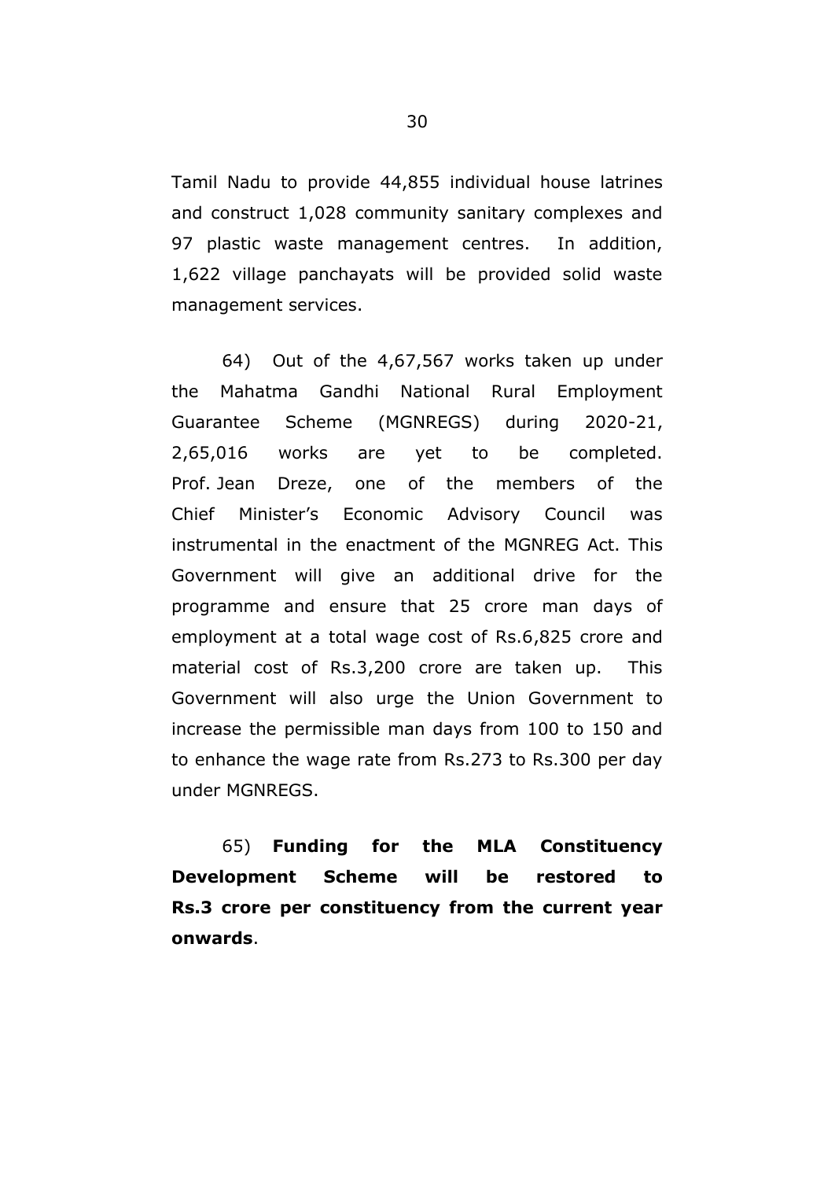Tamil Nadu to provide 44,855 individual house latrines and construct 1,028 community sanitary complexes and 97 plastic waste management centres. In addition, 1,622 village panchayats will be provided solid waste management services.

64) Out of the 4,67,567 works taken up under the Mahatma Gandhi National Rural Employment Guarantee Scheme (MGNREGS) during 2020-21, 2,65,016 works are yet to be completed. Prof. Jean Dreze, one of the members of the Chief Minister's Economic Advisory Council was instrumental in the enactment of the MGNREG Act. This Government will give an additional drive for the programme and ensure that 25 crore man days of employment at a total wage cost of Rs.6,825 crore and material cost of Rs.3,200 crore are taken up. This Government will also urge the Union Government to increase the permissible man days from 100 to 150 and to enhance the wage rate from Rs.273 to Rs.300 per day under MGNREGS.

65) **Funding for the MLA Constituency Development Scheme will be restored to Rs.3 crore per constituency from the current year onwards**.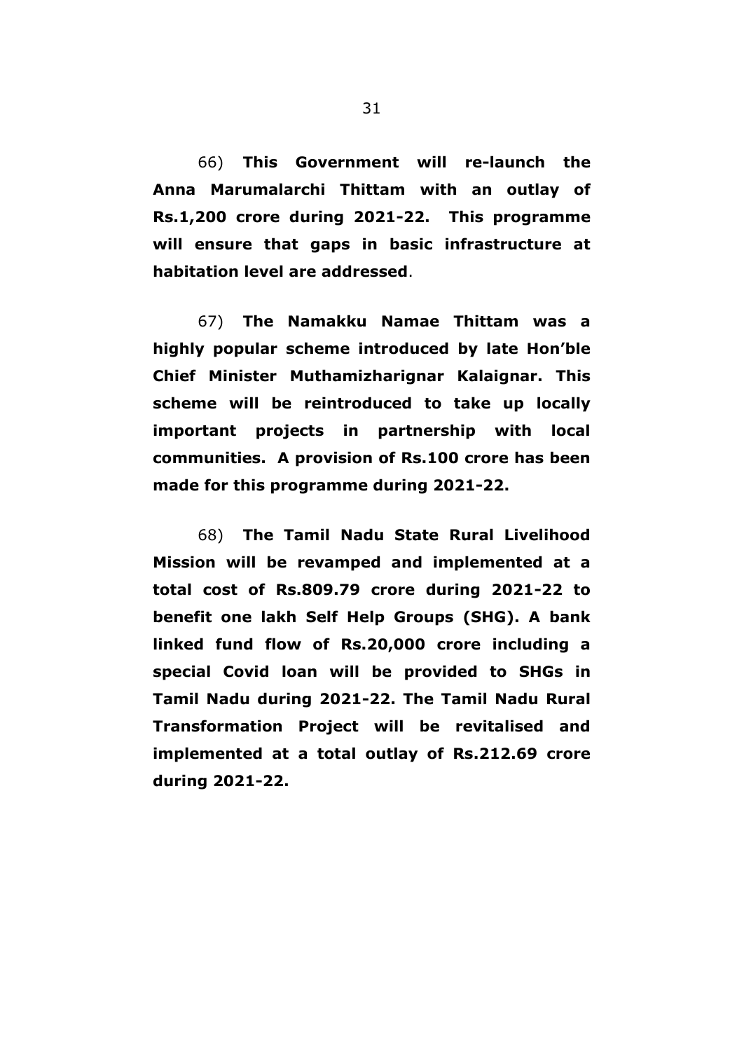66) **This Government will re-launch the Anna Marumalarchi Thittam with an outlay of Rs.1,200 crore during 2021-22. This programme will ensure that gaps in basic infrastructure at habitation level are addressed**.

67) **The Namakku Namae Thittam was a highly popular scheme introduced by late Hon'ble Chief Minister Muthamizharignar Kalaignar. This scheme will be reintroduced to take up locally important projects in partnership with local communities. A provision of Rs.100 crore has been made for this programme during 2021-22.**

68) **The Tamil Nadu State Rural Livelihood Mission will be revamped and implemented at a total cost of Rs.809.79 crore during 2021-22 to benefit one lakh Self Help Groups (SHG). A bank linked fund flow of Rs.20,000 crore including a special Covid loan will be provided to SHGs in Tamil Nadu during 2021-22. The Tamil Nadu Rural Transformation Project will be revitalised and implemented at a total outlay of Rs.212.69 crore during 2021-22.**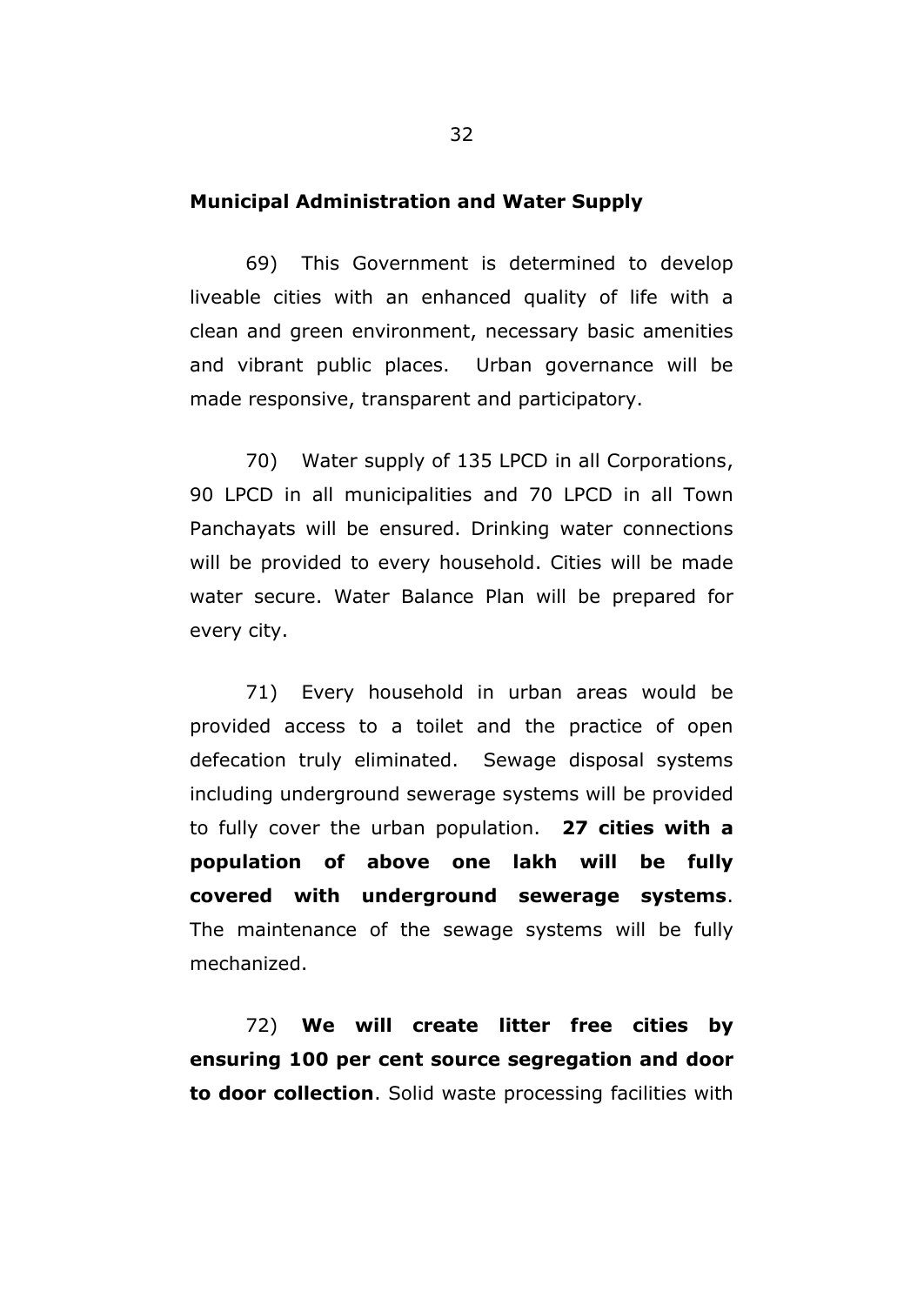**Municipal Administration and Water Supply**

69) This Government is determined to develop liveable cities with an enhanced quality of life with a clean and green environment, necessary basic amenities and vibrant public places. Urban governance will be made responsive, transparent and participatory.

70) Water supply of 135 LPCD in all Corporations, 90 LPCD in all municipalities and 70 LPCD in all Town Panchayats will be ensured. Drinking water connections will be provided to every household. Cities will be made water secure. Water Balance Plan will be prepared for every city.

71) Every household in urban areas would be provided access to a toilet and the practice of open defecation truly eliminated. Sewage disposal systems including underground sewerage systems will be provided to fully cover the urban population. **27 cities with a population of above one lakh will be fully covered with underground sewerage systems**. The maintenance of the sewage systems will be fully mechanized.

72) **We will create litter free cities by ensuring 100 per cent source segregation and door to door collection**. Solid waste processing facilities with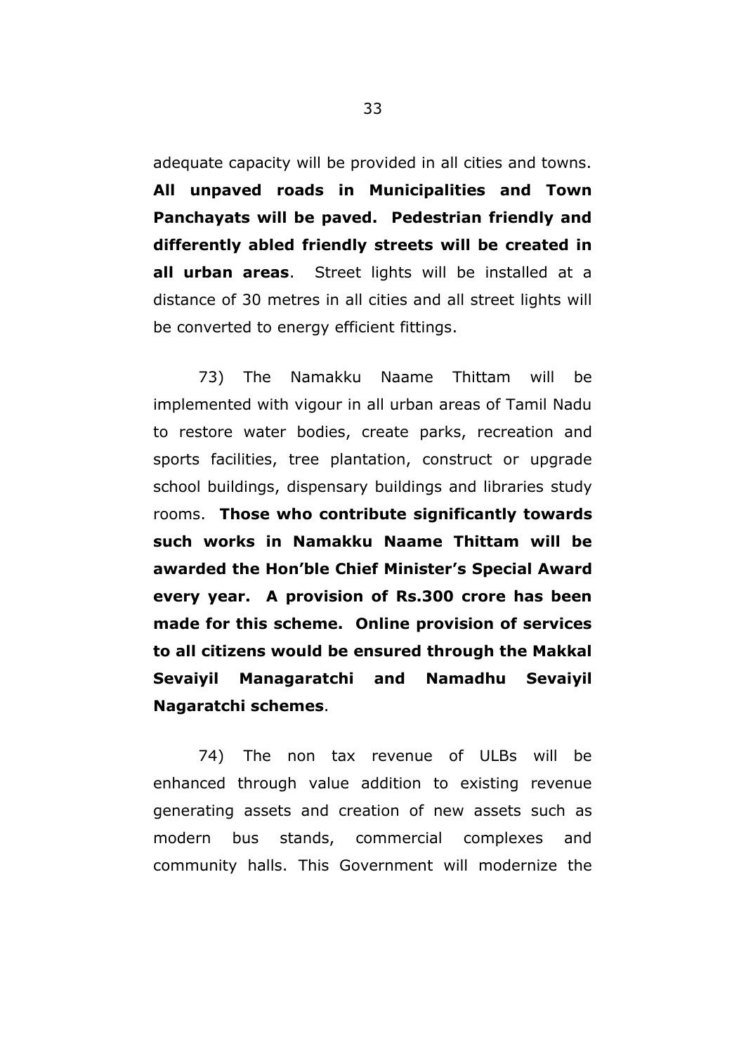adequate capacity will be provided in all cities and towns. **All unpaved roads in Municipalities and Town Panchayats will be paved. Pedestrian friendly and differently abled friendly streets will be created in all urban areas**. Street lights will be installed at a distance of 30 metres in all cities and all street lights will be converted to energy efficient fittings.

73) The Namakku Naame Thittam will be implemented with vigour in all urban areas of Tamil Nadu to restore water bodies, create parks, recreation and sports facilities, tree plantation, construct or upgrade school buildings, dispensary buildings and libraries study rooms. **Those who contribute significantly towards such works in Namakku Naame Thittam will be awarded the Hon'ble Chief Minister's Special Award every year. A provision of Rs.300 crore has been made for this scheme. Online provision of services to all citizens would be ensured through the Makkal Sevaiyil Managaratchi and Namadhu Sevaiyil Nagaratchi schemes**.

74) The non tax revenue of ULBs will be enhanced through value addition to existing revenue generating assets and creation of new assets such as modern bus stands, commercial complexes and community halls. This Government will modernize the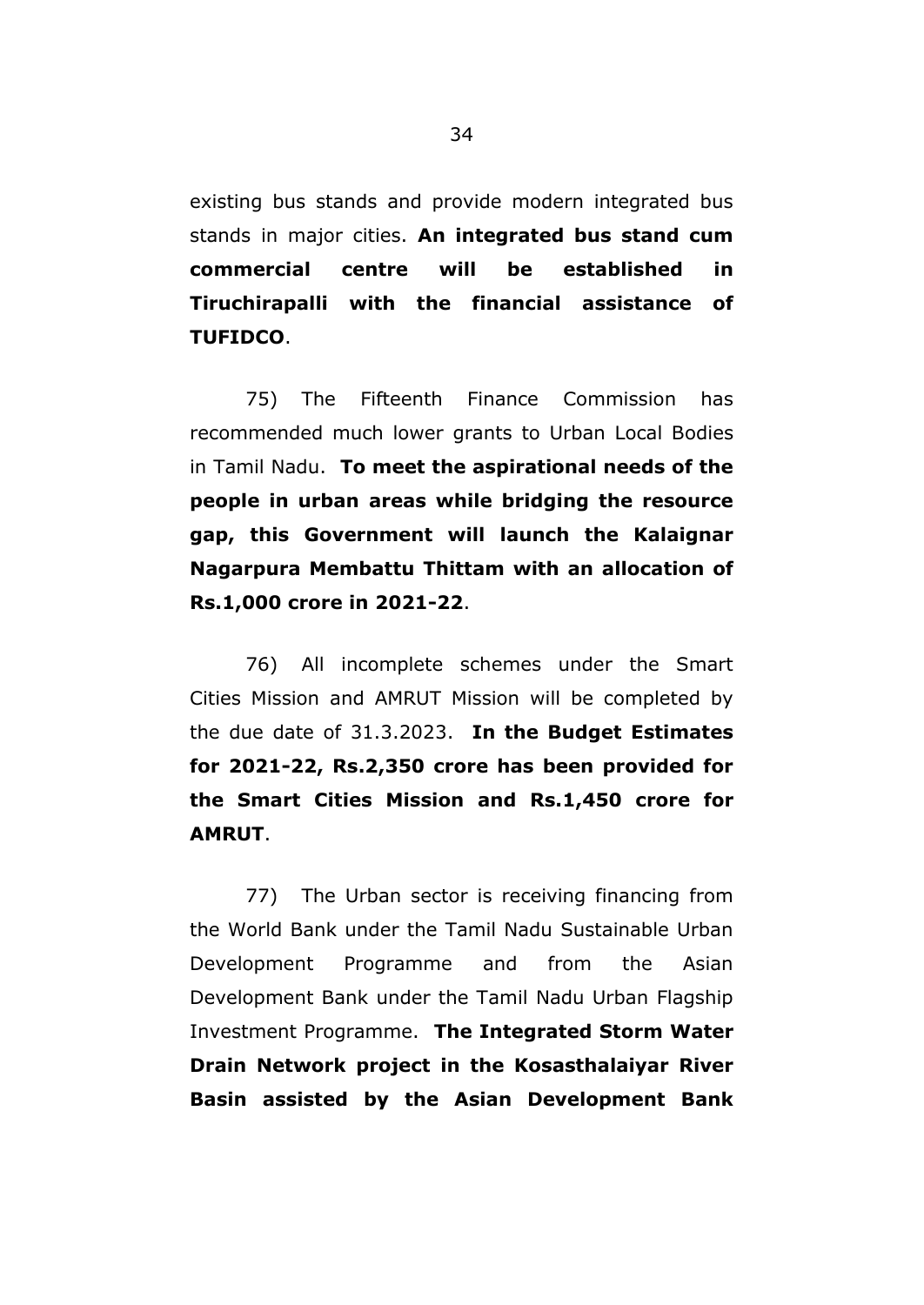existing bus stands and provide modern integrated bus stands in major cities. **An integrated bus stand cum commercial centre will be established in Tiruchirapalli with the financial assistance of TUFIDCO**.

75) The Fifteenth Finance Commission has recommended much lower grants to Urban Local Bodies in Tamil Nadu. **To meet the aspirational needs of the people in urban areas while bridging the resource gap, this Government will launch the Kalaignar Nagarpura Membattu Thittam with an allocation of Rs.1,000 crore in 2021-22**.

76) All incomplete schemes under the Smart Cities Mission and AMRUT Mission will be completed by the due date of 31.3.2023. **In the Budget Estimates for 2021-22, Rs.2,350 crore has been provided for the Smart Cities Mission and Rs.1,450 crore for AMRUT**.

77) The Urban sector is receiving financing from the World Bank under the Tamil Nadu Sustainable Urban Development Programme and from the Asian Development Bank under the Tamil Nadu Urban Flagship Investment Programme. **The Integrated Storm Water Drain Network project in the Kosasthalaiyar River Basin assisted by the Asian Development Bank**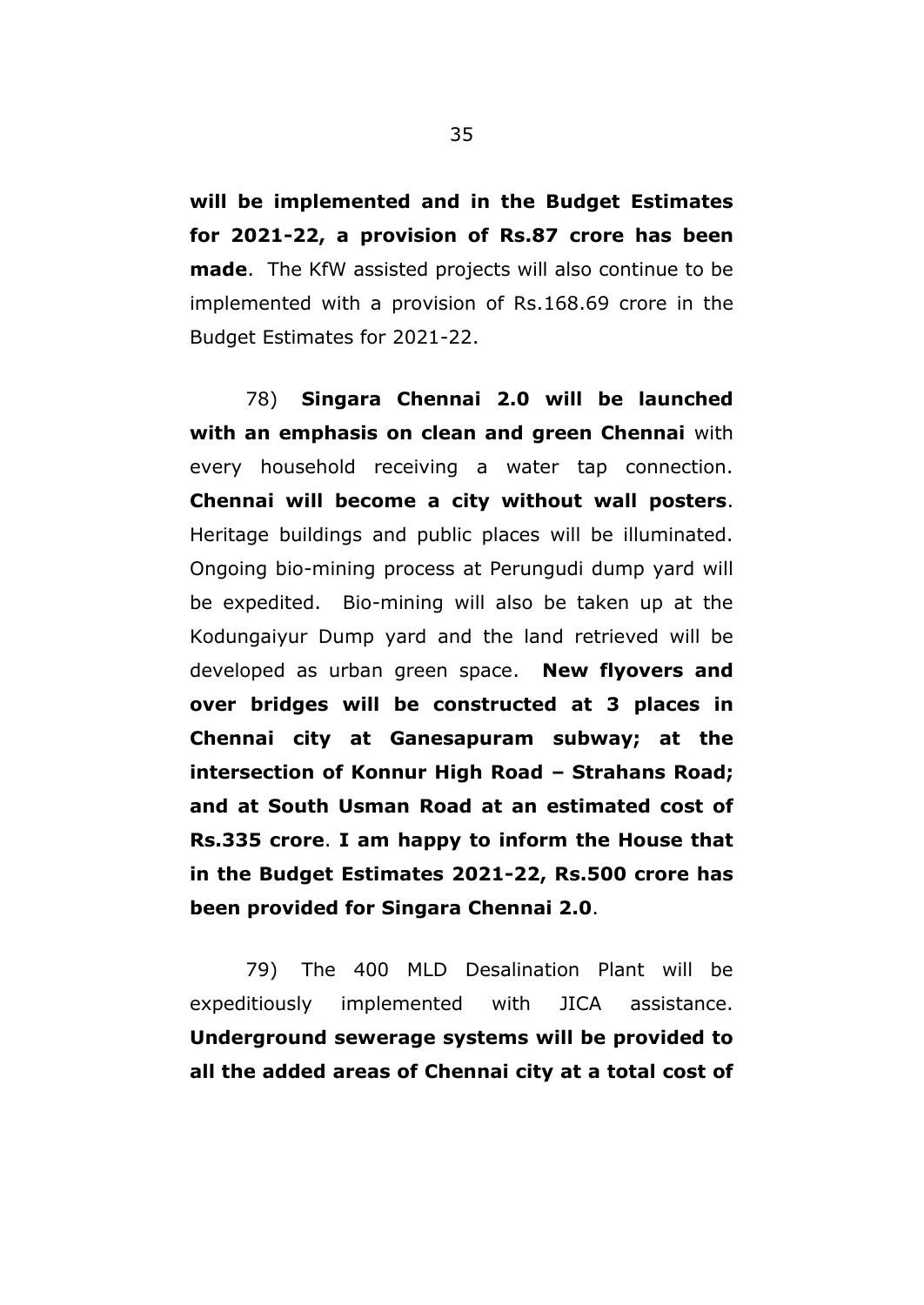**will be implemented and in the Budget Estimates for 2021-22, a provision of Rs.87 crore has been made**. The KfW assisted projects will also continue to be implemented with a provision of Rs.168.69 crore in the Budget Estimates for 2021-22.

78) **Singara Chennai 2.0 will be launched with an emphasis on clean and green Chennai** with every household receiving a water tap connection. **Chennai will become a city without wall posters**. Heritage buildings and public places will be illuminated. Ongoing bio-mining process at Perungudi dump yard will be expedited. Bio-mining will also be taken up at the Kodungaiyur Dump yard and the land retrieved will be developed as urban green space. **New flyovers and over bridges will be constructed at 3 places in Chennai city at Ganesapuram subway; at the intersection of Konnur High Road – Strahans Road; and at South Usman Road at an estimated cost of Rs.335 crore**. **I am happy to inform the House that in the Budget Estimates 2021-22, Rs.500 crore has been provided for Singara Chennai 2.0**.

79) The 400 MLD Desalination Plant will be expeditiously implemented with JICA assistance. **Underground sewerage systems will be provided to all the added areas of Chennai city at a total cost of**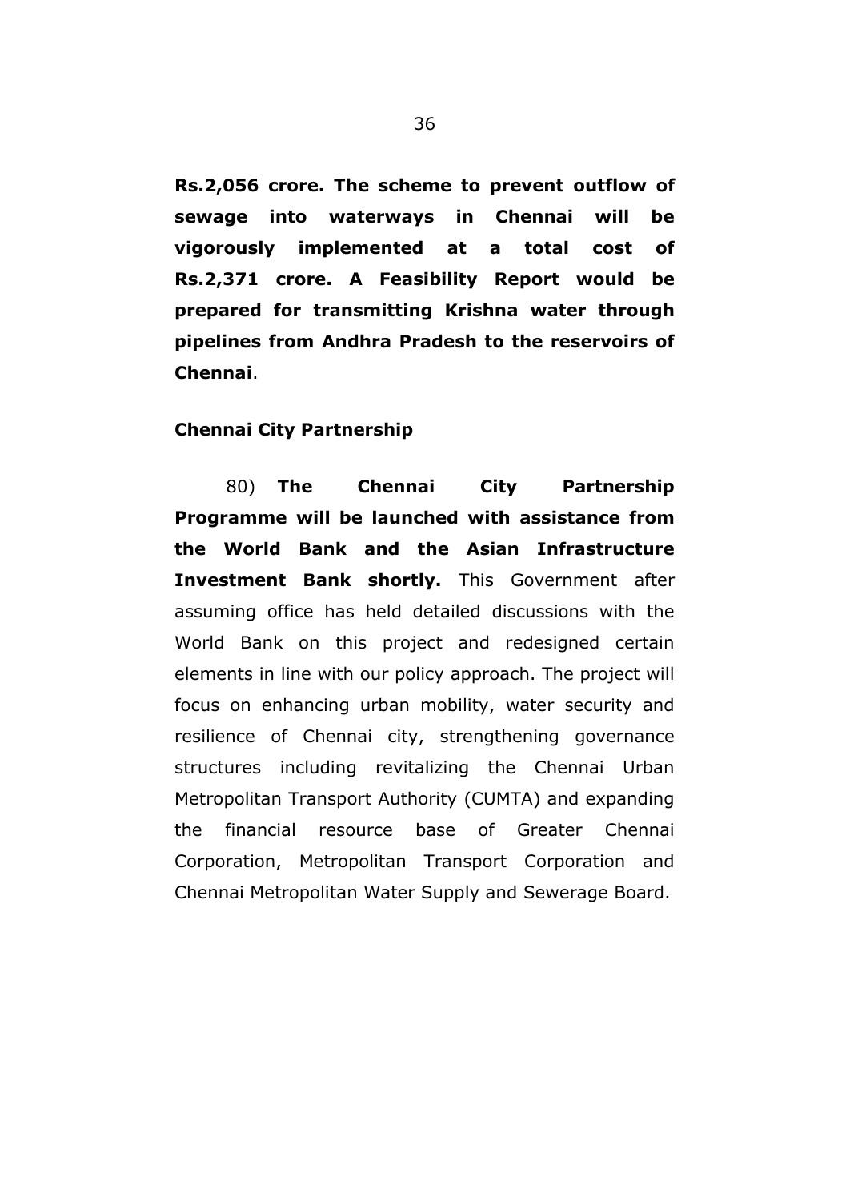**Rs.2,056 crore. The scheme to prevent outflow of sewage into waterways in Chennai will be vigorously implemented at a total cost of Rs.2,371 crore. A Feasibility Report would be prepared for transmitting Krishna water through pipelines from Andhra Pradesh to the reservoirs of Chennai**.

**Chennai City Partnership**

80) **The Chennai City Partnership Programme will be launched with assistance from the World Bank and the Asian Infrastructure Investment Bank shortly.** This Government after assuming office has held detailed discussions with the World Bank on this project and redesigned certain elements in line with our policy approach. The project will focus on enhancing urban mobility, water security and resilience of Chennai city, strengthening governance structures including revitalizing the Chennai Urban Metropolitan Transport Authority (CUMTA) and expanding the financial resource base of Greater Chennai Corporation, Metropolitan Transport Corporation and Chennai Metropolitan Water Supply and Sewerage Board.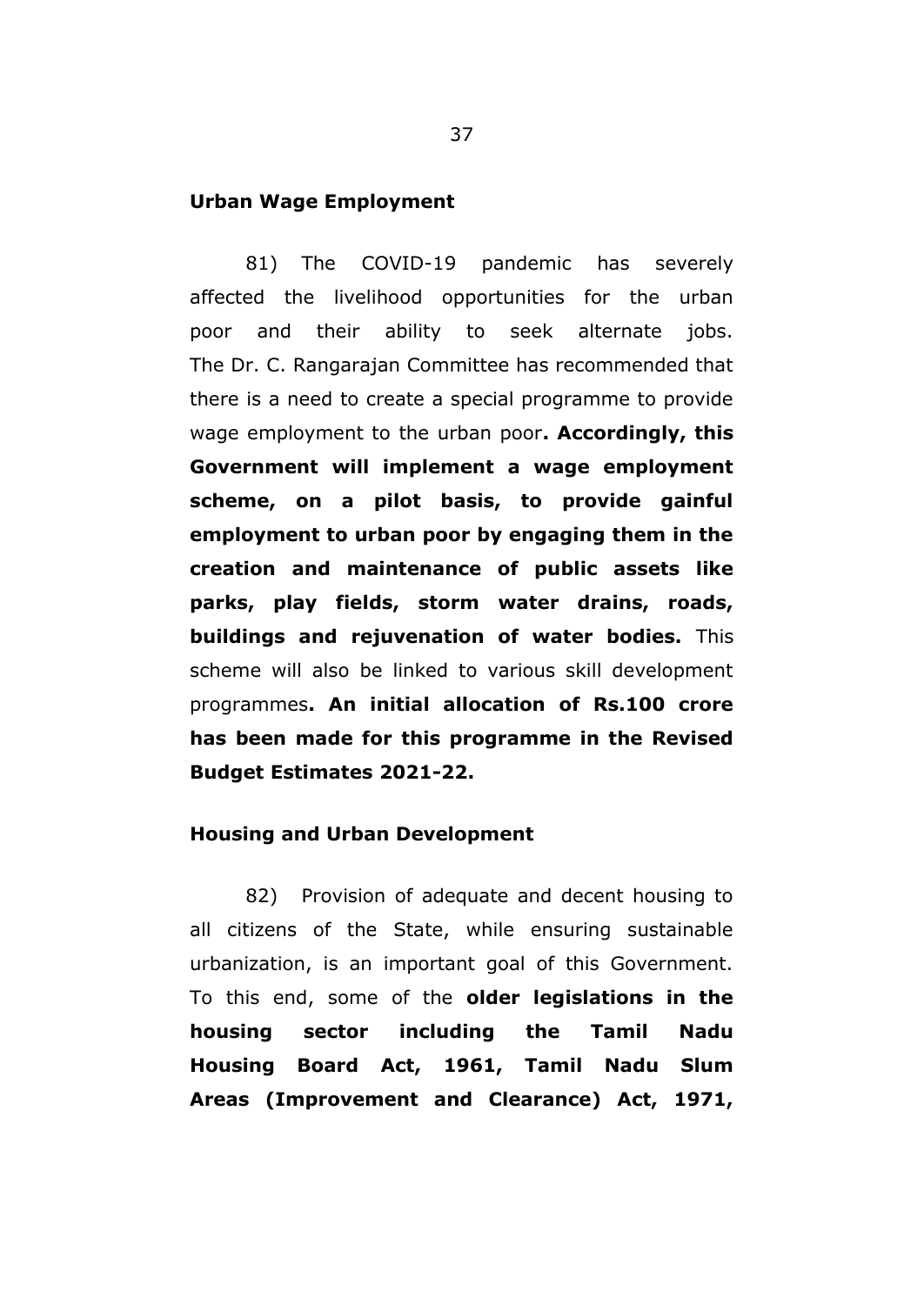**Urban Wage Employment**

81) The COVID-19 pandemic has severely affected the livelihood opportunities for the urban poor and their ability to seek alternate jobs. The Dr. C. Rangarajan Committee has recommended that there is a need to create a special programme to provide wage employment to the urban poor**. Accordingly, this Government will implement a wage employment scheme, on a pilot basis, to provide gainful employment to urban poor by engaging them in the creation and maintenance of public assets like parks, play fields, storm water drains, roads, buildings and rejuvenation of water bodies.** This scheme will also be linked to various skill development programmes**. An initial allocation of Rs.100 crore has been made for this programme in the Revised Budget Estimates 2021-22.**

**Housing and Urban Development**

82) Provision of adequate and decent housing to all citizens of the State, while ensuring sustainable urbanization, is an important goal of this Government. To this end, some of the **older legislations in the housing sector including the Tamil Nadu Housing Board Act, 1961, Tamil Nadu Slum Areas (Improvement and Clearance) Act, 1971,**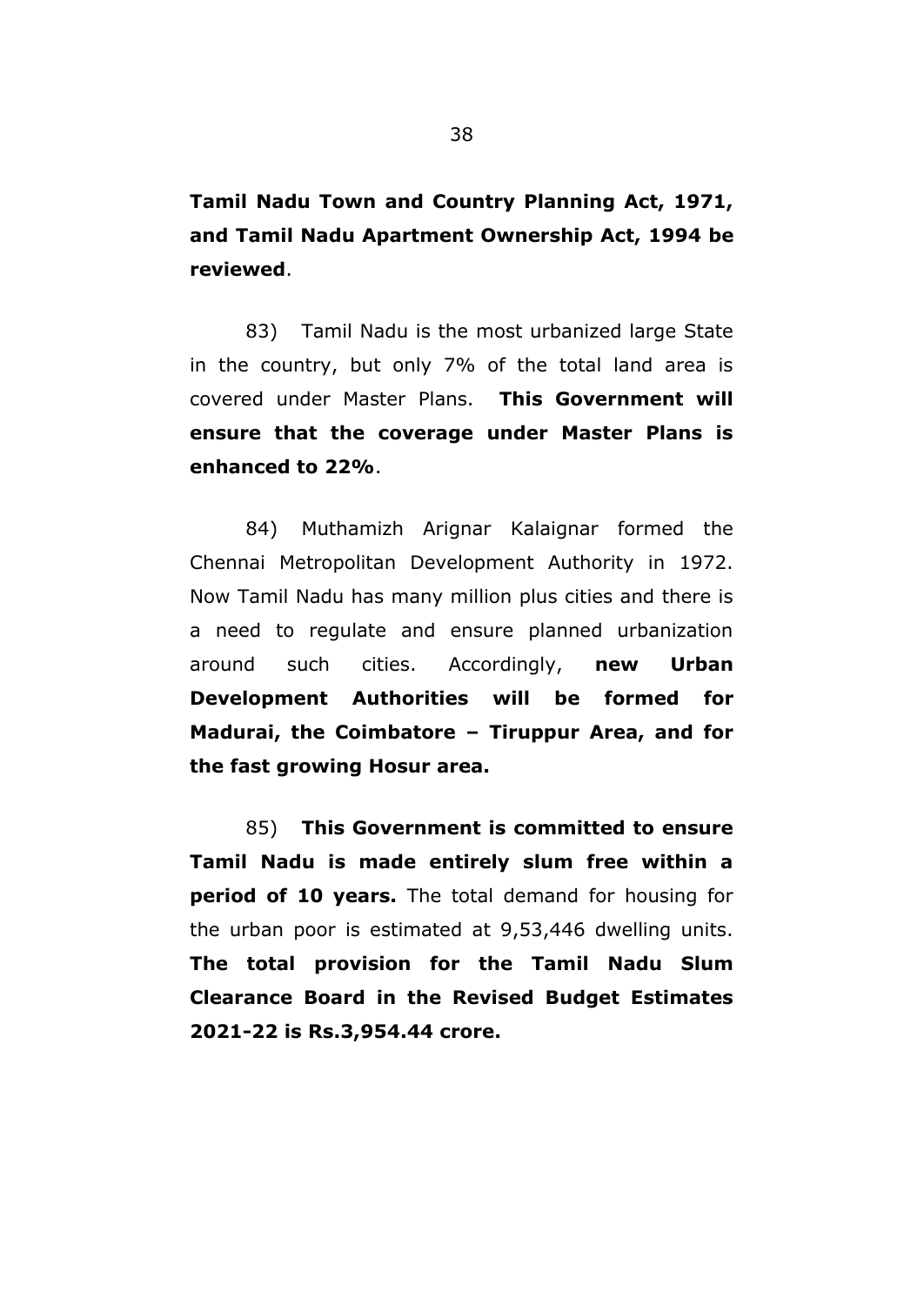**Tamil Nadu Town and Country Planning Act, 1971, and Tamil Nadu Apartment Ownership Act, 1994 be reviewed**.

83) Tamil Nadu is the most urbanized large State in the country, but only 7% of the total land area is covered under Master Plans. **This Government will ensure that the coverage under Master Plans is enhanced to 22%**.

84) Muthamizh Arignar Kalaignar formed the Chennai Metropolitan Development Authority in 1972. Now Tamil Nadu has many million plus cities and there is a need to regulate and ensure planned urbanization around such cities. Accordingly, **new Urban Development Authorities will be formed for Madurai, the Coimbatore – Tiruppur Area, and for the fast growing Hosur area.**

85) **This Government is committed to ensure Tamil Nadu is made entirely slum free within a period of 10 years.** The total demand for housing for the urban poor is estimated at 9,53,446 dwelling units. **The total provision for the Tamil Nadu Slum Clearance Board in the Revised Budget Estimates 2021-22 is Rs.3,954.44 crore.**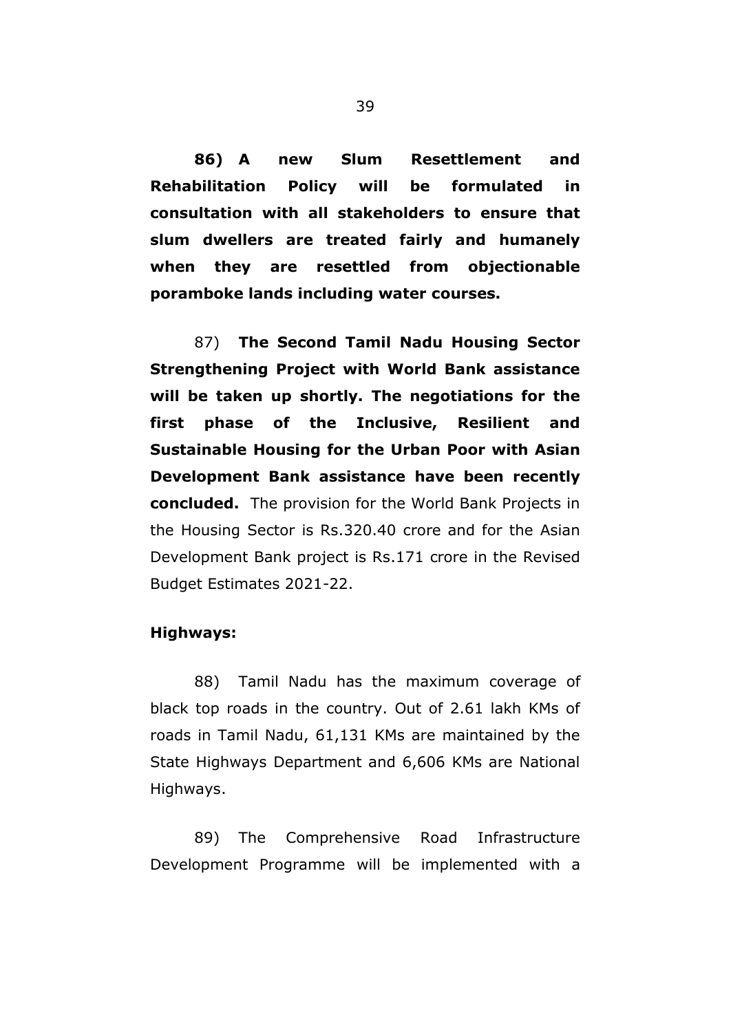**86) A new Slum Resettlement and Rehabilitation Policy will be formulated in consultation with all stakeholders to ensure that slum dwellers are treated fairly and humanely when they are resettled from objectionable poramboke lands including water courses.**

87) **The Second Tamil Nadu Housing Sector Strengthening Project with World Bank assistance will be taken up shortly. The negotiations for the first phase of the Inclusive, Resilient and Sustainable Housing for the Urban Poor with Asian Development Bank assistance have been recently concluded.** The provision for the World Bank Projects in the Housing Sector is Rs.320.40 crore and for the Asian Development Bank project is Rs.171 crore in the Revised Budget Estimates 2021-22.

**Highways:**

88) Tamil Nadu has the maximum coverage of black top roads in the country. Out of 2.61 lakh KMs of roads in Tamil Nadu, 61,131 KMs are maintained by the State Highways Department and 6,606 KMs are National Highways.

89) The Comprehensive Road Infrastructure Development Programme will be implemented with a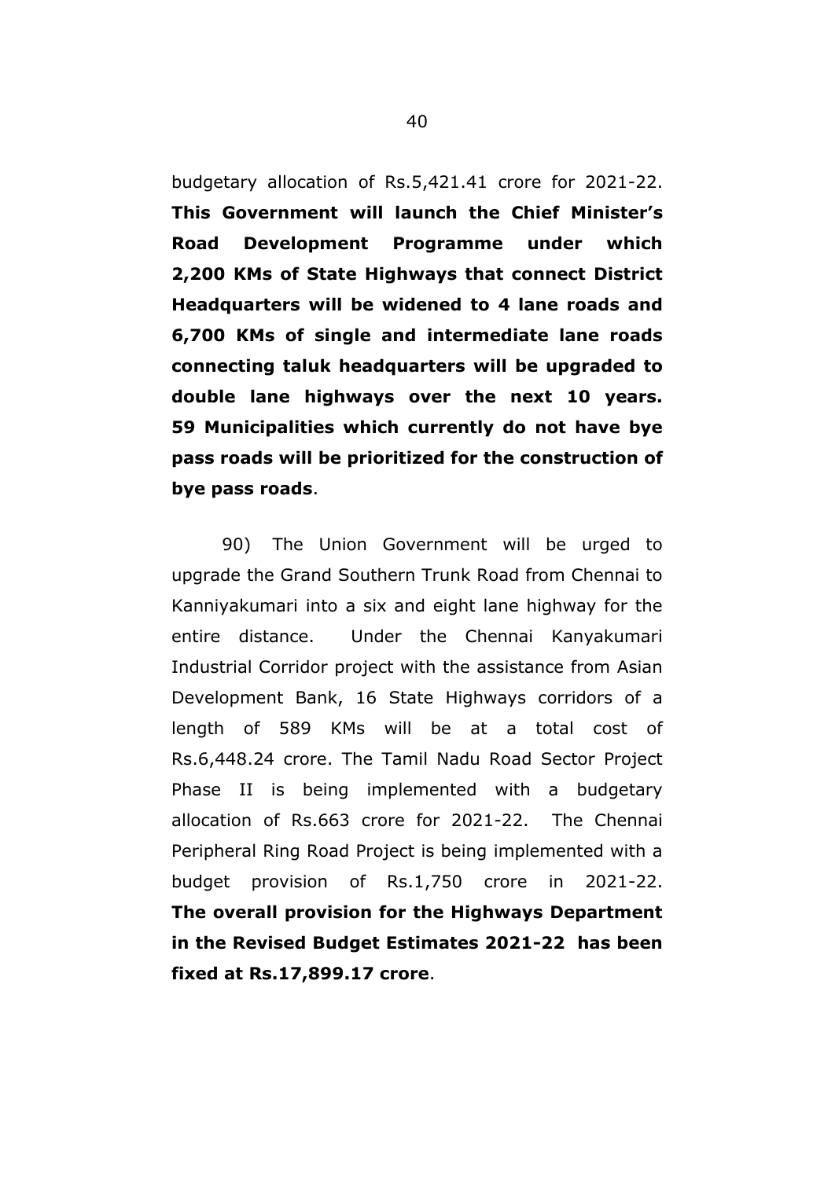budgetary allocation of Rs.5,421.41 crore for 2021-22. **This Government will launch the Chief Minister's Road Development Programme under which 2,200 KMs of State Highways that connect District Headquarters will be widened to 4 lane roads and 6,700 KMs of single and intermediate lane roads connecting taluk headquarters will be upgraded to double lane highways over the next 10 years. 59 Municipalities which currently do not have bye pass roads will be prioritized for the construction of bye pass roads**.

90) The Union Government will be urged to upgrade the Grand Southern Trunk Road from Chennai to Kanniyakumari into a six and eight lane highway for the entire distance. Under the Chennai Kanyakumari Industrial Corridor project with the assistance from Asian Development Bank, 16 State Highways corridors of a length of 589 KMs will be at a total cost of Rs.6,448.24 crore. The Tamil Nadu Road Sector Project Phase II is being implemented with a budgetary allocation of Rs.663 crore for 2021-22. The Chennai Peripheral Ring Road Project is being implemented with a budget provision of Rs.1,750 crore in 2021-22. **The overall provision for the Highways Department in the Revised Budget Estimates 2021-22 has been fixed at Rs.17,899.17 crore**.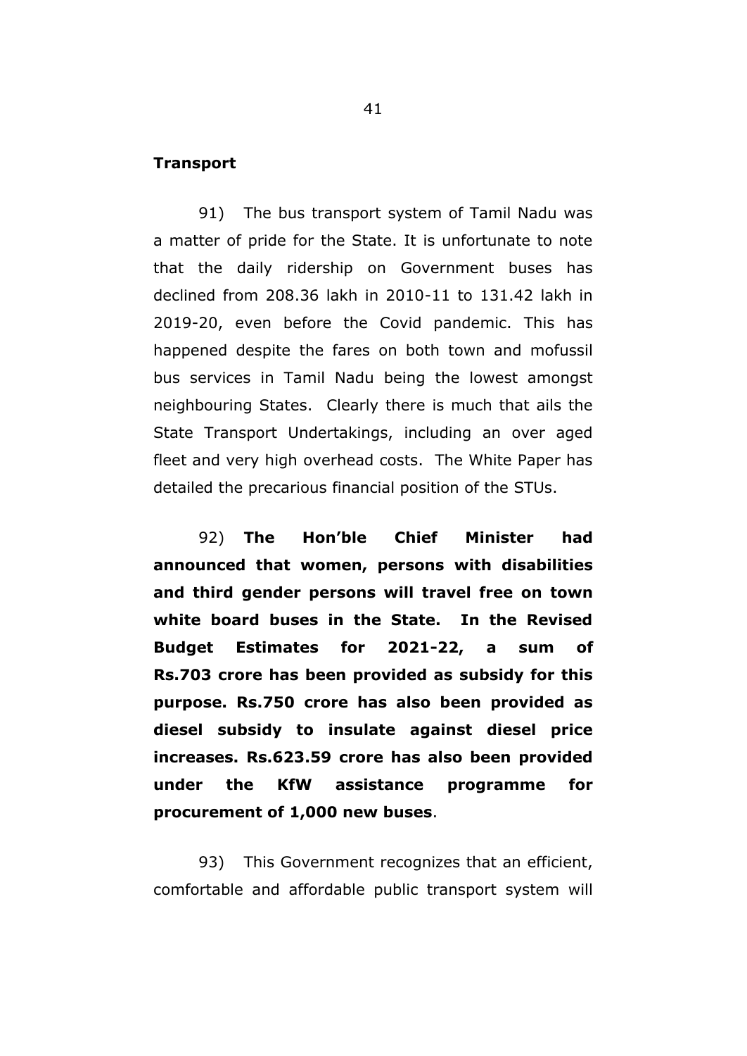**Transport**

91) The bus transport system of Tamil Nadu was a matter of pride for the State. It is unfortunate to note that the daily ridership on Government buses has declined from 208.36 lakh in 2010-11 to 131.42 lakh in 2019-20, even before the Covid pandemic. This has happened despite the fares on both town and mofussil bus services in Tamil Nadu being the lowest amongst neighbouring States. Clearly there is much that ails the State Transport Undertakings, including an over aged fleet and very high overhead costs. The White Paper has detailed the precarious financial position of the STUs.

92) **The Hon'ble Chief Minister had announced that women, persons with disabilities and third gender persons will travel free on town white board buses in the State. In the Revised Budget Estimates for 2021-22, a sum of Rs.703 crore has been provided as subsidy for this purpose. Rs.750 crore has also been provided as diesel subsidy to insulate against diesel price increases. Rs.623.59 crore has also been provided under the KfW assistance programme for procurement of 1,000 new buses**.

93) This Government recognizes that an efficient, comfortable and affordable public transport system will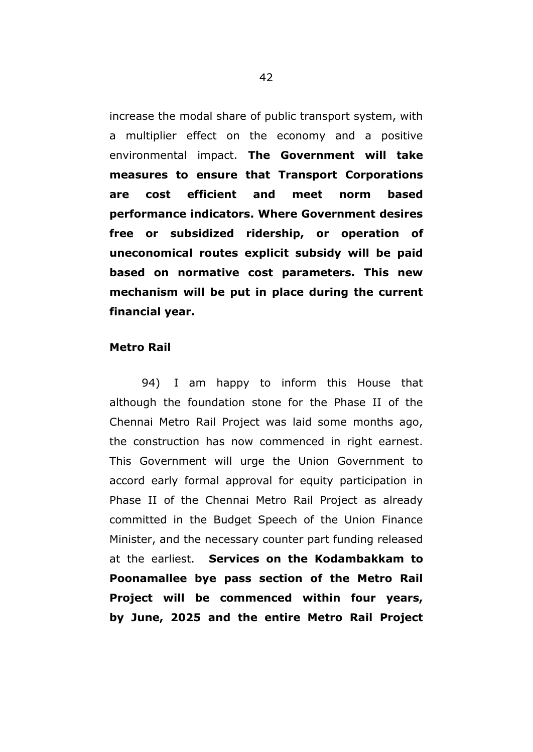increase the modal share of public transport system, with a multiplier effect on the economy and a positive environmental impact. **The Government will take measures to ensure that Transport Corporations are cost efficient and meet norm based performance indicators. Where Government desires free or subsidized ridership, or operation of uneconomical routes explicit subsidy will be paid based on normative cost parameters. This new mechanism will be put in place during the current financial year.**

**Metro Rail**

94) I am happy to inform this House that although the foundation stone for the Phase II of the Chennai Metro Rail Project was laid some months ago, the construction has now commenced in right earnest. This Government will urge the Union Government to accord early formal approval for equity participation in Phase II of the Chennai Metro Rail Project as already committed in the Budget Speech of the Union Finance Minister, and the necessary counter part funding released at the earliest. **Services on the Kodambakkam to Poonamallee bye pass section of the Metro Rail Project will be commenced within four years, by June, 2025 and the entire Metro Rail Project**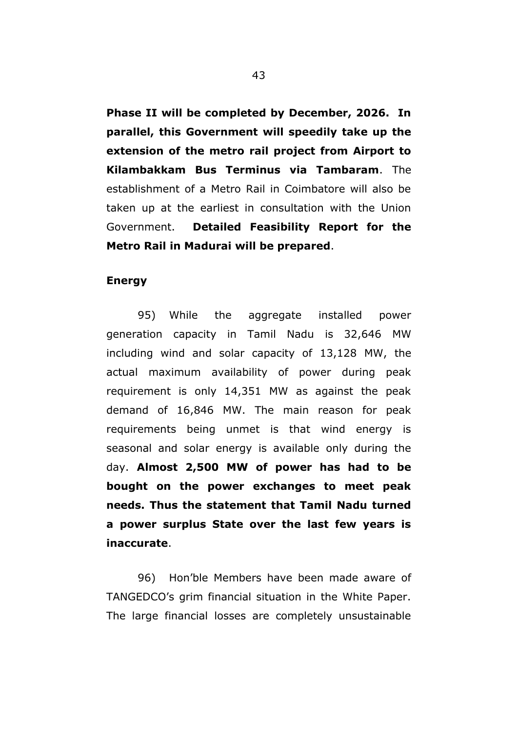**Phase II will be completed by December, 2026. In parallel, this Government will speedily take up the extension of the metro rail project from Airport to Kilambakkam Bus Terminus via Tambaram**. The establishment of a Metro Rail in Coimbatore will also be taken up at the earliest in consultation with the Union Government. **Detailed Feasibility Report for the Metro Rail in Madurai will be prepared**.

**Energy**

95) While the aggregate installed power generation capacity in Tamil Nadu is 32,646 MW including wind and solar capacity of 13,128 MW, the actual maximum availability of power during peak requirement is only 14,351 MW as against the peak demand of 16,846 MW. The main reason for peak requirements being unmet is that wind energy is seasonal and solar energy is available only during the day. **Almost 2,500 MW of power has had to be bought on the power exchanges to meet peak needs. Thus the statement that Tamil Nadu turned a power surplus State over the last few years is inaccurate**.

96) Hon'ble Members have been made aware of TANGEDCO's grim financial situation in the White Paper. The large financial losses are completely unsustainable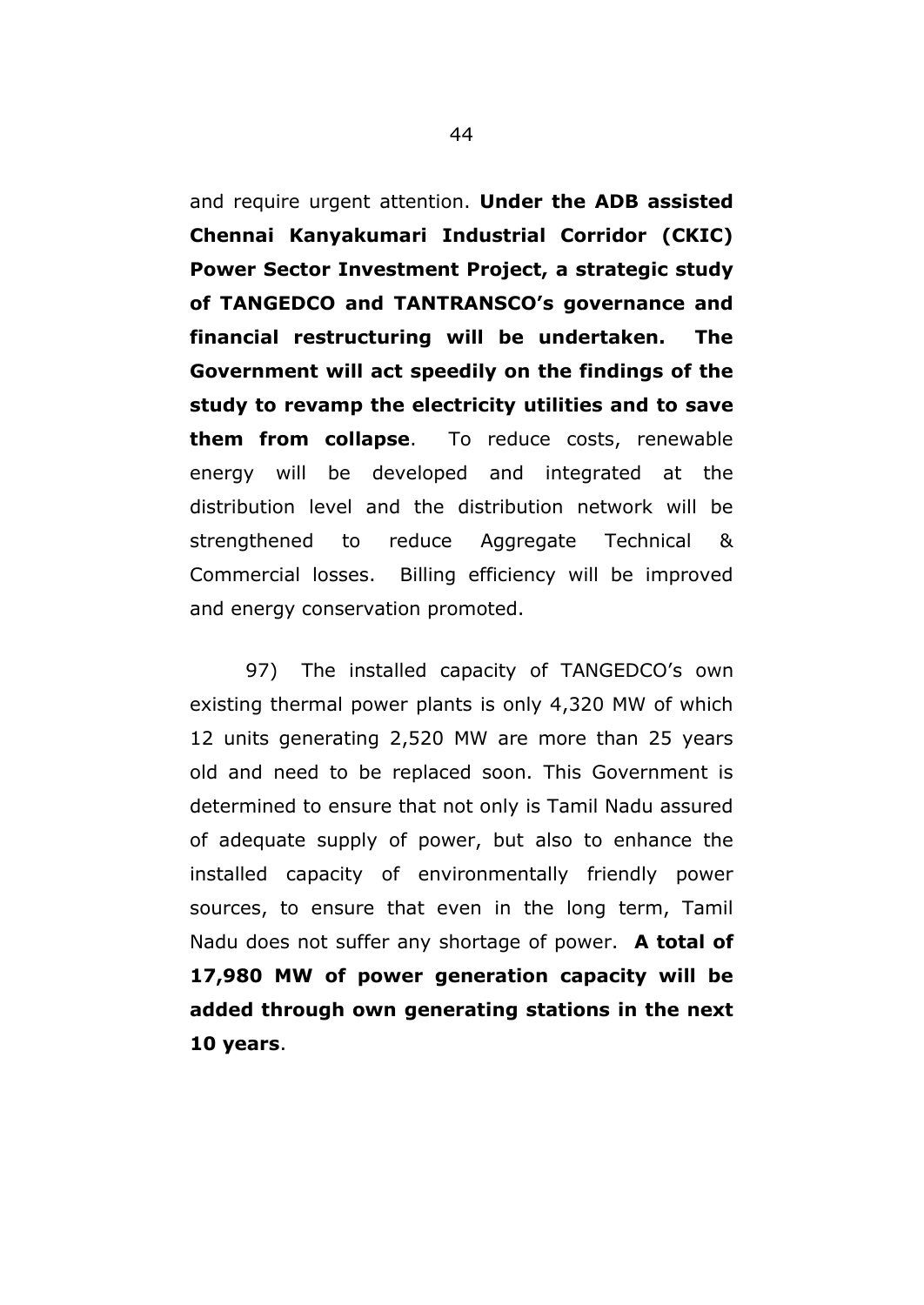and require urgent attention. **Under the ADB assisted Chennai Kanyakumari Industrial Corridor (CKIC) Power Sector Investment Project, a strategic study of TANGEDCO and TANTRANSCO's governance and financial restructuring will be undertaken. The Government will act speedily on the findings of the study to revamp the electricity utilities and to save them from collapse**. To reduce costs, renewable energy will be developed and integrated at the distribution level and the distribution network will be strengthened to reduce Aggregate Technical & Commercial losses. Billing efficiency will be improved and energy conservation promoted.

97) The installed capacity of TANGEDCO's own existing thermal power plants is only 4,320 MW of which 12 units generating 2,520 MW are more than 25 years old and need to be replaced soon. This Government is determined to ensure that not only is Tamil Nadu assured of adequate supply of power, but also to enhance the installed capacity of environmentally friendly power sources, to ensure that even in the long term, Tamil Nadu does not suffer any shortage of power. **A total of 17,980 MW of power generation capacity will be added through own generating stations in the next 10 years**.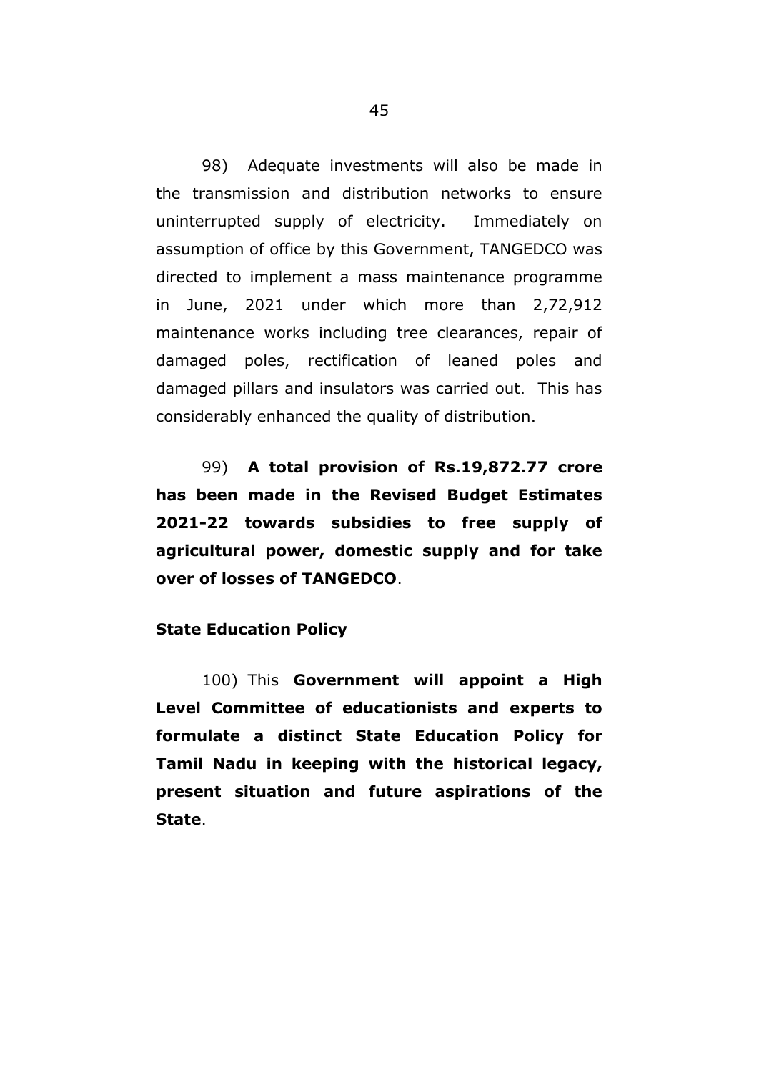98) Adequate investments will also be made in the transmission and distribution networks to ensure uninterrupted supply of electricity. Immediately on assumption of office by this Government, TANGEDCO was directed to implement a mass maintenance programme in June, 2021 under which more than 2,72,912 maintenance works including tree clearances, repair of damaged poles, rectification of leaned poles and damaged pillars and insulators was carried out. This has considerably enhanced the quality of distribution.

99) **A total provision of Rs.19,872.77 crore has been made in the Revised Budget Estimates 2021-22 towards subsidies to free supply of agricultural power, domestic supply and for take over of losses of TANGEDCO**.

**State Education Policy**

100) This **Government will appoint a High Level Committee of educationists and experts to formulate a distinct State Education Policy for Tamil Nadu in keeping with the historical legacy, present situation and future aspirations of the State**.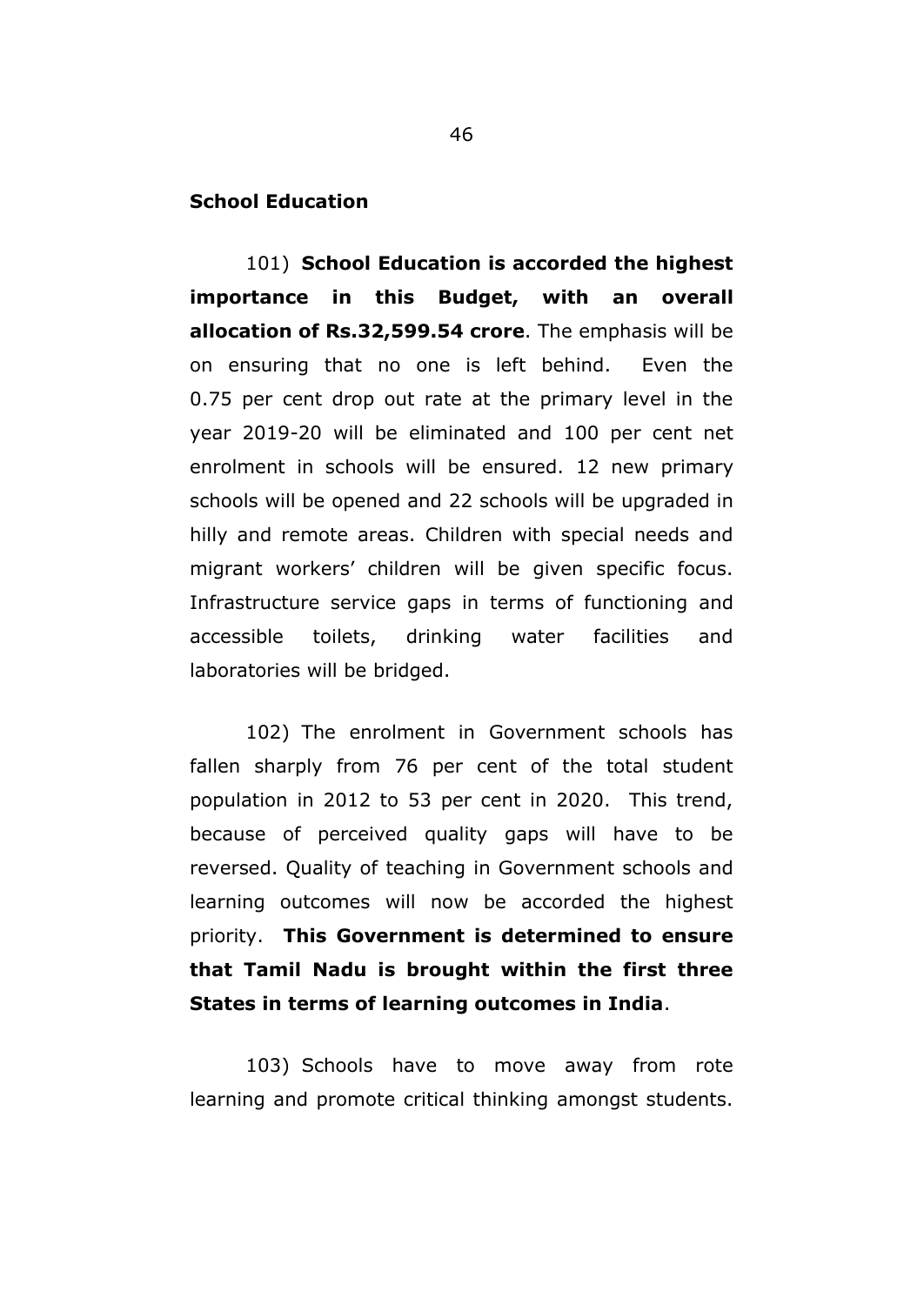**School Education**

101) **School Education is accorded the highest importance in this Budget, with an overall allocation of Rs.32,599.54 crore**. The emphasis will be on ensuring that no one is left behind. Even the 0.75 per cent drop out rate at the primary level in the year 2019-20 will be eliminated and 100 per cent net enrolment in schools will be ensured. 12 new primary schools will be opened and 22 schools will be upgraded in hilly and remote areas. Children with special needs and migrant workers' children will be given specific focus. Infrastructure service gaps in terms of functioning and accessible toilets, drinking water facilities and laboratories will be bridged.

102) The enrolment in Government schools has fallen sharply from 76 per cent of the total student population in 2012 to 53 per cent in 2020. This trend, because of perceived quality gaps will have to be reversed. Quality of teaching in Government schools and learning outcomes will now be accorded the highest priority. **This Government is determined to ensure that Tamil Nadu is brought within the first three States in terms of learning outcomes in India**.

103) Schools have to move away from rote learning and promote critical thinking amongst students.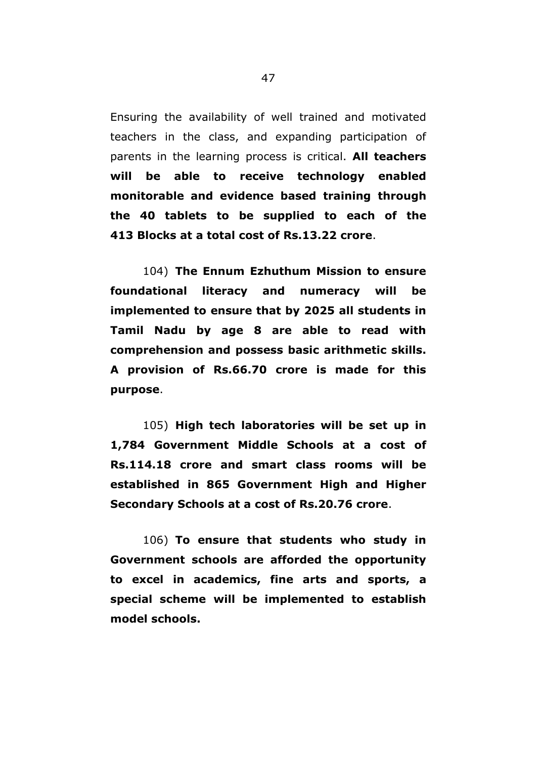Ensuring the availability of well trained and motivated teachers in the class, and expanding participation of parents in the learning process is critical. **All teachers will be able to receive technology enabled monitorable and evidence based training through the 40 tablets to be supplied to each of the 413 Blocks at a total cost of Rs.13.22 crore**.

104) **The Ennum Ezhuthum Mission to ensure foundational literacy and numeracy will be implemented to ensure that by 2025 all students in Tamil Nadu by age 8 are able to read with comprehension and possess basic arithmetic skills. A provision of Rs.66.70 crore is made for this purpose**.

105) **High tech laboratories will be set up in 1,784 Government Middle Schools at a cost of Rs.114.18 crore and smart class rooms will be established in 865 Government High and Higher Secondary Schools at a cost of Rs.20.76 crore**.

106) **To ensure that students who study in Government schools are afforded the opportunity to excel in academics, fine arts and sports, a special scheme will be implemented to establish model schools.**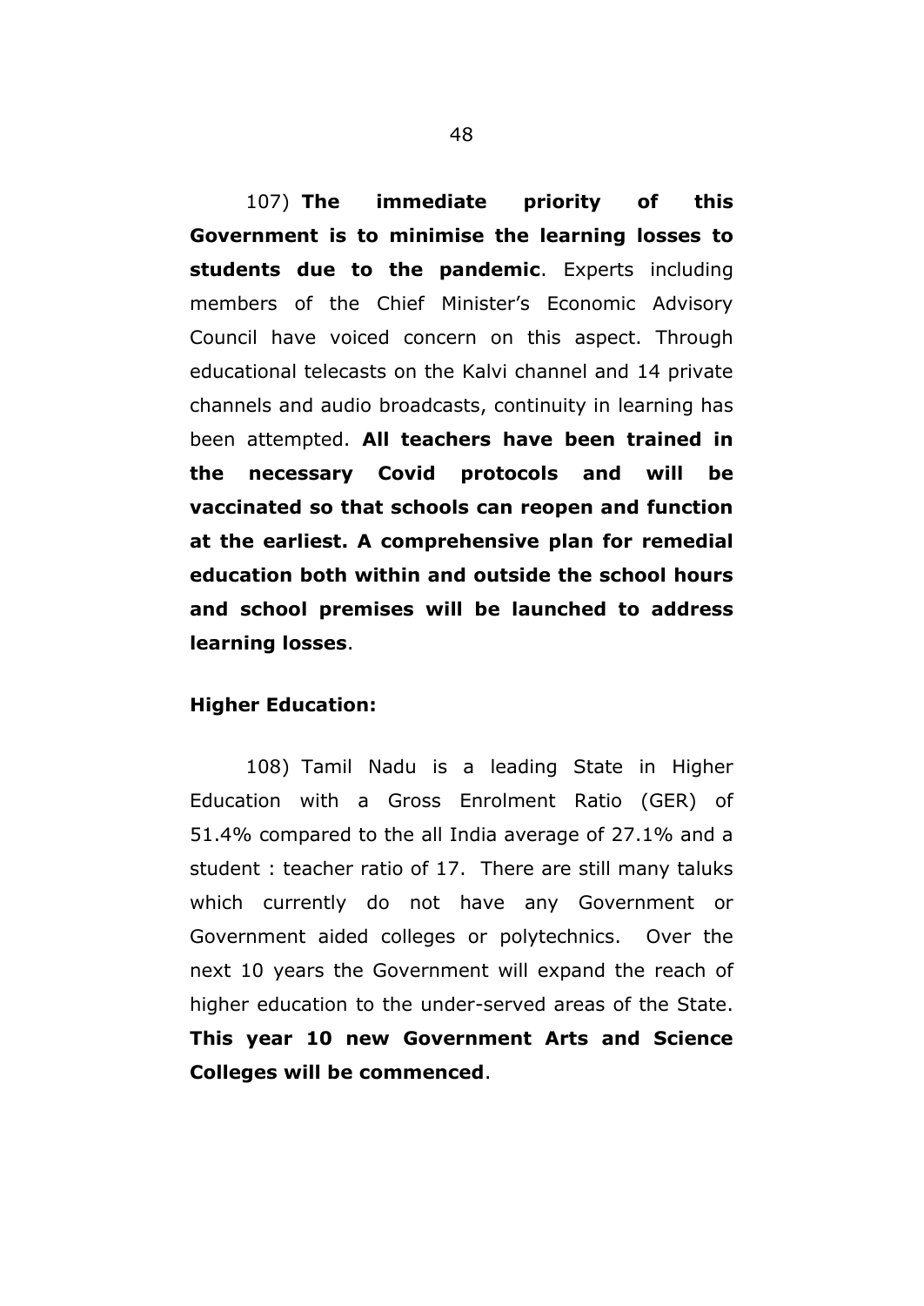107) **The immediate priority of this Government is to minimise the learning losses to students due to the pandemic**. Experts including members of the Chief Minister's Economic Advisory Council have voiced concern on this aspect. Through educational telecasts on the Kalvi channel and 14 private channels and audio broadcasts, continuity in learning has been attempted. **All teachers have been trained in the necessary Covid protocols and will be vaccinated so that schools can reopen and function at the earliest. A comprehensive plan for remedial education both within and outside the school hours and school premises will be launched to address learning losses**.

**Higher Education:**

108) Tamil Nadu is a leading State in Higher Education with a Gross Enrolment Ratio (GER) of 51.4% compared to the all India average of 27.1% and a student : teacher ratio of 17. There are still many taluks which currently do not have any Government or Government aided colleges or polytechnics. Over the next 10 years the Government will expand the reach of higher education to the under-served areas of the State. **This year 10 new Government Arts and Science Colleges will be commenced**.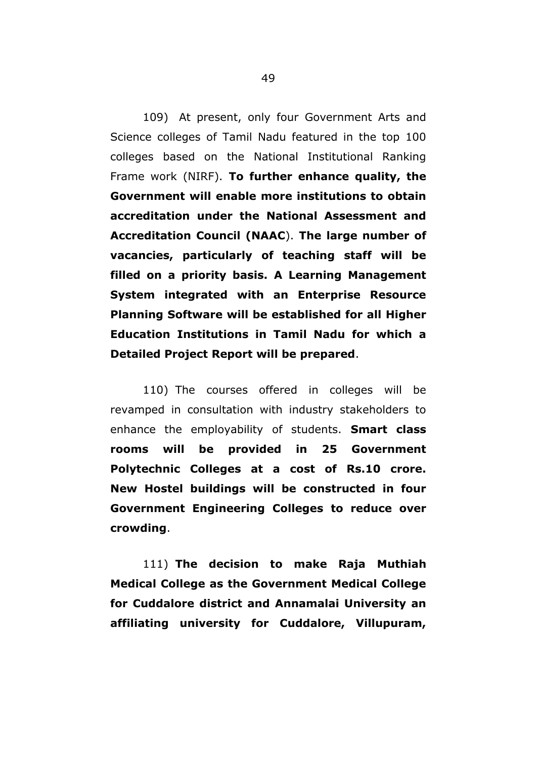109) At present, only four Government Arts and Science colleges of Tamil Nadu featured in the top 100 colleges based on the National Institutional Ranking Frame work (NIRF). **To further enhance quality, the Government will enable more institutions to obtain accreditation under the National Assessment and Accreditation Council (NAAC**). **The large number of vacancies, particularly of teaching staff will be filled on a priority basis. A Learning Management System integrated with an Enterprise Resource Planning Software will be established for all Higher Education Institutions in Tamil Nadu for which a Detailed Project Report will be prepared**.

110) The courses offered in colleges will be revamped in consultation with industry stakeholders to enhance the employability of students. **Smart class rooms will be provided in 25 Government Polytechnic Colleges at a cost of Rs.10 crore. New Hostel buildings will be constructed in four Government Engineering Colleges to reduce over crowding**.

111) **The decision to make Raja Muthiah Medical College as the Government Medical College for Cuddalore district and Annamalai University an affiliating university for Cuddalore, Villupuram,**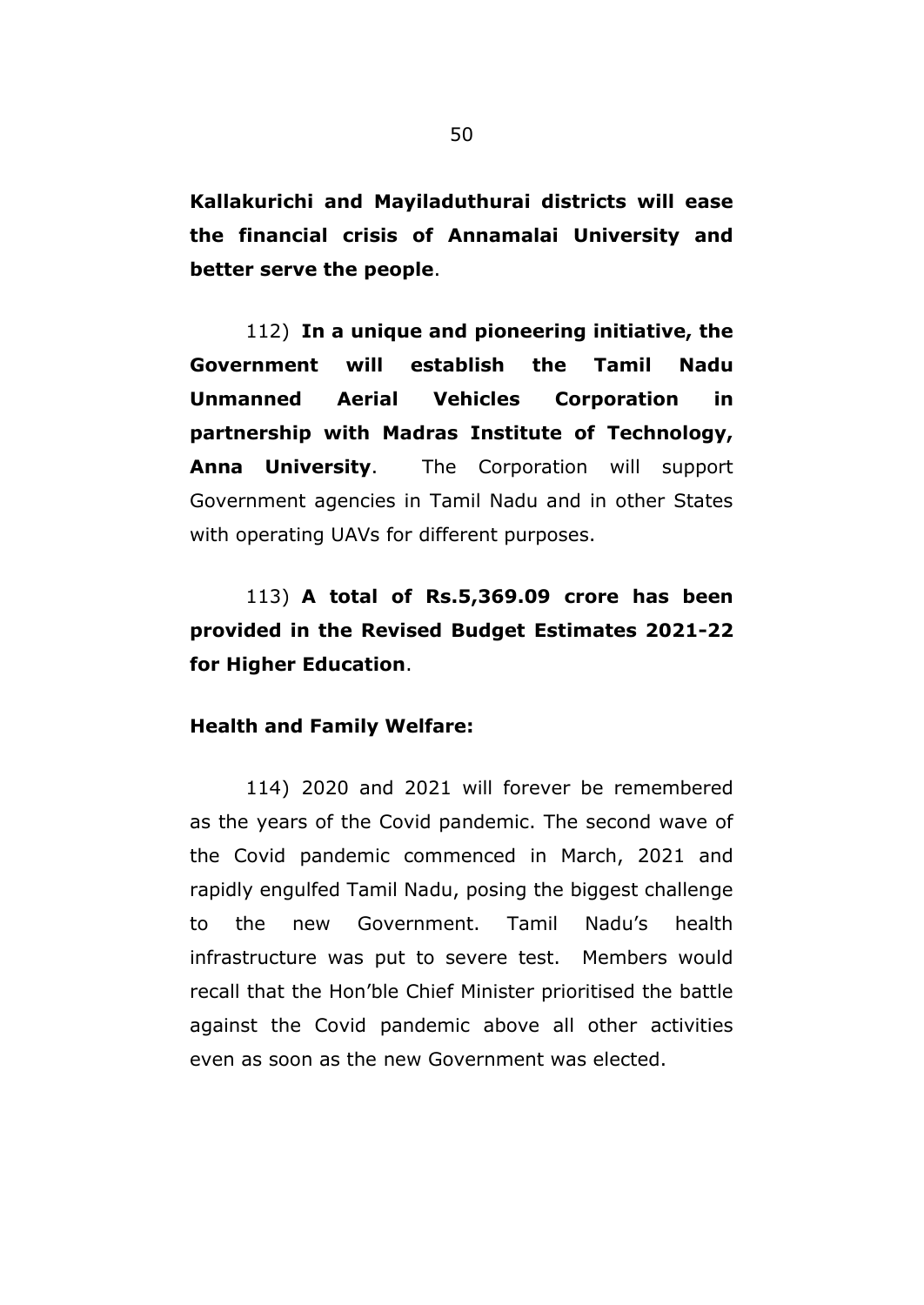**Kallakurichi and Mayiladuthurai districts will ease the financial crisis of Annamalai University and better serve the people**.

112) **In a unique and pioneering initiative, the Government will establish the Tamil Nadu Unmanned Aerial Vehicles Corporation in partnership with Madras Institute of Technology, Anna University**. The Corporation will support Government agencies in Tamil Nadu and in other States with operating UAVs for different purposes.

113) **A total of Rs.5,369.09 crore has been provided in the Revised Budget Estimates 2021-22 for Higher Education**.

**Health and Family Welfare:**

114) 2020 and 2021 will forever be remembered as the years of the Covid pandemic. The second wave of the Covid pandemic commenced in March, 2021 and rapidly engulfed Tamil Nadu, posing the biggest challenge to the new Government. Tamil Nadu's health infrastructure was put to severe test. Members would recall that the Hon'ble Chief Minister prioritised the battle against the Covid pandemic above all other activities even as soon as the new Government was elected.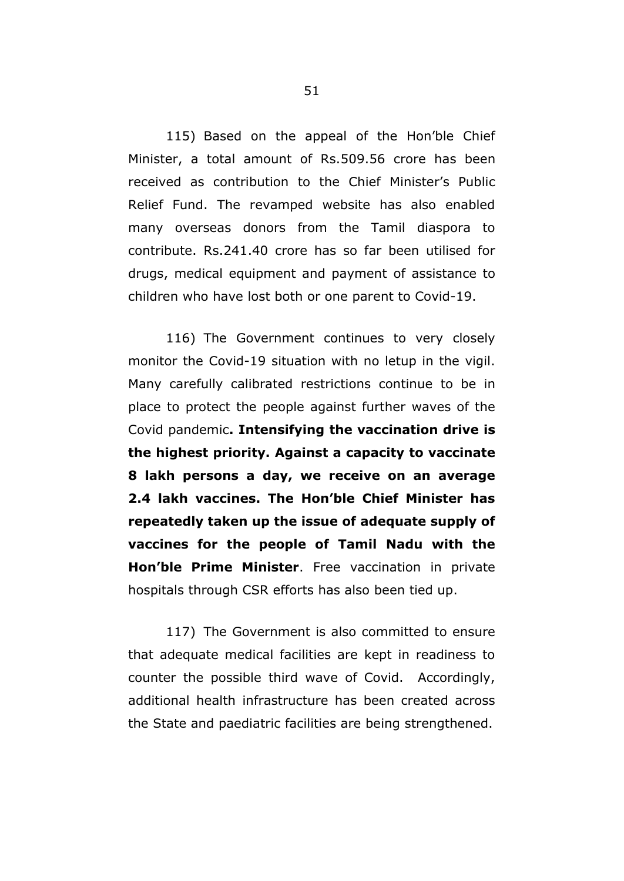115) Based on the appeal of the Hon'ble Chief Minister, a total amount of Rs.509.56 crore has been received as contribution to the Chief Minister's Public Relief Fund. The revamped website has also enabled many overseas donors from the Tamil diaspora to contribute. Rs.241.40 crore has so far been utilised for drugs, medical equipment and payment of assistance to children who have lost both or one parent to Covid-19.

116) The Government continues to very closely monitor the Covid-19 situation with no letup in the vigil. Many carefully calibrated restrictions continue to be in place to protect the people against further waves of the Covid pandemic**. Intensifying the vaccination drive is the highest priority. Against a capacity to vaccinate 8 lakh persons a day, we receive on an average 2.4 lakh vaccines. The Hon'ble Chief Minister has repeatedly taken up the issue of adequate supply of vaccines for the people of Tamil Nadu with the Hon'ble Prime Minister**. Free vaccination in private hospitals through CSR efforts has also been tied up.

117) The Government is also committed to ensure that adequate medical facilities are kept in readiness to counter the possible third wave of Covid. Accordingly, additional health infrastructure has been created across the State and paediatric facilities are being strengthened.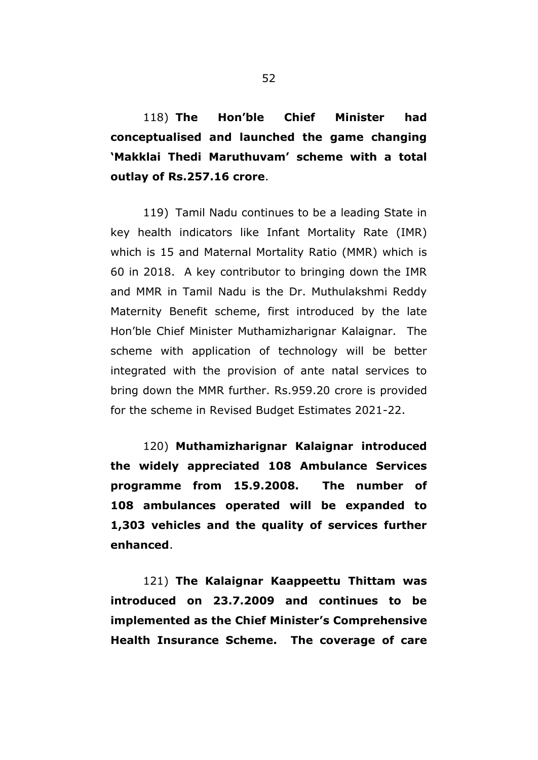118) **The Hon'ble Chief Minister had conceptualised and launched the game changing 'Makklai Thedi Maruthuvam' scheme with a total outlay of Rs.257.16 crore**.

119) Tamil Nadu continues to be a leading State in key health indicators like Infant Mortality Rate (IMR) which is 15 and Maternal Mortality Ratio (MMR) which is 60 in 2018. A key contributor to bringing down the IMR and MMR in Tamil Nadu is the Dr. Muthulakshmi Reddy Maternity Benefit scheme, first introduced by the late Hon'ble Chief Minister Muthamizharignar Kalaignar. The scheme with application of technology will be better integrated with the provision of ante natal services to bring down the MMR further. Rs.959.20 crore is provided for the scheme in Revised Budget Estimates 2021-22.

120) **Muthamizharignar Kalaignar introduced the widely appreciated 108 Ambulance Services programme from 15.9.2008. The number of 108 ambulances operated will be expanded to 1,303 vehicles and the quality of services further enhanced**.

121) **The Kalaignar Kaappeettu Thittam was introduced on 23.7.2009 and continues to be implemented as the Chief Minister's Comprehensive Health Insurance Scheme. The coverage of care**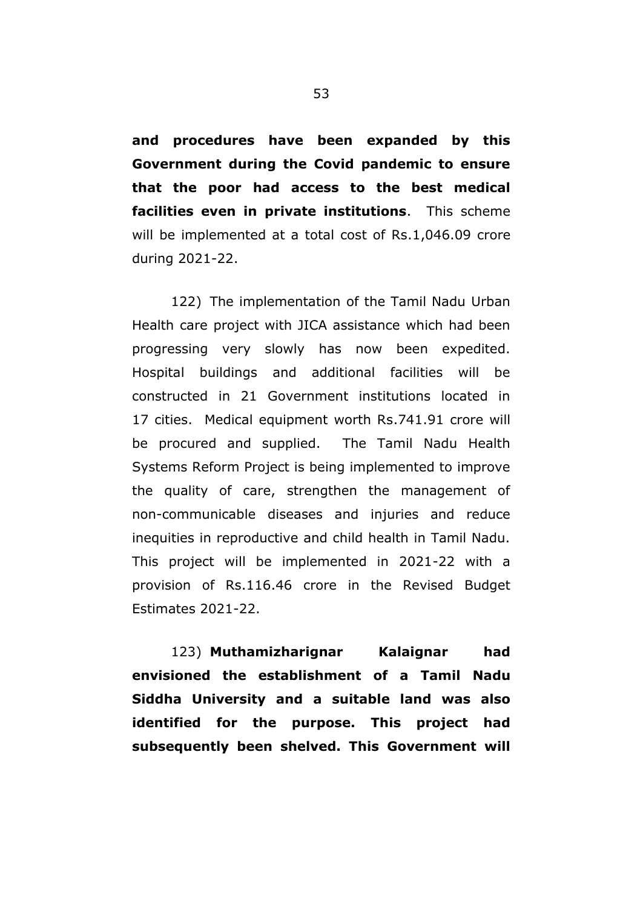**and procedures have been expanded by this Government during the Covid pandemic to ensure that the poor had access to the best medical facilities even in private institutions**. This scheme will be implemented at a total cost of Rs.1,046.09 crore during 2021-22.

122) The implementation of the Tamil Nadu Urban Health care project with JICA assistance which had been progressing very slowly has now been expedited. Hospital buildings and additional facilities will be constructed in 21 Government institutions located in 17 cities. Medical equipment worth Rs.741.91 crore will be procured and supplied. The Tamil Nadu Health Systems Reform Project is being implemented to improve the quality of care, strengthen the management of non-communicable diseases and injuries and reduce inequities in reproductive and child health in Tamil Nadu. This project will be implemented in 2021-22 with a provision of Rs.116.46 crore in the Revised Budget Estimates 2021-22.

123) **Muthamizharignar Kalaignar had envisioned the establishment of a Tamil Nadu Siddha University and a suitable land was also identified for the purpose. This project had subsequently been shelved. This Government will**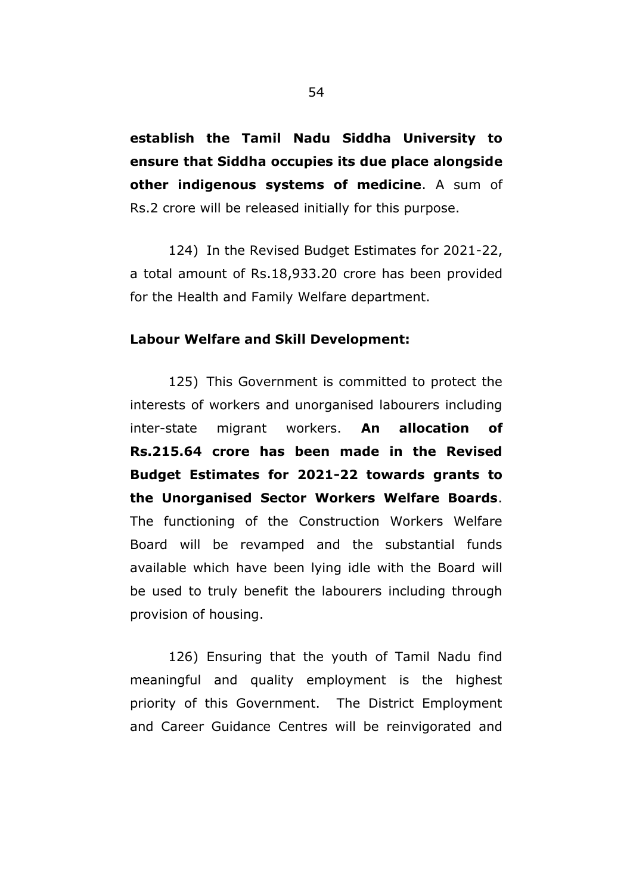**establish the Tamil Nadu Siddha University to ensure that Siddha occupies its due place alongside other indigenous systems of medicine**. A sum of Rs.2 crore will be released initially for this purpose.

124) In the Revised Budget Estimates for 2021-22, a total amount of Rs.18,933.20 crore has been provided for the Health and Family Welfare department.

**Labour Welfare and Skill Development:**

125) This Government is committed to protect the interests of workers and unorganised labourers including inter-state migrant workers. **An allocation of Rs.215.64 crore has been made in the Revised Budget Estimates for 2021-22 towards grants to the Unorganised Sector Workers Welfare Boards**. The functioning of the Construction Workers Welfare Board will be revamped and the substantial funds available which have been lying idle with the Board will be used to truly benefit the labourers including through provision of housing.

126) Ensuring that the youth of Tamil Nadu find meaningful and quality employment is the highest priority of this Government. The District Employment and Career Guidance Centres will be reinvigorated and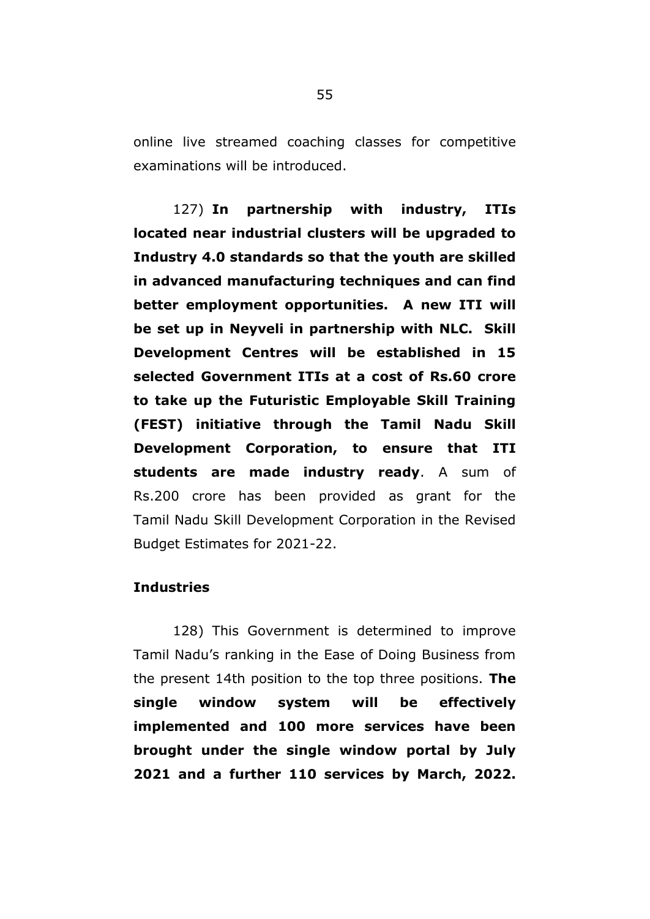online live streamed coaching classes for competitive examinations will be introduced.

127) **In partnership with industry, ITIs located near industrial clusters will be upgraded to Industry 4.0 standards so that the youth are skilled in advanced manufacturing techniques and can find better employment opportunities. A new ITI will be set up in Neyveli in partnership with NLC. Skill Development Centres will be established in 15 selected Government ITIs at a cost of Rs.60 crore to take up the Futuristic Employable Skill Training (FEST) initiative through the Tamil Nadu Skill Development Corporation, to ensure that ITI students are made industry ready**. A sum of Rs.200 crore has been provided as grant for the Tamil Nadu Skill Development Corporation in the Revised Budget Estimates for 2021-22.

**Industries**

128) This Government is determined to improve Tamil Nadu's ranking in the Ease of Doing Business from the present 14th position to the top three positions. **The single window system will be effectively implemented and 100 more services have been brought under the single window portal by July 2021 and a further 110 services by March, 2022.**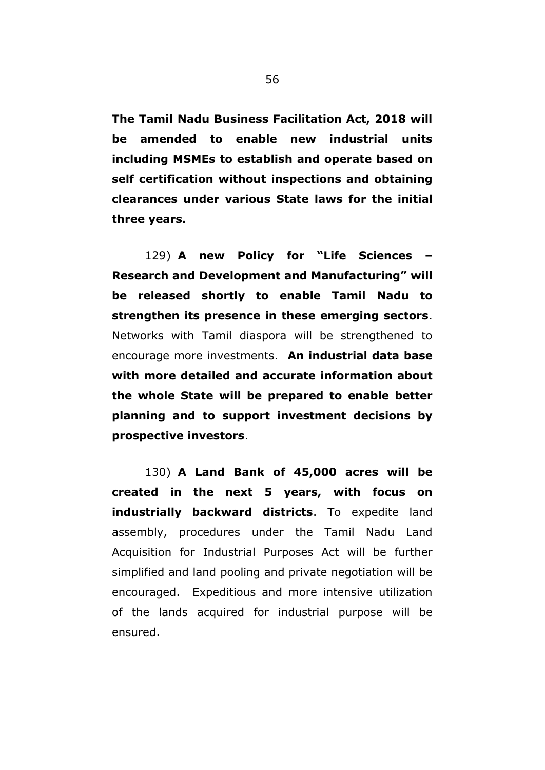**The Tamil Nadu Business Facilitation Act, 2018 will be amended to enable new industrial units including MSMEs to establish and operate based on self certification without inspections and obtaining clearances under various State laws for the initial three years.**

129) **A new Policy for "Life Sciences – Research and Development and Manufacturing" will be released shortly to enable Tamil Nadu to strengthen its presence in these emerging sectors**. Networks with Tamil diaspora will be strengthened to encourage more investments. **An industrial data base with more detailed and accurate information about the whole State will be prepared to enable better planning and to support investment decisions by prospective investors**.

130) **A Land Bank of 45,000 acres will be created in the next 5 years, with focus on industrially backward districts**. To expedite land assembly, procedures under the Tamil Nadu Land Acquisition for Industrial Purposes Act will be further simplified and land pooling and private negotiation will be encouraged. Expeditious and more intensive utilization of the lands acquired for industrial purpose will be ensured.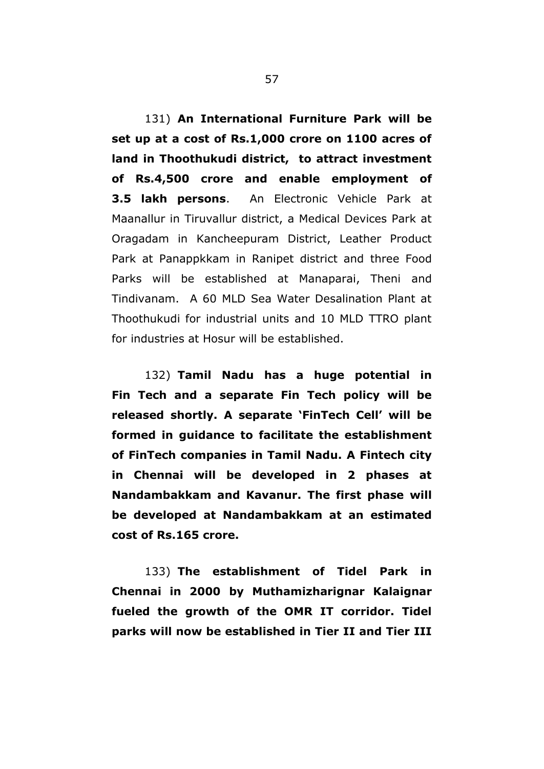131) **An International Furniture Park will be set up at a cost of Rs.1,000 crore on 1100 acres of land in Thoothukudi district, to attract investment of Rs.4,500 crore and enable employment of 3.5 lakh persons**. An Electronic Vehicle Park at Maanallur in Tiruvallur district, a Medical Devices Park at Oragadam in Kancheepuram District, Leather Product Park at Panappkkam in Ranipet district and three Food Parks will be established at Manaparai, Theni and Tindivanam. A 60 MLD Sea Water Desalination Plant at Thoothukudi for industrial units and 10 MLD TTRO plant for industries at Hosur will be established.

132) **Tamil Nadu has a huge potential in Fin Tech and a separate Fin Tech policy will be released shortly. A separate 'FinTech Cell' will be formed in guidance to facilitate the establishment of FinTech companies in Tamil Nadu. A Fintech city in Chennai will be developed in 2 phases at Nandambakkam and Kavanur. The first phase will be developed at Nandambakkam at an estimated cost of Rs.165 crore.**

133) **The establishment of Tidel Park in Chennai in 2000 by Muthamizharignar Kalaignar fueled the growth of the OMR IT corridor. Tidel parks will now be established in Tier II and Tier III**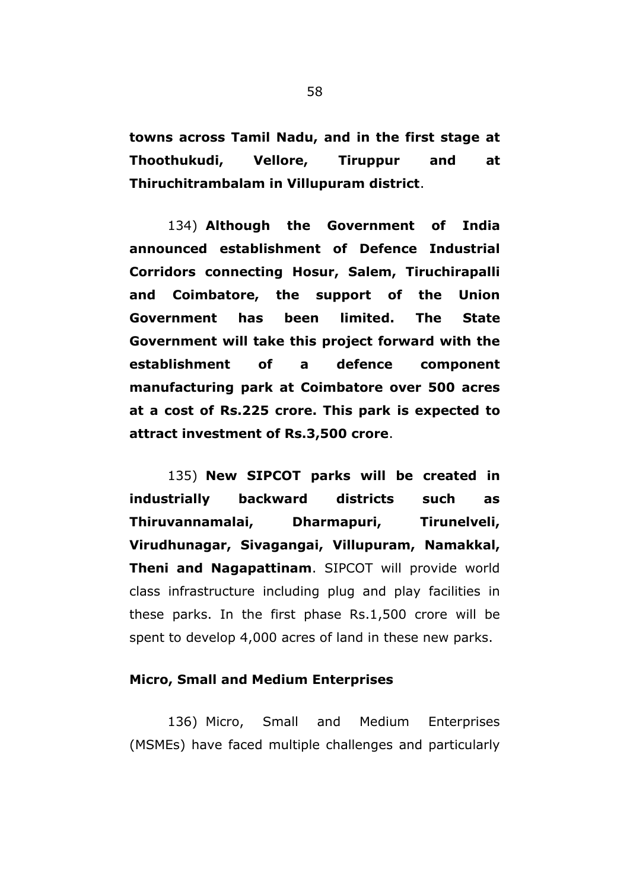**towns across Tamil Nadu, and in the first stage at Thoothukudi, Vellore, Tiruppur and at Thiruchitrambalam in Villupuram district**.

134) **Although the Government of India announced establishment of Defence Industrial Corridors connecting Hosur, Salem, Tiruchirapalli and Coimbatore, the support of the Union Government has been limited. The State Government will take this project forward with the establishment of a defence component manufacturing park at Coimbatore over 500 acres at a cost of Rs.225 crore. This park is expected to attract investment of Rs.3,500 crore**.

135) **New SIPCOT parks will be created in industrially backward districts such as Thiruvannamalai, Dharmapuri, Tirunelveli, Virudhunagar, Sivagangai, Villupuram, Namakkal, Theni and Nagapattinam**. SIPCOT will provide world class infrastructure including plug and play facilities in these parks. In the first phase Rs.1,500 crore will be spent to develop 4,000 acres of land in these new parks.

**Micro, Small and Medium Enterprises**

136) Micro, Small and Medium Enterprises (MSMEs) have faced multiple challenges and particularly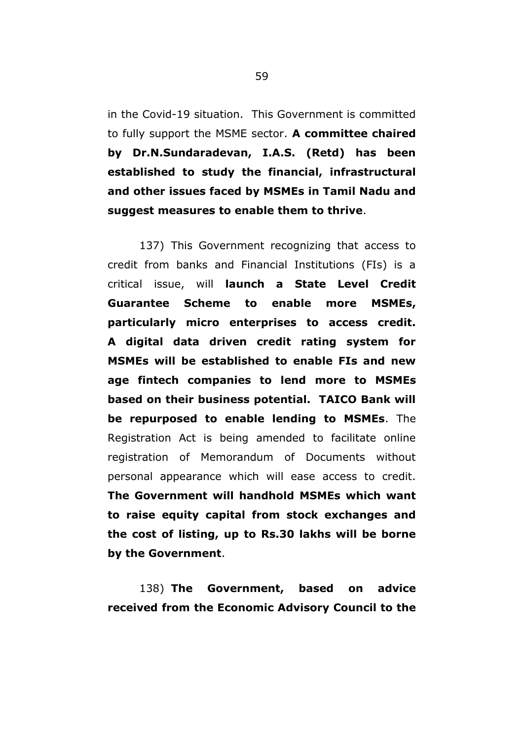in the Covid-19 situation. This Government is committed to fully support the MSME sector. **A committee chaired by Dr.N.Sundaradevan, I.A.S. (Retd) has been established to study the financial, infrastructural and other issues faced by MSMEs in Tamil Nadu and suggest measures to enable them to thrive**.

137) This Government recognizing that access to credit from banks and Financial Institutions (FIs) is a critical issue, will **launch a State Level Credit Guarantee Scheme to enable more MSMEs, particularly micro enterprises to access credit. A digital data driven credit rating system for MSMEs will be established to enable FIs and new age fintech companies to lend more to MSMEs based on their business potential. TAICO Bank will be repurposed to enable lending to MSMEs**. The Registration Act is being amended to facilitate online registration of Memorandum of Documents without personal appearance which will ease access to credit. **The Government will handhold MSMEs which want to raise equity capital from stock exchanges and the cost of listing, up to Rs.30 lakhs will be borne by the Government**.

138) **The Government, based on advice received from the Economic Advisory Council to the**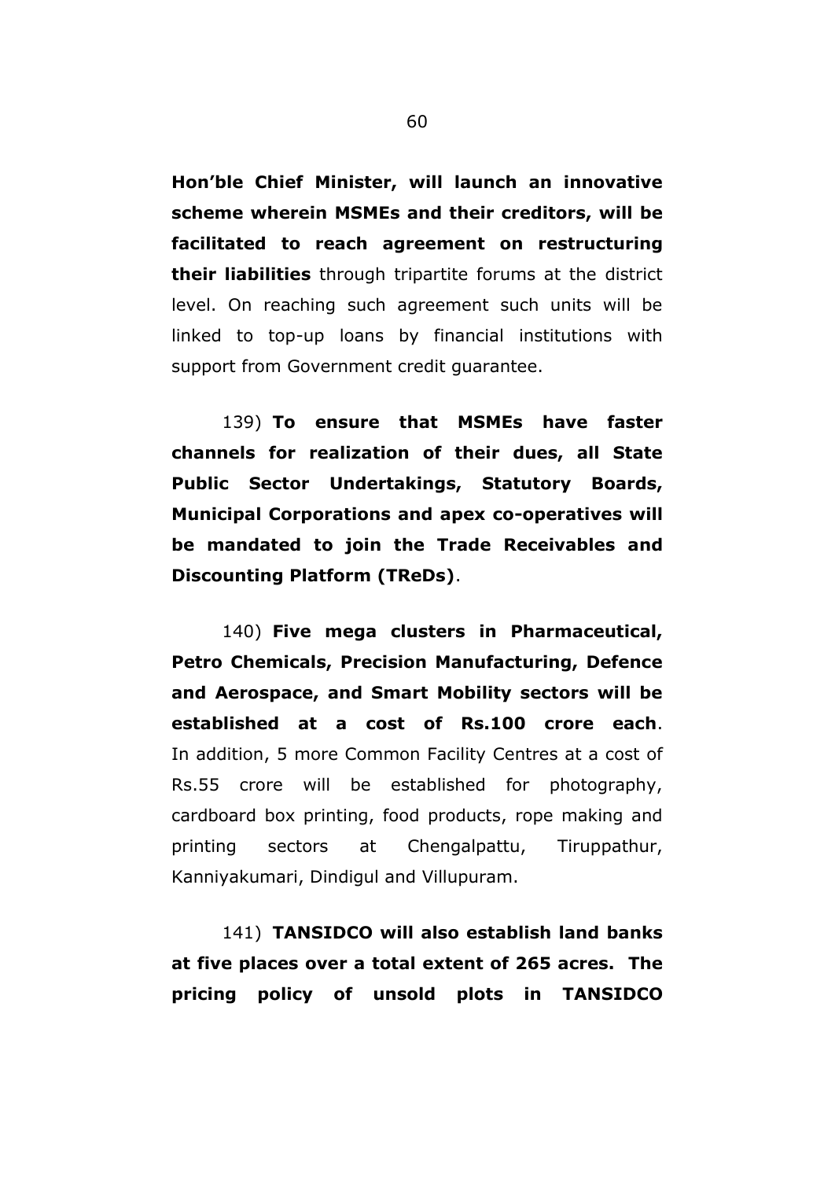**Hon'ble Chief Minister, will launch an innovative scheme wherein MSMEs and their creditors, will be facilitated to reach agreement on restructuring their liabilities** through tripartite forums at the district level. On reaching such agreement such units will be linked to top-up loans by financial institutions with support from Government credit guarantee.

139) **To ensure that MSMEs have faster channels for realization of their dues, all State Public Sector Undertakings, Statutory Boards, Municipal Corporations and apex co-operatives will be mandated to join the Trade Receivables and Discounting Platform (TReDs)**.

140) **Five mega clusters in Pharmaceutical, Petro Chemicals, Precision Manufacturing, Defence and Aerospace, and Smart Mobility sectors will be established at a cost of Rs.100 crore each**. In addition, 5 more Common Facility Centres at a cost of Rs.55 crore will be established for photography, cardboard box printing, food products, rope making and printing sectors at Chengalpattu, Tiruppathur, Kanniyakumari, Dindigul and Villupuram.

141) **TANSIDCO will also establish land banks at five places over a total extent of 265 acres. The pricing policy of unsold plots in TANSIDCO**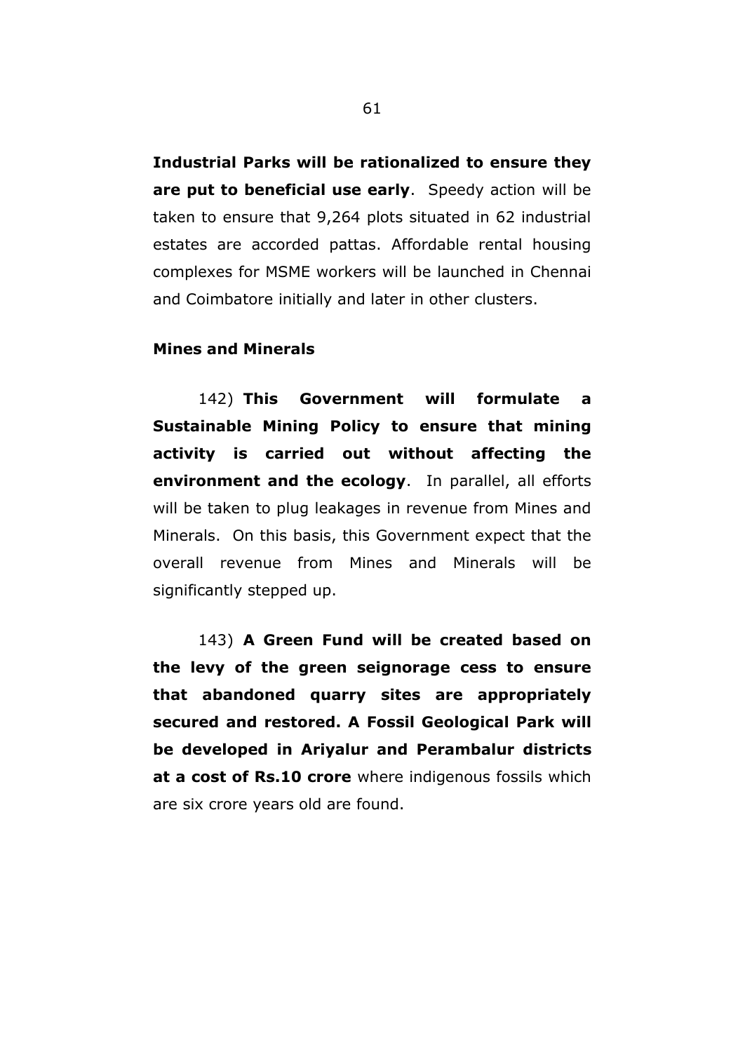**Industrial Parks will be rationalized to ensure they are put to beneficial use early**. Speedy action will be taken to ensure that 9,264 plots situated in 62 industrial estates are accorded pattas. Affordable rental housing complexes for MSME workers will be launched in Chennai and Coimbatore initially and later in other clusters.

**Mines and Minerals**

142) **This Government will formulate a Sustainable Mining Policy to ensure that mining activity is carried out without affecting the environment and the ecology**. In parallel, all efforts will be taken to plug leakages in revenue from Mines and Minerals. On this basis, this Government expect that the overall revenue from Mines and Minerals will be significantly stepped up.

143) **A Green Fund will be created based on the levy of the green seignorage cess to ensure that abandoned quarry sites are appropriately secured and restored. A Fossil Geological Park will be developed in Ariyalur and Perambalur districts at a cost of Rs.10 crore** where indigenous fossils which are six crore years old are found.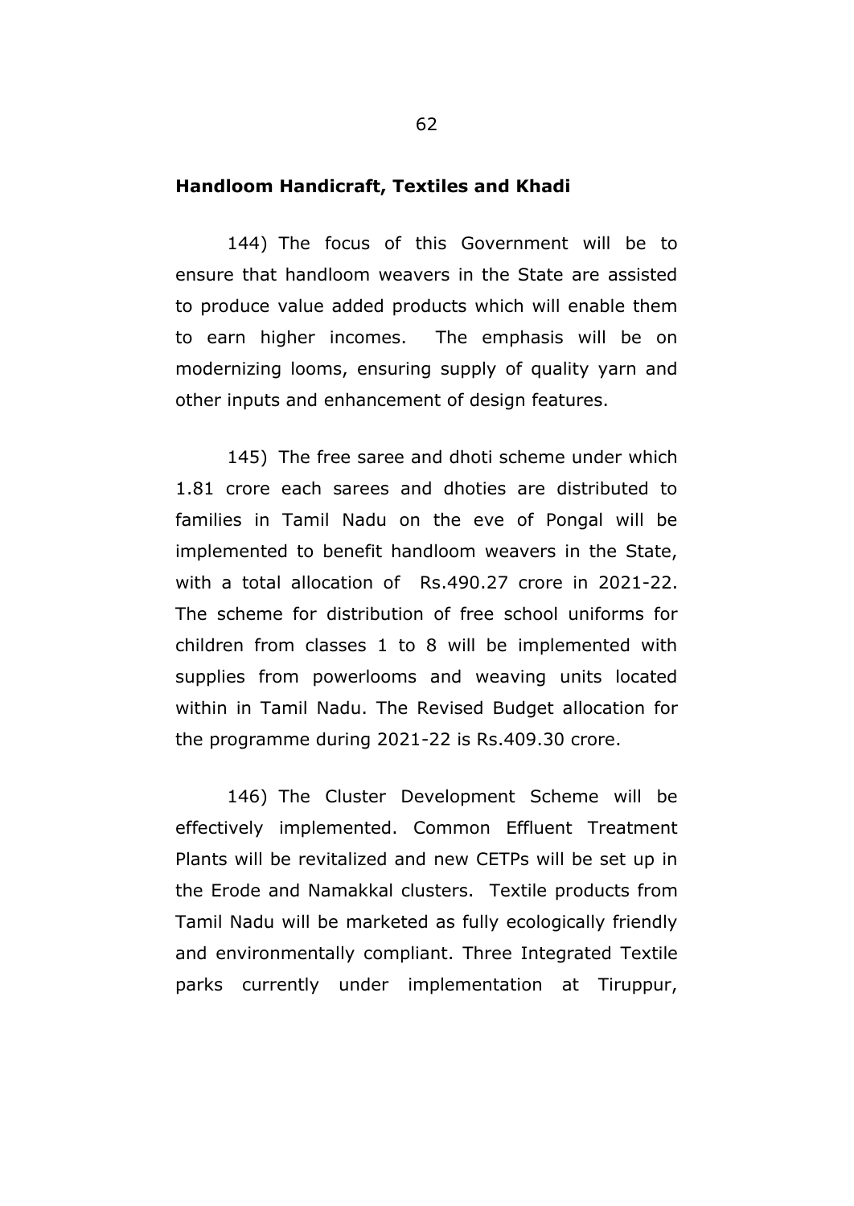## Handloom Handicraft, Textiles and Khadi

144) The focus of this Government will be to ensure that handloom weavers in the State are assisted to produce value added products which will enable them to earn higher incomes. The emphasis will be on modernizing looms, ensuring supply of quality yarn and other inputs and enhancement of design features.

145) The free saree and dhoti scheme under which 1.81 crore each sarees and dhoties are distributed to families in Tamil Nadu on the eve of Pongal will be implemented to benefit handloom weavers in the State, with a total allocation of Rs.490.27 crore in 2021-22. The scheme for distribution of free school uniforms for children from classes 1 to 8 will be implemented with supplies from powerlooms and weaving units located within in Tamil Nadu. The Revised Budget allocation for the programme during 2021-22 is Rs.409.30 crore.

146) The Cluster Development Scheme will be effectively implemented. Common Effluent Treatment Plants will be revitalized and new CETPs will be set up in the Erode and Namakkal clusters. Textile products from Tamil Nadu will be marketed as fully ecologically friendly and environmentally compliant. Three Integrated Textile parks currently under implementation at Tiruppur,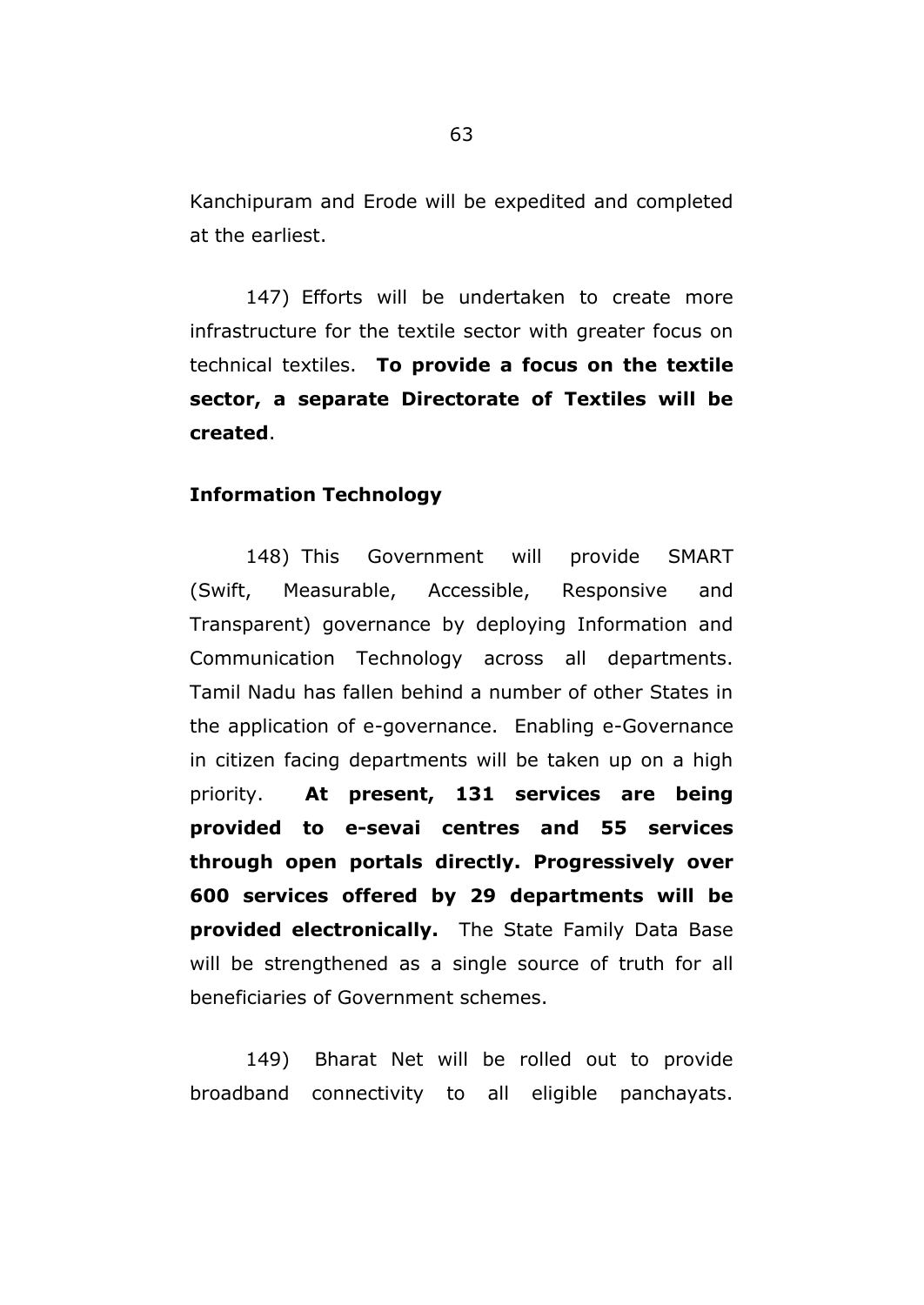Kanchipuram and Erode will be expedited and completed at the earliest.

147) Efforts will be undertaken to create more infrastructure for the textile sector with greater focus on technical textiles. **To provide a focus on the textile sector, a separate Directorate of Textiles will be created**.

**Information Technology**

148) This Government will provide SMART (Swift, Measurable, Accessible, Responsive and Transparent) governance by deploying Information and Communication Technology across all departments. Tamil Nadu has fallen behind a number of other States in the application of e-governance. Enabling e-Governance in citizen facing departments will be taken up on a high priority. **At present, 131 services are being provided to e-sevai centres and 55 services through open portals directly. Progressively over 600 services offered by 29 departments will be provided electronically.** The State Family Data Base will be strengthened as a single source of truth for all beneficiaries of Government schemes.

149) Bharat Net will be rolled out to provide broadband connectivity to all eligible panchayats.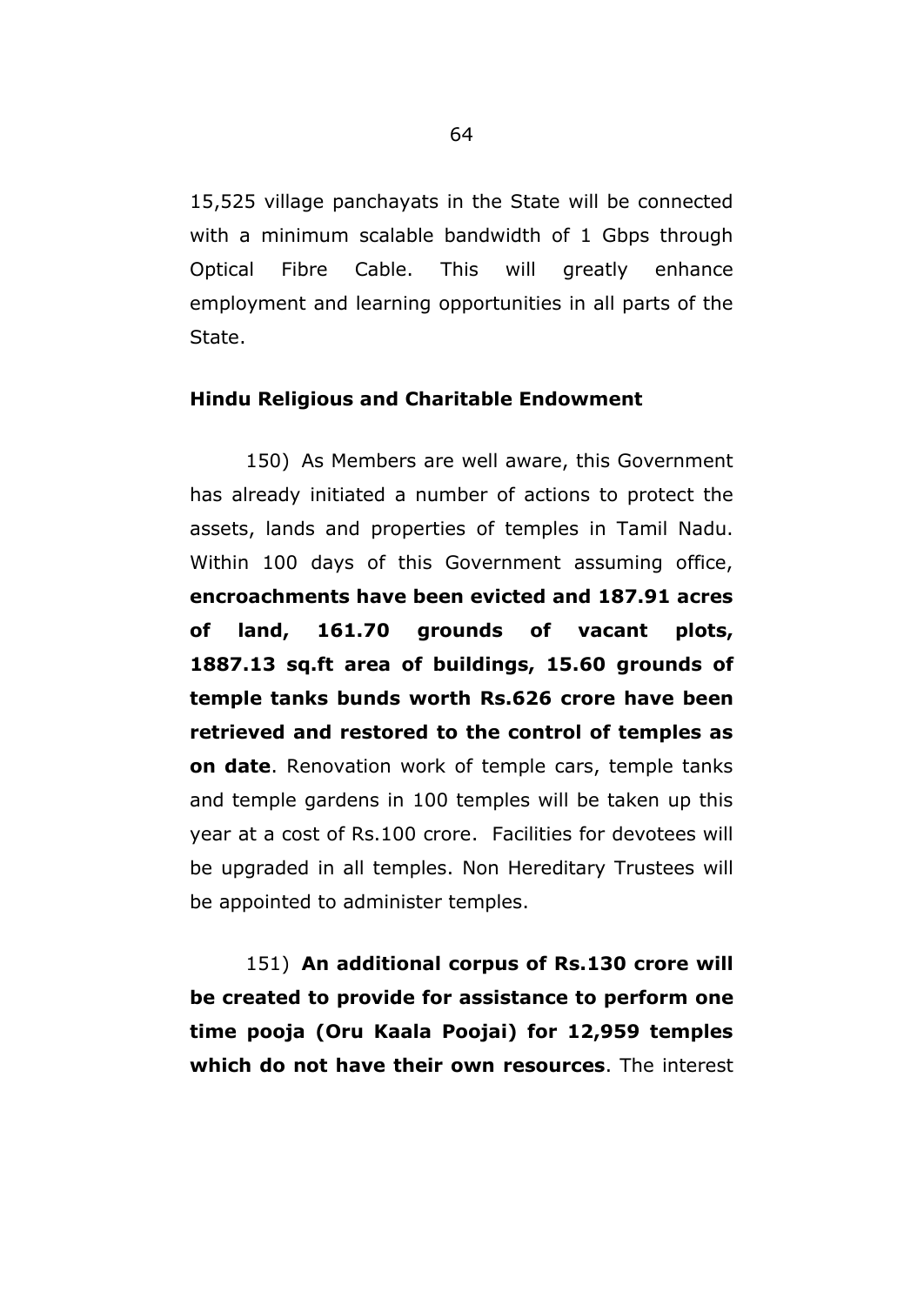15,525 village panchayats in the State will be connected with a minimum scalable bandwidth of 1 Gbps through Optical Fibre Cable. This will greatly enhance employment and learning opportunities in all parts of the State.

**Hindu Religious and Charitable Endowment**

150) As Members are well aware, this Government has already initiated a number of actions to protect the assets, lands and properties of temples in Tamil Nadu. Within 100 days of this Government assuming office, **encroachments have been evicted and 187.91 acres of land, 161.70 grounds of vacant plots, 1887.13 sq.ft area of buildings, 15.60 grounds of temple tanks bunds worth Rs.626 crore have been retrieved and restored to the control of temples as on date**. Renovation work of temple cars, temple tanks and temple gardens in 100 temples will be taken up this year at a cost of Rs.100 crore. Facilities for devotees will be upgraded in all temples. Non Hereditary Trustees will be appointed to administer temples.

151) **An additional corpus of Rs.130 crore will be created to provide for assistance to perform one time pooja (Oru Kaala Poojai) for 12,959 temples which do not have their own resources**. The interest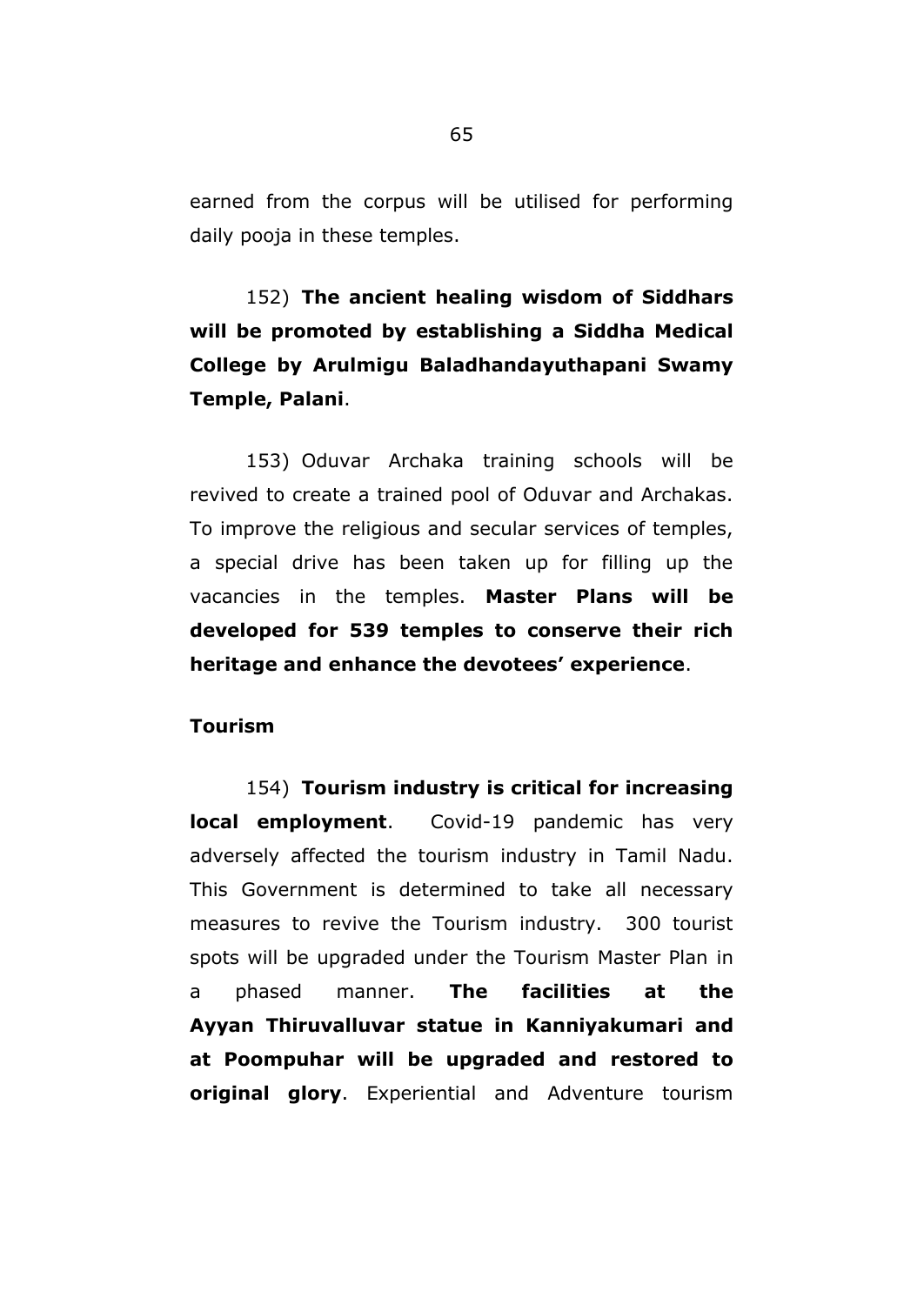earned from the corpus will be utilised for performing daily pooja in these temples.

152) **The ancient healing wisdom of Siddhars will be promoted by establishing a Siddha Medical College by Arulmigu Baladhandayuthapani Swamy Temple, Palani**.

153) Oduvar Archaka training schools will be revived to create a trained pool of Oduvar and Archakas. To improve the religious and secular services of temples, a special drive has been taken up for filling up the vacancies in the temples. **Master Plans will be developed for 539 temples to conserve their rich heritage and enhance the devotees' experience**.

**Tourism**

154) **Tourism industry is critical for increasing local employment**. Covid-19 pandemic has very adversely affected the tourism industry in Tamil Nadu. This Government is determined to take all necessary measures to revive the Tourism industry. 300 tourist spots will be upgraded under the Tourism Master Plan in a phased manner. **The facilities at the Ayyan Thiruvalluvar statue in Kanniyakumari and at Poompuhar will be upgraded and restored to original glory**. Experiential and Adventure tourism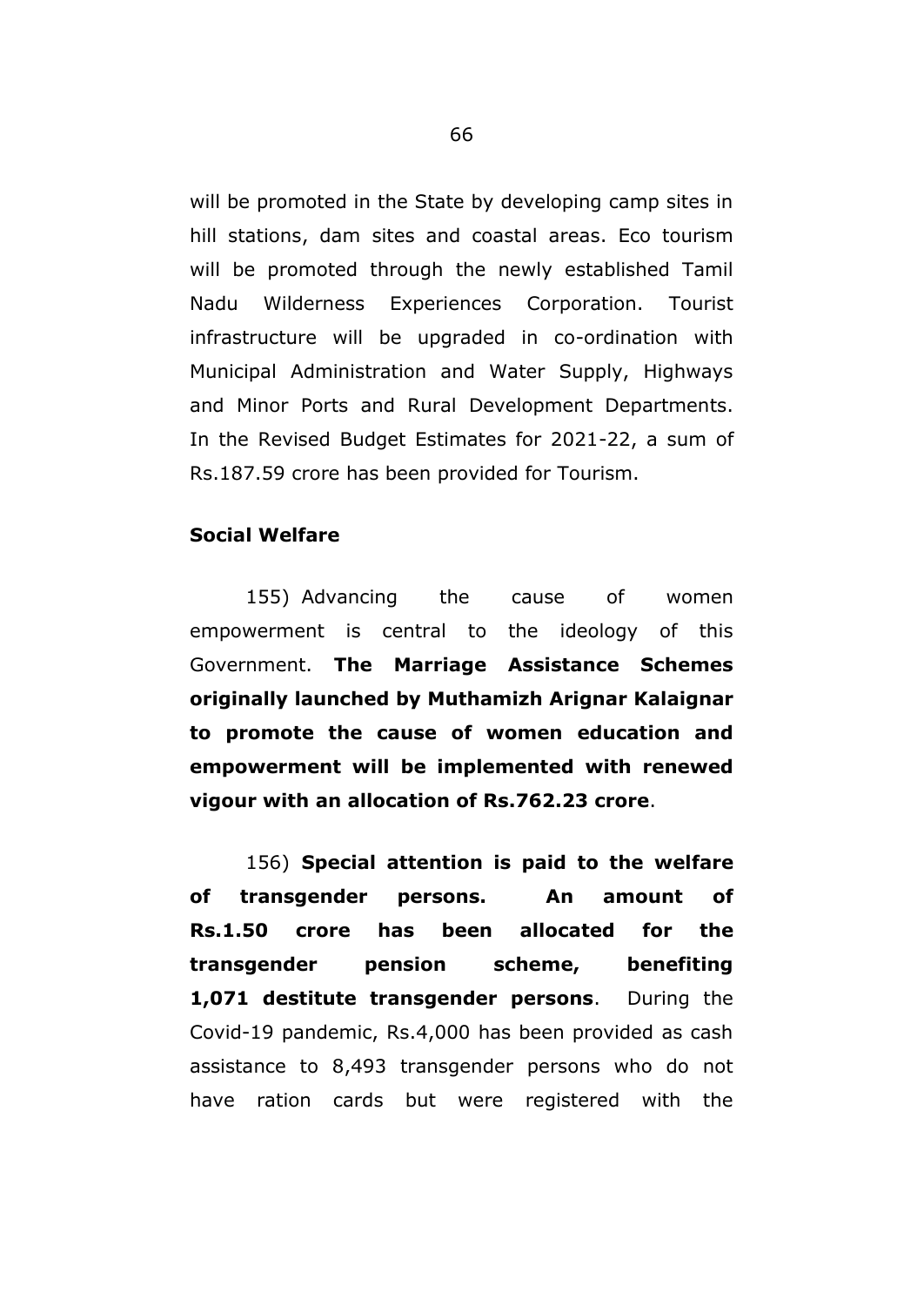will be promoted in the State by developing camp sites in hill stations, dam sites and coastal areas. Eco tourism will be promoted through the newly established Tamil Nadu Wilderness Experiences Corporation. Tourist infrastructure will be upgraded in co-ordination with Municipal Administration and Water Supply, Highways and Minor Ports and Rural Development Departments. In the Revised Budget Estimates for 2021-22, a sum of Rs.187.59 crore has been provided for Tourism.

**Social Welfare**

155) Advancing the cause of women empowerment is central to the ideology of this Government. **The Marriage Assistance Schemes originally launched by Muthamizh Arignar Kalaignar to promote the cause of women education and empowerment will be implemented with renewed vigour with an allocation of Rs.762.23 crore**.

156) **Special attention is paid to the welfare of transgender persons. An amount of Rs.1.50 crore has been allocated for the transgender pension scheme, benefiting 1,071 destitute transgender persons**. During the Covid-19 pandemic, Rs.4,000 has been provided as cash assistance to 8,493 transgender persons who do not have ration cards but were registered with the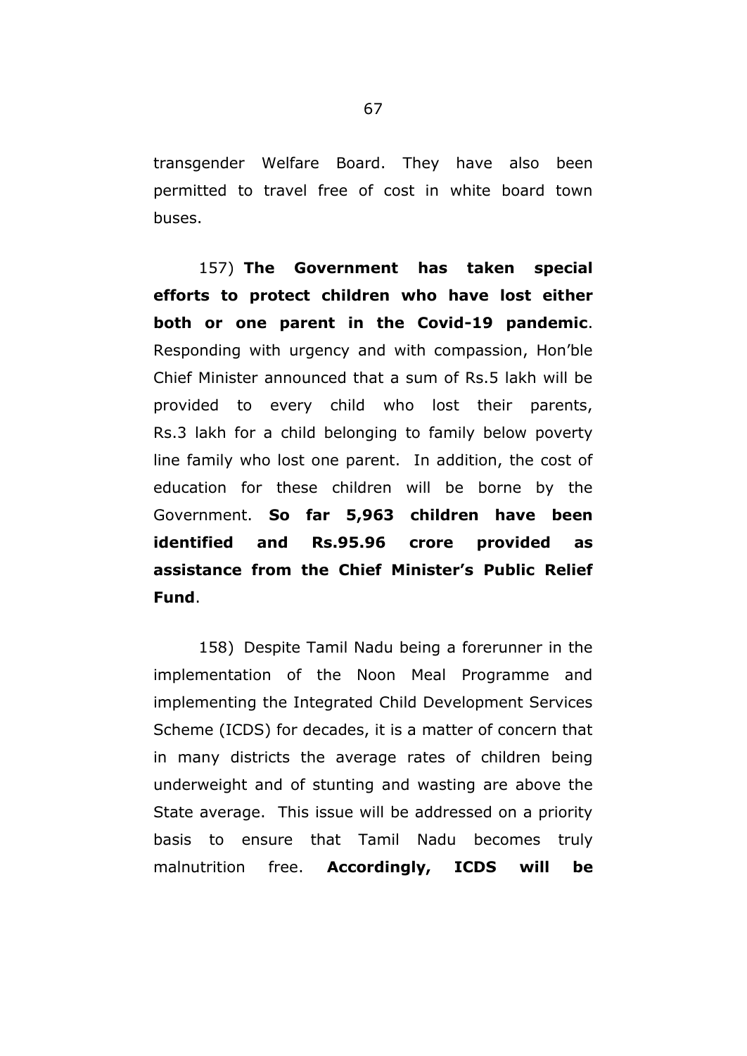transgender Welfare Board. They have also been permitted to travel free of cost in white board town buses.

157) **The Government has taken special efforts to protect children who have lost either both or one parent in the Covid-19 pandemic**. Responding with urgency and with compassion, Hon'ble Chief Minister announced that a sum of Rs.5 lakh will be provided to every child who lost their parents, Rs.3 lakh for a child belonging to family below poverty line family who lost one parent. In addition, the cost of education for these children will be borne by the Government. **So far 5,963 children have been identified and Rs.95.96 crore provided as assistance from the Chief Minister's Public Relief Fund**.

158) Despite Tamil Nadu being a forerunner in the implementation of the Noon Meal Programme and implementing the Integrated Child Development Services Scheme (ICDS) for decades, it is a matter of concern that in many districts the average rates of children being underweight and of stunting and wasting are above the State average. This issue will be addressed on a priority basis to ensure that Tamil Nadu becomes truly malnutrition free. **Accordingly, ICDS will be**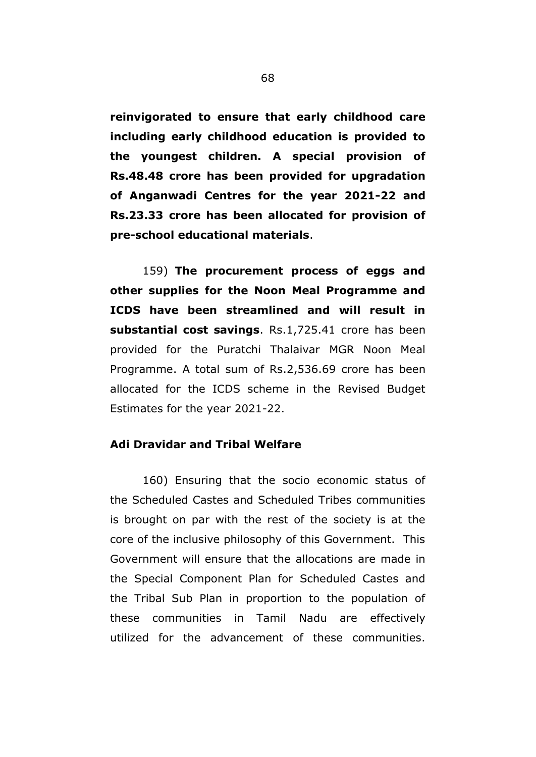**reinvigorated to ensure that early childhood care including early childhood education is provided to the youngest children. A special provision of Rs.48.48 crore has been provided for upgradation of Anganwadi Centres for the year 2021-22 and Rs.23.33 crore has been allocated for provision of pre-school educational materials**.

159) **The procurement process of eggs and other supplies for the Noon Meal Programme and ICDS have been streamlined and will result in substantial cost savings**. Rs.1,725.41 crore has been provided for the Puratchi Thalaivar MGR Noon Meal Programme. A total sum of Rs.2,536.69 crore has been allocated for the ICDS scheme in the Revised Budget Estimates for the year 2021-22.

**Adi Dravidar and Tribal Welfare**

160) Ensuring that the socio economic status of the Scheduled Castes and Scheduled Tribes communities is brought on par with the rest of the society is at the core of the inclusive philosophy of this Government. This Government will ensure that the allocations are made in the Special Component Plan for Scheduled Castes and the Tribal Sub Plan in proportion to the population of these communities in Tamil Nadu are effectively utilized for the advancement of these communities.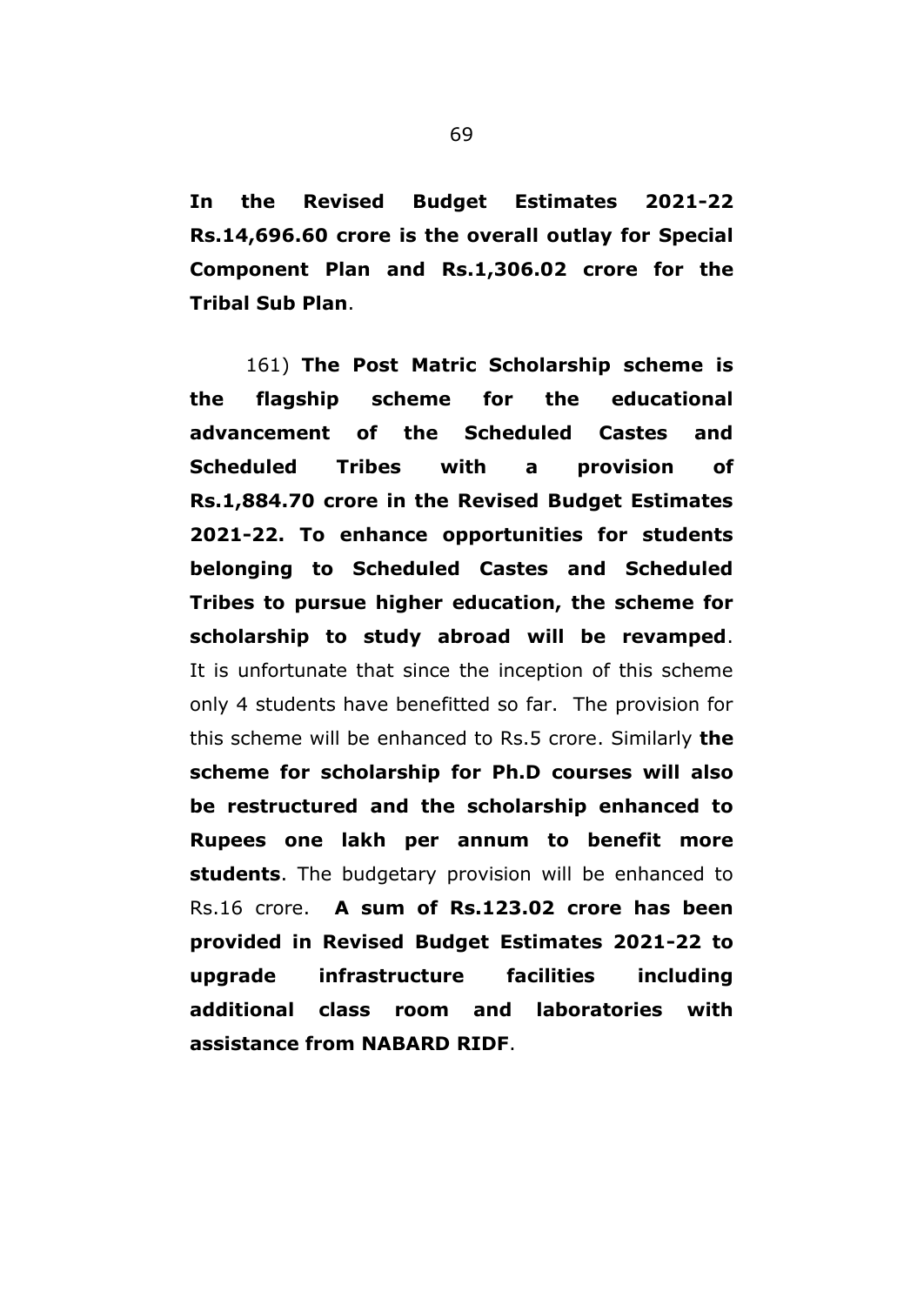**In the Revised Budget Estimates 2021-22 Rs.14,696.60 crore is the overall outlay for Special Component Plan and Rs.1,306.02 crore for the Tribal Sub Plan**.

161) **The Post Matric Scholarship scheme is the flagship scheme for the educational advancement of the Scheduled Castes and Scheduled Tribes with a provision of Rs.1,884.70 crore in the Revised Budget Estimates 2021-22. To enhance opportunities for students belonging to Scheduled Castes and Scheduled Tribes to pursue higher education, the scheme for scholarship to study abroad will be revamped**. It is unfortunate that since the inception of this scheme only 4 students have benefitted so far. The provision for this scheme will be enhanced to Rs.5 crore. Similarly **the scheme for scholarship for Ph.D courses will also be restructured and the scholarship enhanced to Rupees one lakh per annum to benefit more students**. The budgetary provision will be enhanced to Rs.16 crore. **A sum of Rs.123.02 crore has been provided in Revised Budget Estimates 2021-22 to upgrade infrastructure facilities including additional class room and laboratories with assistance from NABARD RIDF**.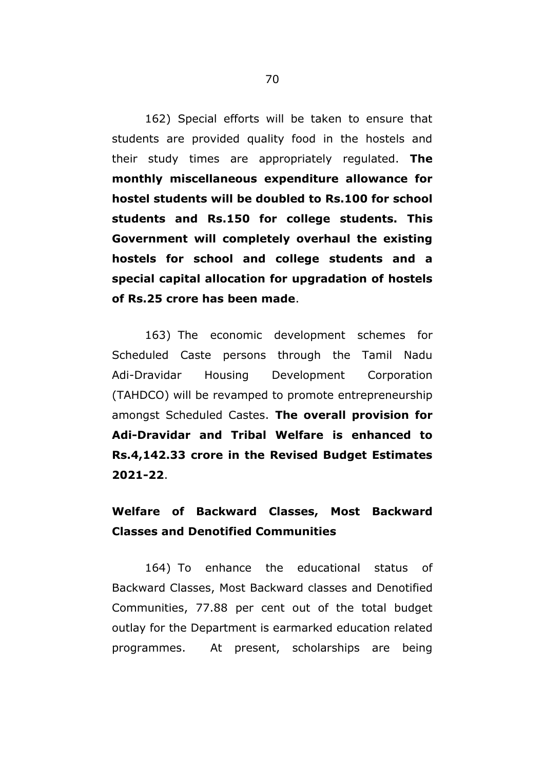162) Special efforts will be taken to ensure that students are provided quality food in the hostels and their study times are appropriately regulated. **The monthly miscellaneous expenditure allowance for hostel students will be doubled to Rs.100 for school students and Rs.150 for college students. This Government will completely overhaul the existing hostels for school and college students and a special capital allocation for upgradation of hostels of Rs.25 crore has been made**.

163) The economic development schemes for Scheduled Caste persons through the Tamil Nadu Adi-Dravidar Housing Development Corporation (TAHDCO) will be revamped to promote entrepreneurship amongst Scheduled Castes. **The overall provision for Adi-Dravidar and Tribal Welfare is enhanced to Rs.4,142.33 crore in the Revised Budget Estimates 2021-22**.

## Welfare of Backward Classes, Most Backward Classes and Denotified Communities

164) To enhance the educational status of Backward Classes, Most Backward classes and Denotified Communities, 77.88 per cent out of the total budget outlay for the Department is earmarked education related programmes. At present, scholarships are being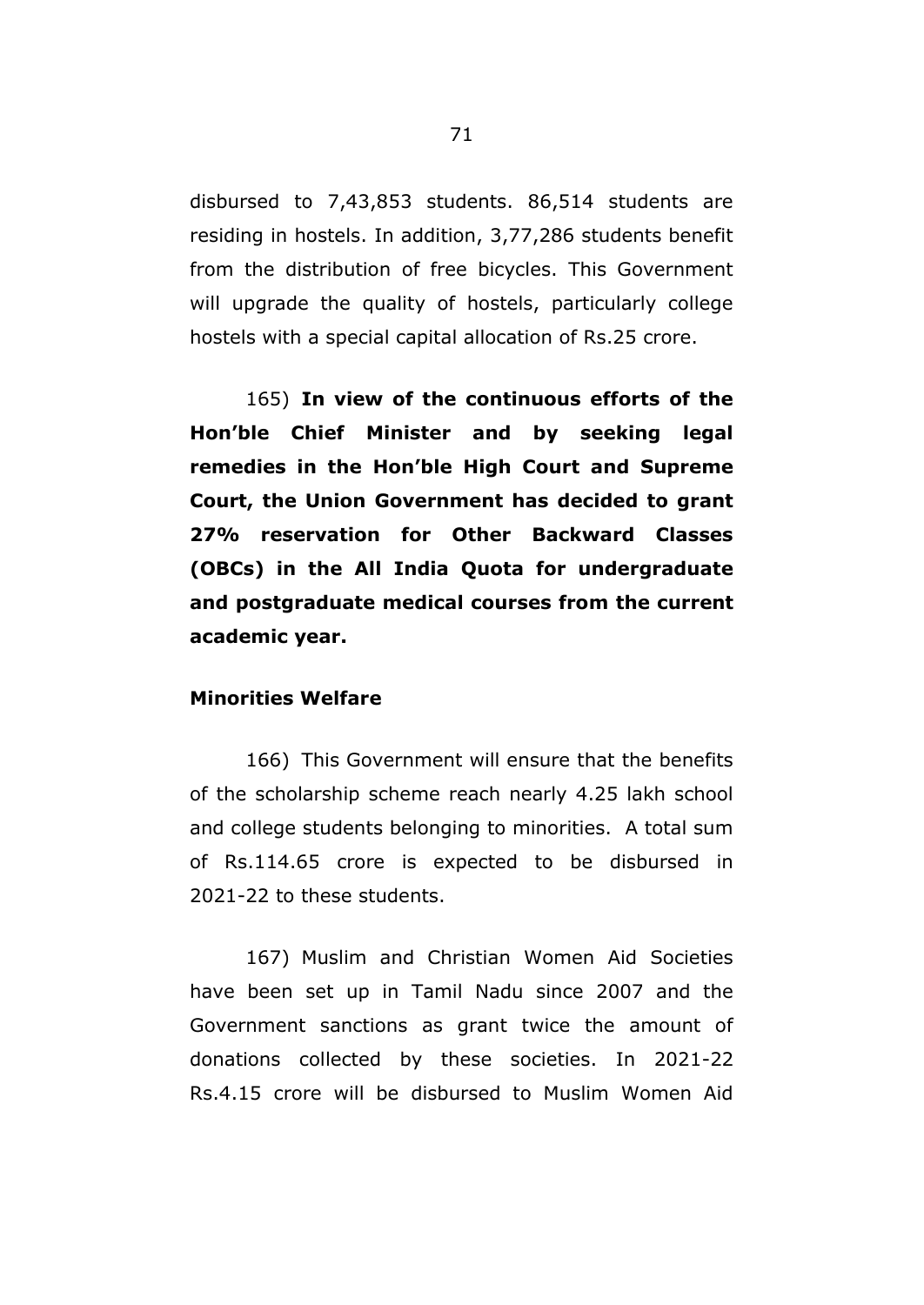disbursed to 7,43,853 students. 86,514 students are residing in hostels. In addition, 3,77,286 students benefit from the distribution of free bicycles. This Government will upgrade the quality of hostels, particularly college hostels with a special capital allocation of Rs.25 crore.

165) **In view of the continuous efforts of the Hon'ble Chief Minister and by seeking legal remedies in the Hon'ble High Court and Supreme Court, the Union Government has decided to grant 27% reservation for Other Backward Classes (OBCs) in the All India Quota for undergraduate and postgraduate medical courses from the current academic year.**

**Minorities Welfare**

166) This Government will ensure that the benefits of the scholarship scheme reach nearly 4.25 lakh school and college students belonging to minorities. A total sum of Rs.114.65 crore is expected to be disbursed in 2021-22 to these students.

167) Muslim and Christian Women Aid Societies have been set up in Tamil Nadu since 2007 and the Government sanctions as grant twice the amount of donations collected by these societies. In 2021-22 Rs.4.15 crore will be disbursed to Muslim Women Aid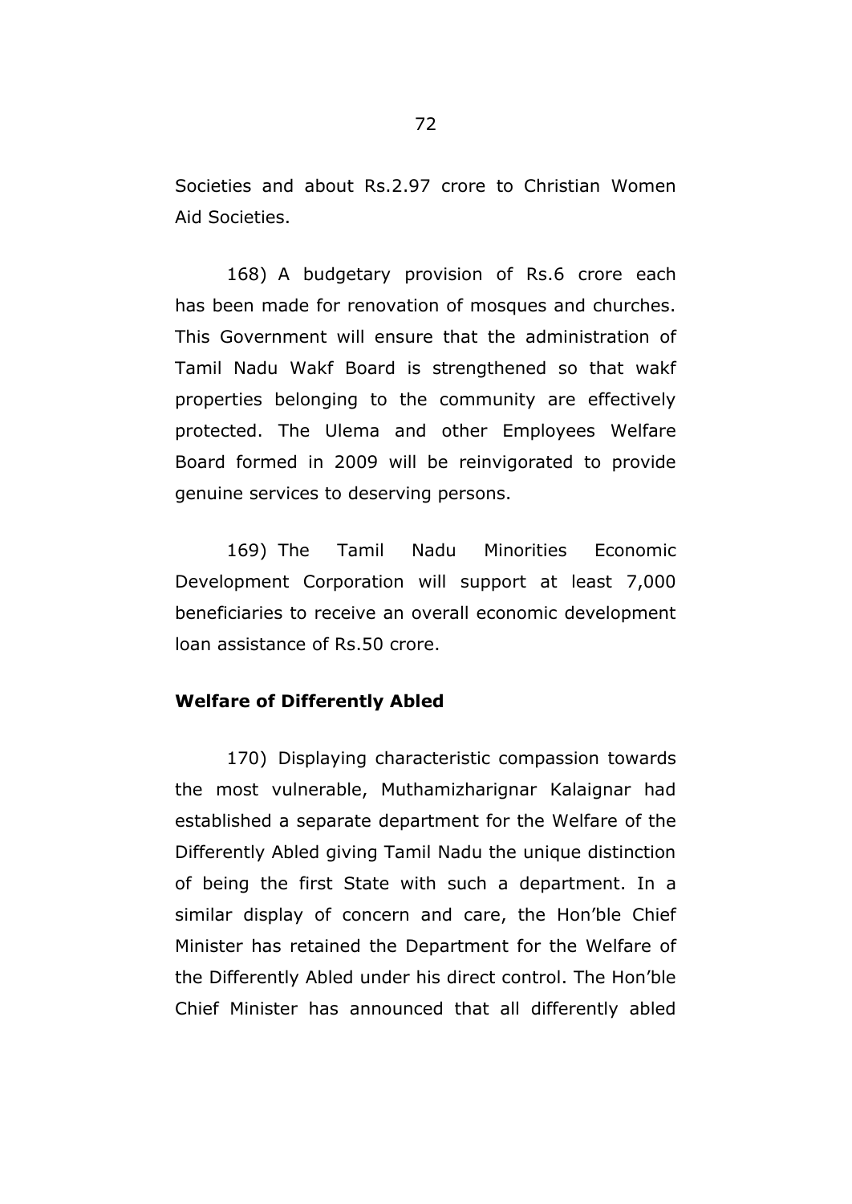Societies and about Rs.2.97 crore to Christian Women Aid Societies.

168) A budgetary provision of Rs.6 crore each has been made for renovation of mosques and churches. This Government will ensure that the administration of Tamil Nadu Wakf Board is strengthened so that wakf properties belonging to the community are effectively protected. The Ulema and other Employees Welfare Board formed in 2009 will be reinvigorated to provide genuine services to deserving persons.

169) The Tamil Nadu Minorities Economic Development Corporation will support at least 7,000 beneficiaries to receive an overall economic development loan assistance of Rs.50 crore.

**Welfare of Differently Abled**

170) Displaying characteristic compassion towards the most vulnerable, Muthamizharignar Kalaignar had established a separate department for the Welfare of the Differently Abled giving Tamil Nadu the unique distinction of being the first State with such a department. In a similar display of concern and care, the Hon'ble Chief Minister has retained the Department for the Welfare of the Differently Abled under his direct control. The Hon'ble Chief Minister has announced that all differently abled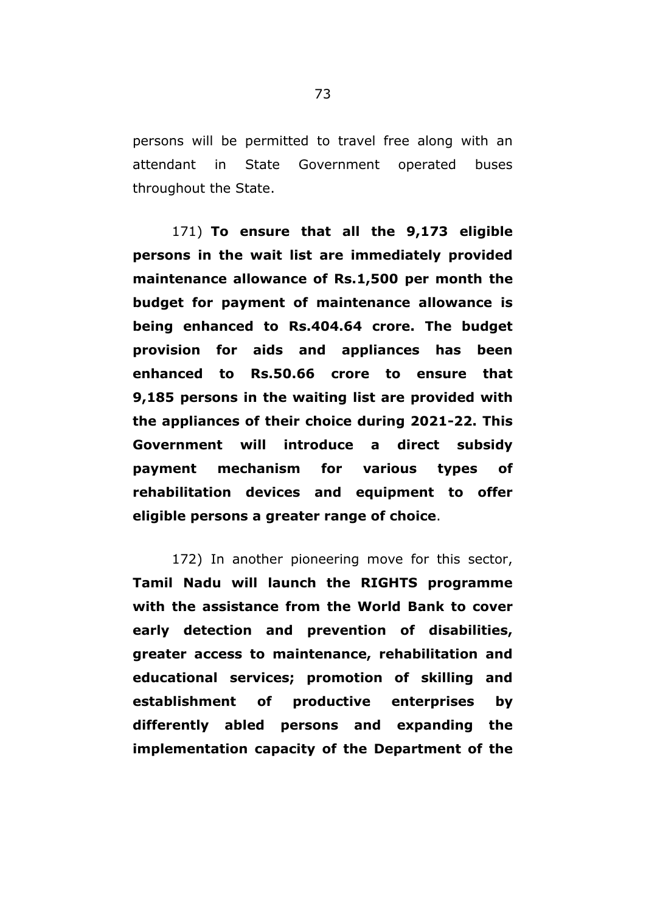persons will be permitted to travel free along with an attendant in State Government operated buses throughout the State.

171) **To ensure that all the 9,173 eligible persons in the wait list are immediately provided maintenance allowance of Rs.1,500 per month the budget for payment of maintenance allowance is being enhanced to Rs.404.64 crore. The budget provision for aids and appliances has been enhanced to Rs.50.66 crore to ensure that 9,185 persons in the waiting list are provided with the appliances of their choice during 2021-22. This Government will introduce a direct subsidy payment mechanism for various types of rehabilitation devices and equipment to offer eligible persons a greater range of choice**.

172) In another pioneering move for this sector, **Tamil Nadu will launch the RIGHTS programme with the assistance from the World Bank to cover early detection and prevention of disabilities, greater access to maintenance, rehabilitation and educational services; promotion of skilling and establishment of productive enterprises by differently abled persons and expanding the implementation capacity of the Department of the**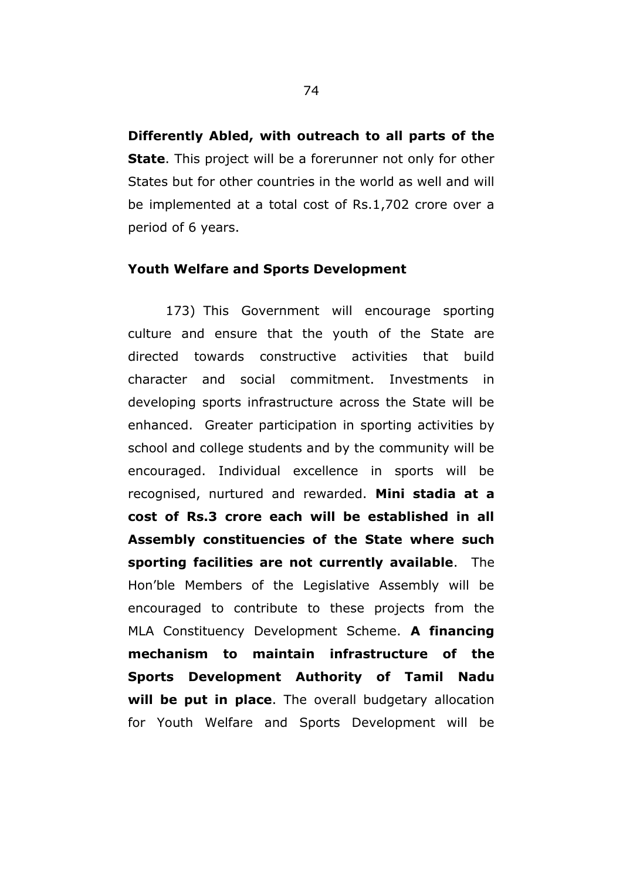**Differently Abled, with outreach to all parts of the State**. This project will be a forerunner not only for other States but for other countries in the world as well and will be implemented at a total cost of Rs.1,702 crore over a period of 6 years.

**Youth Welfare and Sports Development**

173) This Government will encourage sporting culture and ensure that the youth of the State are directed towards constructive activities that build character and social commitment. Investments in developing sports infrastructure across the State will be enhanced. Greater participation in sporting activities by school and college students and by the community will be encouraged. Individual excellence in sports will be recognised, nurtured and rewarded. **Mini stadia at a cost of Rs.3 crore each will be established in all Assembly constituencies of the State where such sporting facilities are not currently available**. The Hon'ble Members of the Legislative Assembly will be encouraged to contribute to these projects from the MLA Constituency Development Scheme. **A financing mechanism to maintain infrastructure of the Sports Development Authority of Tamil Nadu will be put in place**. The overall budgetary allocation for Youth Welfare and Sports Development will be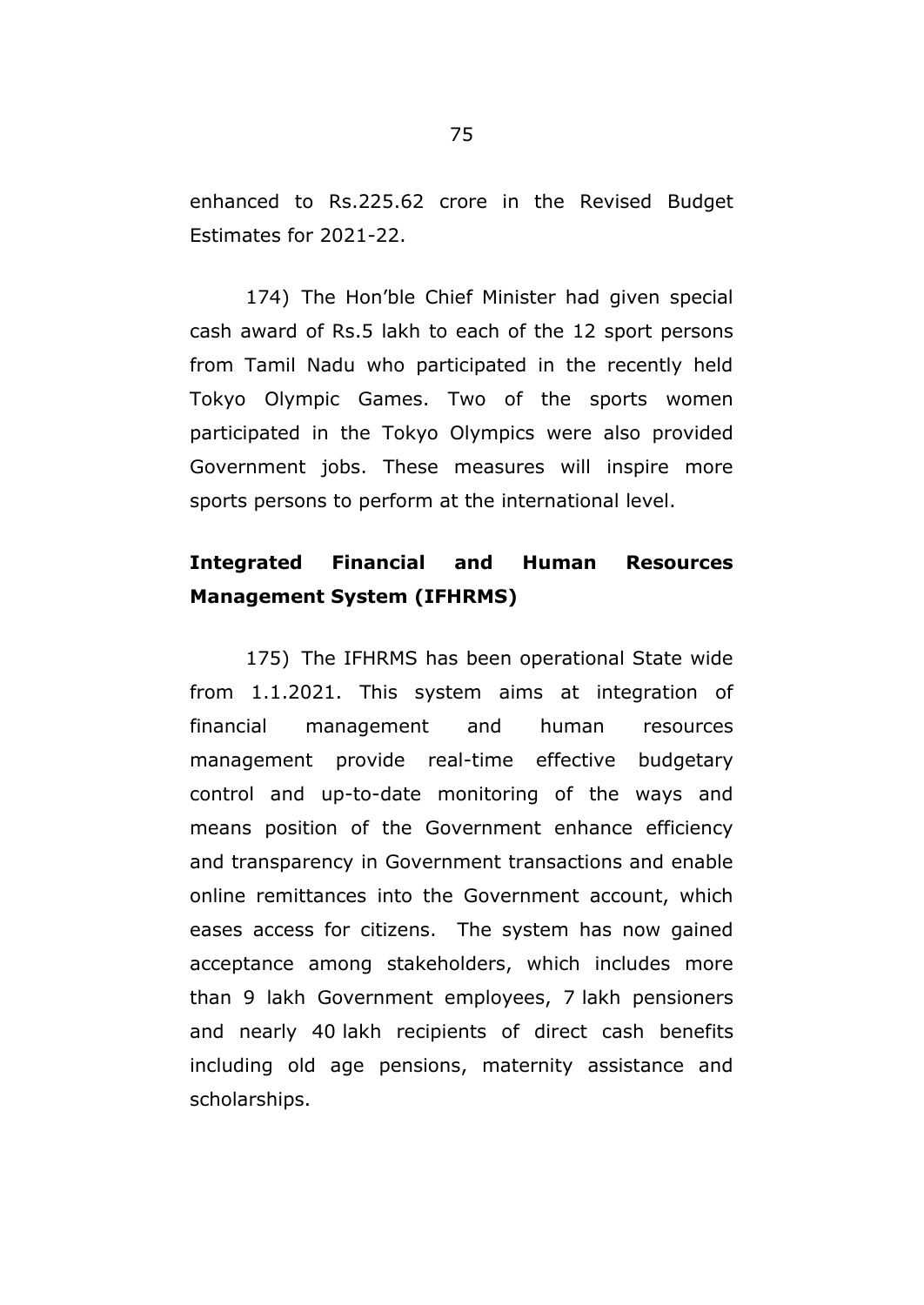enhanced to Rs.225.62 crore in the Revised Budget Estimates for 2021-22.

174) The Hon'ble Chief Minister had given special cash award of Rs.5 lakh to each of the 12 sport persons from Tamil Nadu who participated in the recently held Tokyo Olympic Games. Two of the sports women participated in the Tokyo Olympics were also provided Government jobs. These measures will inspire more sports persons to perform at the international level.

**Integrated Financial and Human Resources Management System (IFHRMS)**

175) The IFHRMS has been operational State wide from 1.1.2021. This system aims at integration of financial management and human resources management provide real-time effective budgetary control and up-to-date monitoring of the ways and means position of the Government enhance efficiency and transparency in Government transactions and enable online remittances into the Government account, which eases access for citizens. The system has now gained acceptance among stakeholders, which includes more than 9 lakh Government employees, 7 lakh pensioners and nearly 40 lakh recipients of direct cash benefits including old age pensions, maternity assistance and scholarships.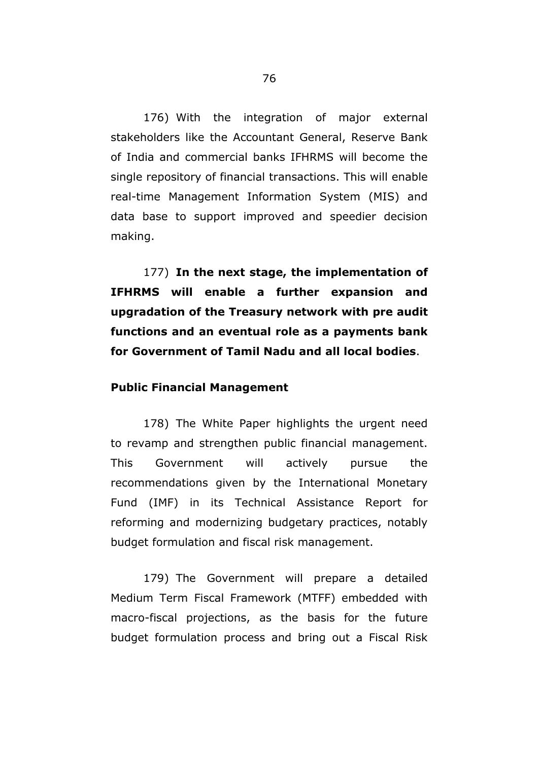176) With the integration of major external stakeholders like the Accountant General, Reserve Bank of India and commercial banks IFHRMS will become the single repository of financial transactions. This will enable real-time Management Information System (MIS) and data base to support improved and speedier decision making.

177) **In the next stage, the implementation of IFHRMS will enable a further expansion and upgradation of the Treasury network with pre audit functions and an eventual role as a payments bank for Government of Tamil Nadu and all local bodies**.

**Public Financial Management**

178) The White Paper highlights the urgent need to revamp and strengthen public financial management. This Government will actively pursue the recommendations given by the International Monetary Fund (IMF) in its Technical Assistance Report for reforming and modernizing budgetary practices, notably budget formulation and fiscal risk management.

179) The Government will prepare a detailed Medium Term Fiscal Framework (MTFF) embedded with macro-fiscal projections, as the basis for the future budget formulation process and bring out a Fiscal Risk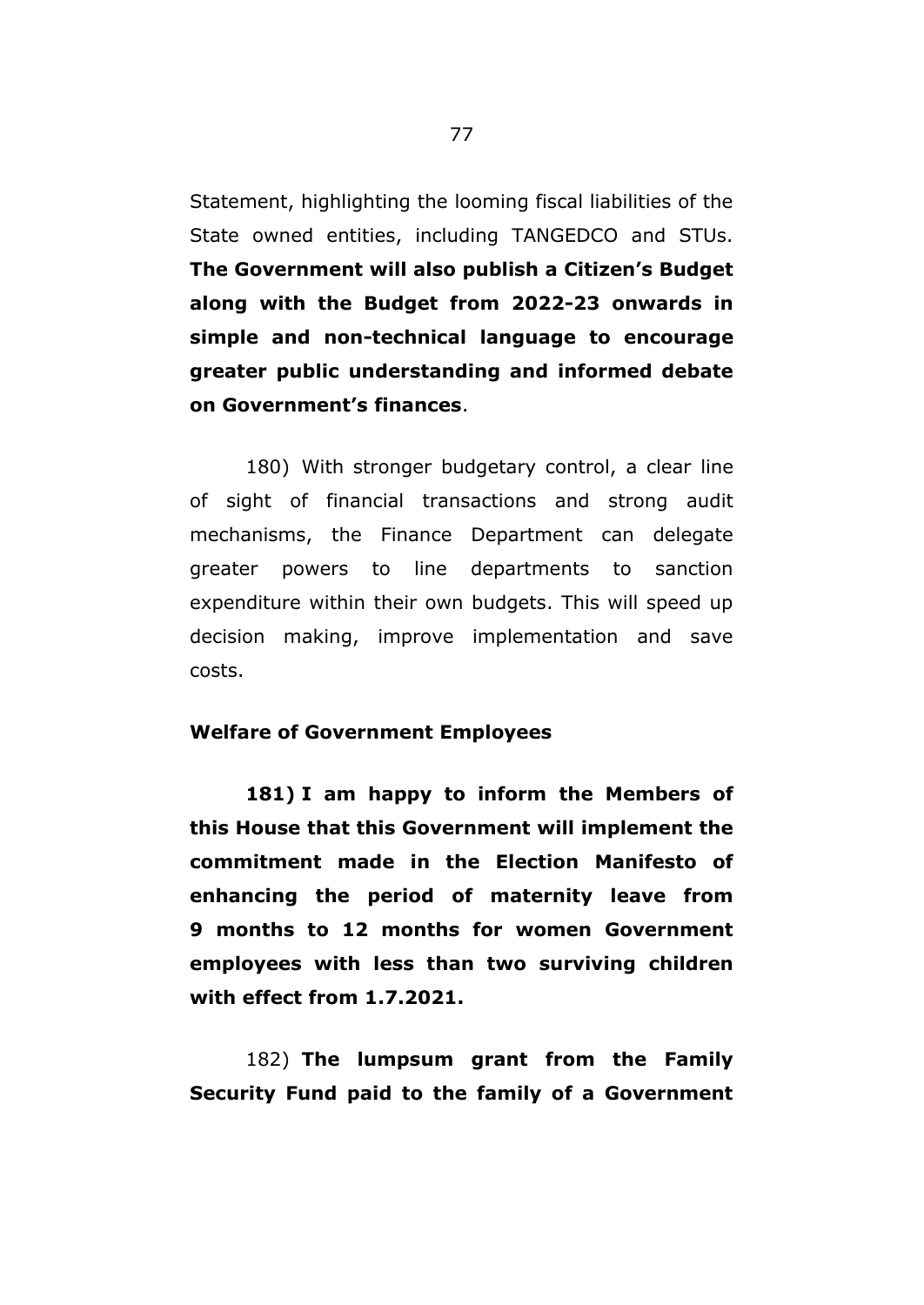Statement, highlighting the looming fiscal liabilities of the State owned entities, including TANGEDCO and STUs. **The Government will also publish a Citizen's Budget along with the Budget from 2022-23 onwards in simple and non-technical language to encourage greater public understanding and informed debate on Government's finances**.

180) With stronger budgetary control, a clear line of sight of financial transactions and strong audit mechanisms, the Finance Department can delegate greater powers to line departments to sanction expenditure within their own budgets. This will speed up decision making, improve implementation and save costs.

**Welfare of Government Employees**

**181) I am happy to inform the Members of this House that this Government will implement the commitment made in the Election Manifesto of enhancing the period of maternity leave from 9 months to 12 months for women Government employees with less than two surviving children with effect from 1.7.2021.**

182) **The lumpsum grant from the Family Security Fund paid to the family of a Government**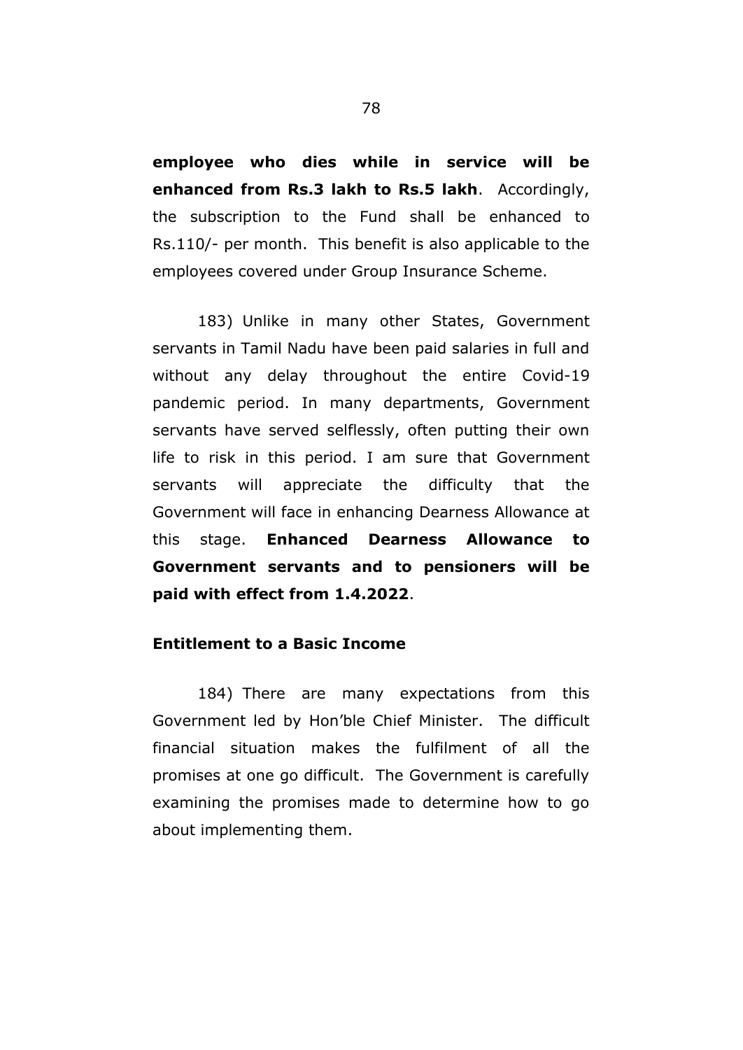**employee who dies while in service will be enhanced from Rs.3 lakh to Rs.5 lakh**. Accordingly, the subscription to the Fund shall be enhanced to Rs.110/- per month. This benefit is also applicable to the employees covered under Group Insurance Scheme.

183) Unlike in many other States, Government servants in Tamil Nadu have been paid salaries in full and without any delay throughout the entire Covid-19 pandemic period. In many departments, Government servants have served selflessly, often putting their own life to risk in this period. I am sure that Government servants will appreciate the difficulty that the Government will face in enhancing Dearness Allowance at this stage. **Enhanced Dearness Allowance to Government servants and to pensioners will be paid with effect from 1.4.2022**.

**Entitlement to a Basic Income**

184) There are many expectations from this Government led by Hon'ble Chief Minister. The difficult financial situation makes the fulfilment of all the promises at one go difficult. The Government is carefully examining the promises made to determine how to go about implementing them.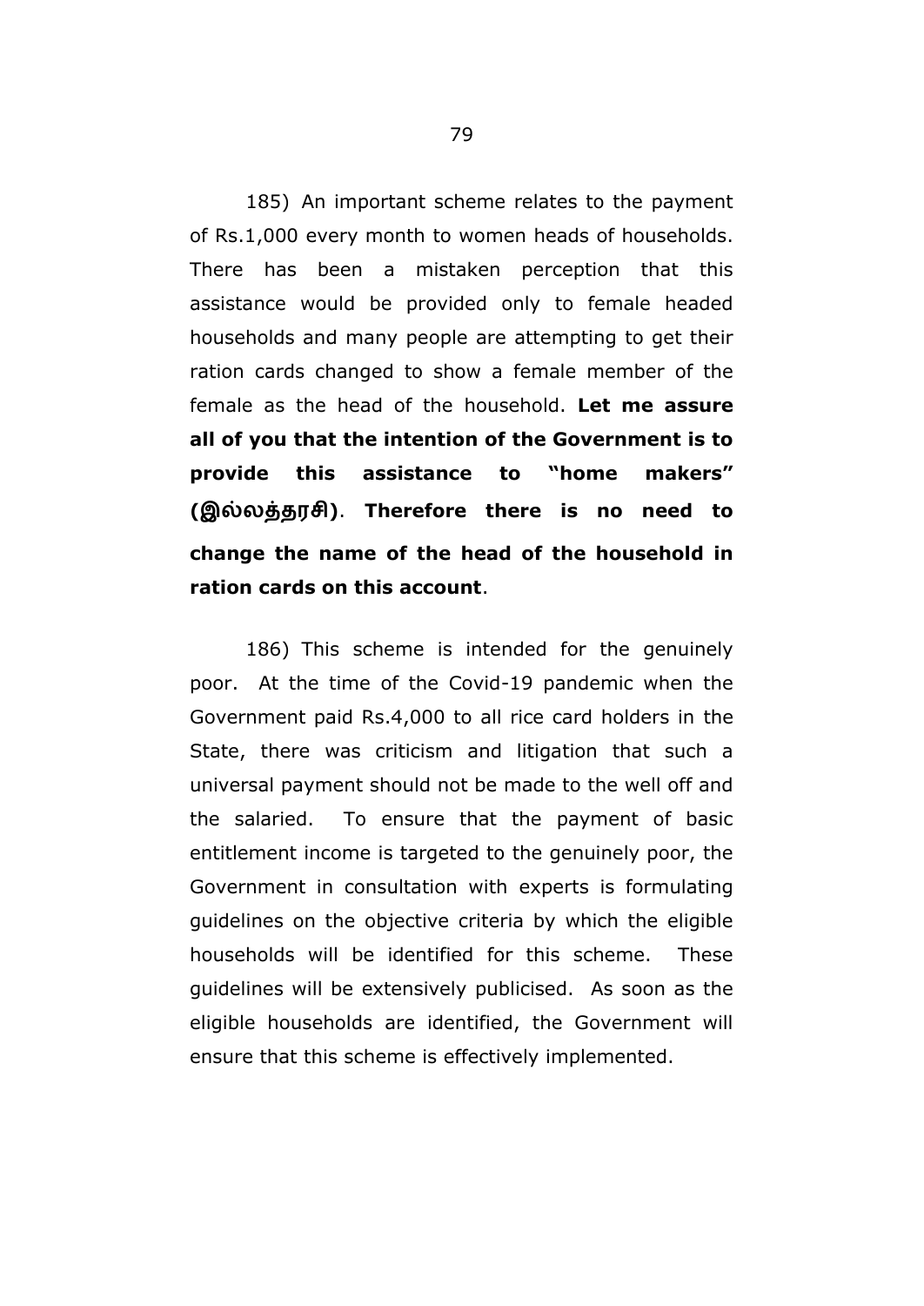185) An important scheme relates to the payment of Rs.1,000 every month to women heads of households. There has been a mistaken perception that this assistance would be provided only to female headed households and many people are attempting to get their ration cards changed to show a female member of the female as the head of the household. **Let me assure all of you that the intention of the Government is to provide this assistance to "home makers" (இல்லத்தரசி)**. **Therefore there is no need to change the name of the head of the household in ration cards on this account**.

186) This scheme is intended for the genuinely poor. At the time of the Covid-19 pandemic when the Government paid Rs.4,000 to all rice card holders in the State, there was criticism and litigation that such a universal payment should not be made to the well off and the salaried. To ensure that the payment of basic entitlement income is targeted to the genuinely poor, the Government in consultation with experts is formulating guidelines on the objective criteria by which the eligible households will be identified for this scheme. These guidelines will be extensively publicised. As soon as the eligible households are identified, the Government will ensure that this scheme is effectively implemented.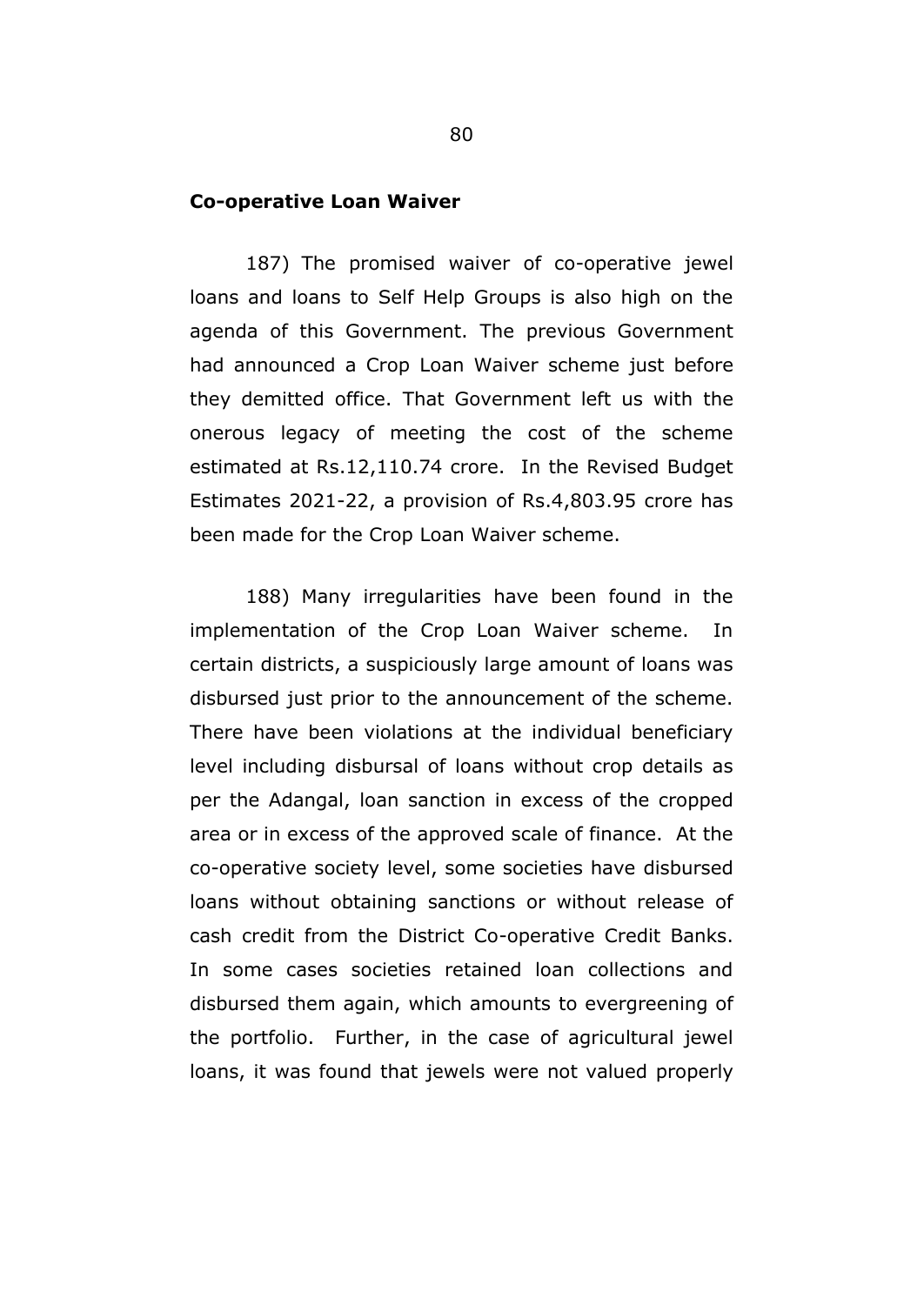**Co-operative Loan Waiver**

187) The promised waiver of co-operative jewel loans and loans to Self Help Groups is also high on the agenda of this Government. The previous Government had announced a Crop Loan Waiver scheme just before they demitted office. That Government left us with the onerous legacy of meeting the cost of the scheme estimated at Rs.12,110.74 crore. In the Revised Budget Estimates 2021-22, a provision of Rs.4,803.95 crore has been made for the Crop Loan Waiver scheme.

188) Many irregularities have been found in the implementation of the Crop Loan Waiver scheme. In certain districts, a suspiciously large amount of loans was disbursed just prior to the announcement of the scheme. There have been violations at the individual beneficiary level including disbursal of loans without crop details as per the Adangal, loan sanction in excess of the cropped area or in excess of the approved scale of finance. At the co-operative society level, some societies have disbursed loans without obtaining sanctions or without release of cash credit from the District Co-operative Credit Banks. In some cases societies retained loan collections and disbursed them again, which amounts to evergreening of the portfolio. Further, in the case of agricultural jewel loans, it was found that jewels were not valued properly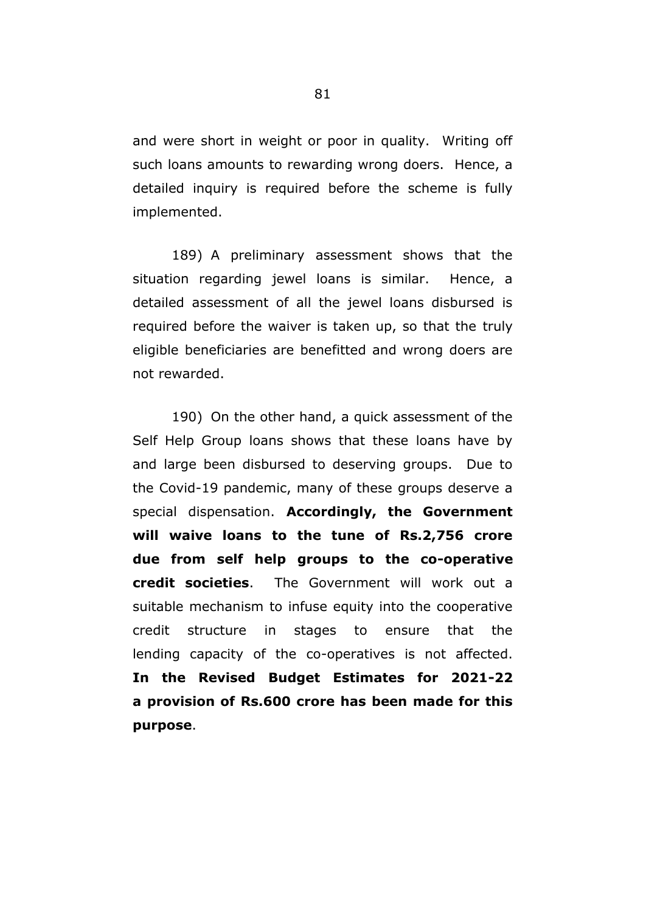and were short in weight or poor in quality. Writing off such loans amounts to rewarding wrong doers. Hence, a detailed inquiry is required before the scheme is fully implemented.

189) A preliminary assessment shows that the situation regarding jewel loans is similar. Hence, a detailed assessment of all the jewel loans disbursed is required before the waiver is taken up, so that the truly eligible beneficiaries are benefitted and wrong doers are not rewarded.

190) On the other hand, a quick assessment of the Self Help Group loans shows that these loans have by and large been disbursed to deserving groups. Due to the Covid-19 pandemic, many of these groups deserve a special dispensation. **Accordingly, the Government will waive loans to the tune of Rs.2,756 crore due from self help groups to the co-operative credit societies**. The Government will work out a suitable mechanism to infuse equity into the cooperative credit structure in stages to ensure that the lending capacity of the co-operatives is not affected. **In the Revised Budget Estimates for 2021-22 a provision of Rs.600 crore has been made for this purpose**.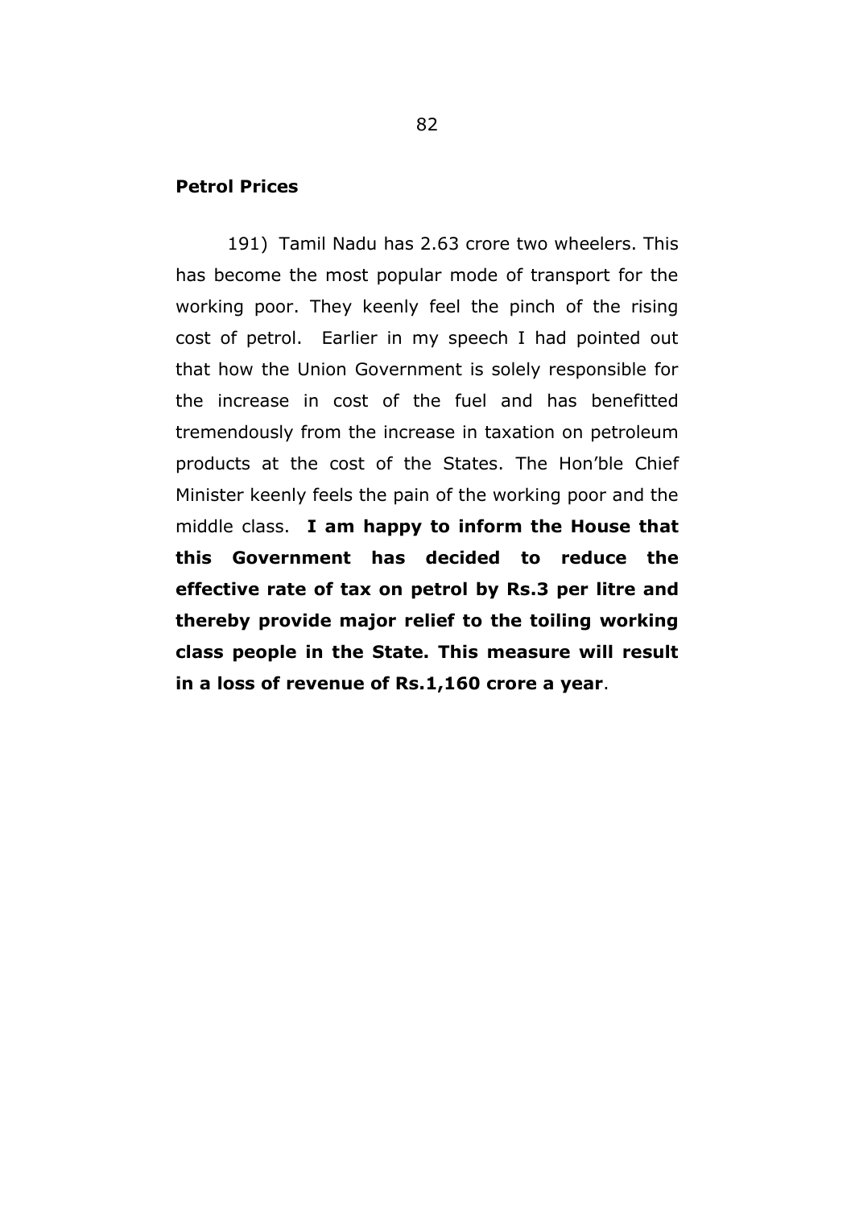## Petrol Prices

191) Tamil Nadu has 2.63 crore two wheelers. This has become the most popular mode of transport for the working poor. They keenly feel the pinch of the rising cost of petrol. Earlier in my speech I had pointed out that how the Union Government is solely responsible for the increase in cost of the fuel and has benefitted tremendously from the increase in taxation on petroleum products at the cost of the States. The Hon'ble Chief Minister keenly feels the pain of the working poor and the middle class. **I am happy to inform the House that this Government has decided to reduce the effective rate of tax on petrol by Rs.3 per litre and thereby provide major relief to the toiling working class people in the State. This measure will result in a loss of revenue of Rs.1,160 crore a year**.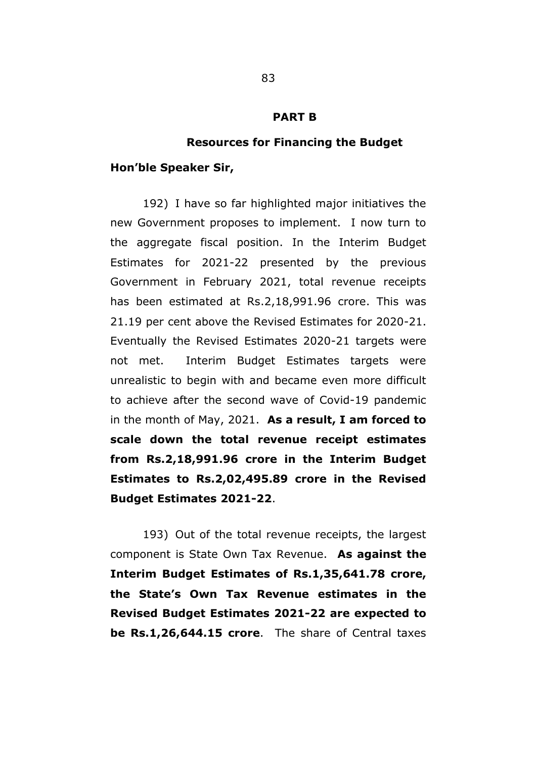## PART B

### Resources for Financing the Budget

**Hon'ble Speaker Sir,**

192) I have so far highlighted major initiatives the new Government proposes to implement. I now turn to the aggregate fiscal position. In the Interim Budget Estimates for 2021-22 presented by the previous Government in February 2021, total revenue receipts has been estimated at Rs.2,18,991.96 crore. This was 21.19 per cent above the Revised Estimates for 2020-21. Eventually the Revised Estimates 2020-21 targets were not met. Interim Budget Estimates targets were unrealistic to begin with and became even more difficult to achieve after the second wave of Covid-19 pandemic in the month of May, 2021. **As a result, I am forced to scale down the total revenue receipt estimates from Rs.2,18,991.96 crore in the Interim Budget Estimates to Rs.2,02,495.89 crore in the Revised Budget Estimates 2021-22**.

193) Out of the total revenue receipts, the largest component is State Own Tax Revenue. **As against the Interim Budget Estimates of Rs.1,35,641.78 crore, the State's Own Tax Revenue estimates in the Revised Budget Estimates 2021-22 are expected to be Rs.1,26,644.15 crore**. The share of Central taxes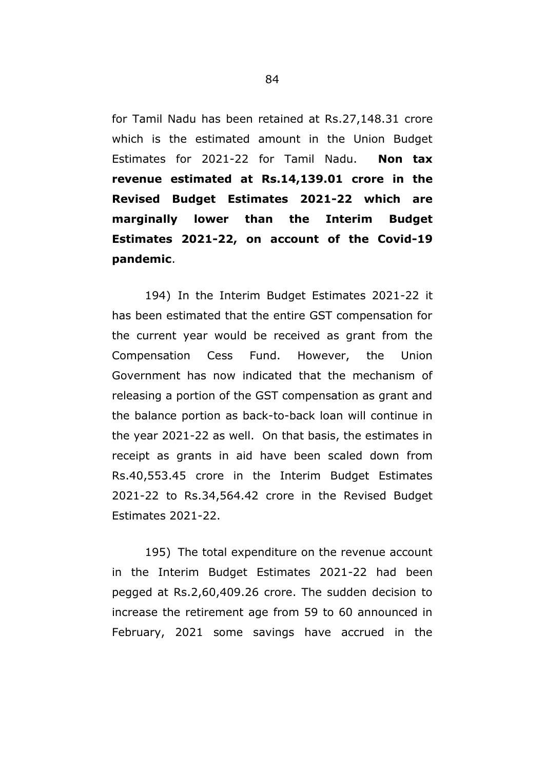for Tamil Nadu has been retained at Rs.27,148.31 crore which is the estimated amount in the Union Budget Estimates for 2021-22 for Tamil Nadu. **Non tax revenue estimated at Rs.14,139.01 crore in the Revised Budget Estimates 2021-22 which are marginally lower than the Interim Budget Estimates 2021-22, on account of the Covid-19 pandemic**.

194) In the Interim Budget Estimates 2021-22 it has been estimated that the entire GST compensation for the current year would be received as grant from the Compensation Cess Fund. However, the Union Government has now indicated that the mechanism of releasing a portion of the GST compensation as grant and the balance portion as back-to-back loan will continue in the year 2021-22 as well. On that basis, the estimates in receipt as grants in aid have been scaled down from Rs.40,553.45 crore in the Interim Budget Estimates 2021-22 to Rs.34,564.42 crore in the Revised Budget Estimates 2021-22.

195) The total expenditure on the revenue account in the Interim Budget Estimates 2021-22 had been pegged at Rs.2,60,409.26 crore. The sudden decision to increase the retirement age from 59 to 60 announced in February, 2021 some savings have accrued in the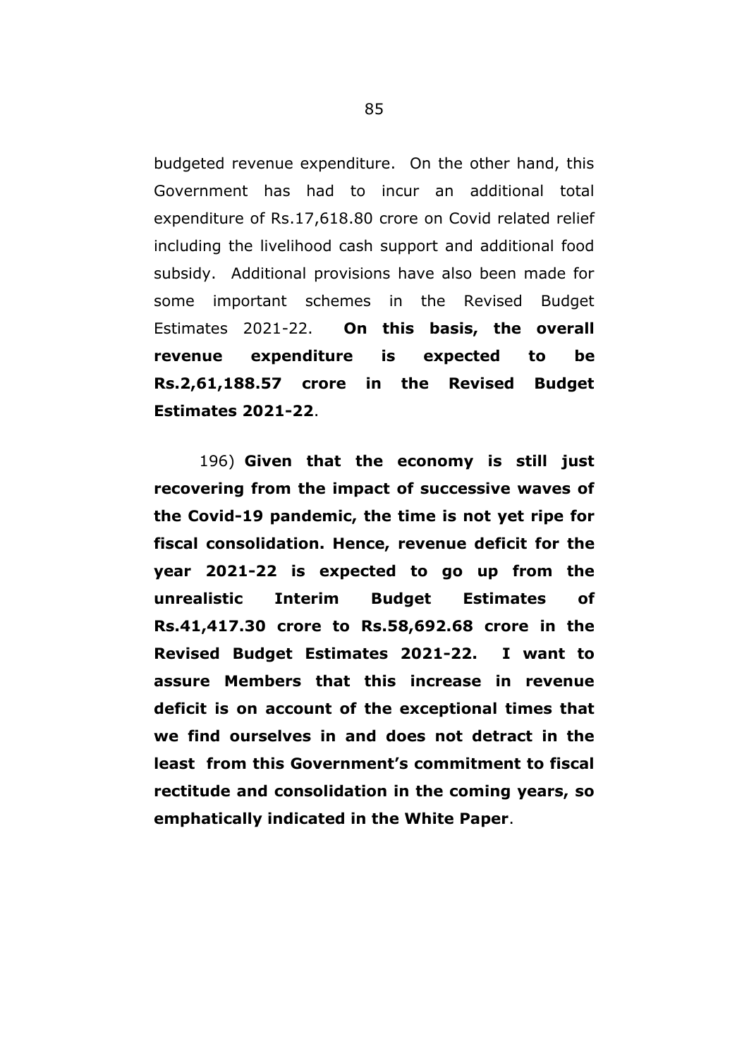budgeted revenue expenditure. On the other hand, this Government has had to incur an additional total expenditure of Rs.17,618.80 crore on Covid related relief including the livelihood cash support and additional food subsidy. Additional provisions have also been made for some important schemes in the Revised Budget Estimates 2021-22. **On this basis, the overall revenue expenditure is expected to be Rs.2,61,188.57 crore in the Revised Budget Estimates 2021-22**.

196) **Given that the economy is still just recovering from the impact of successive waves of the Covid-19 pandemic, the time is not yet ripe for fiscal consolidation. Hence, revenue deficit for the year 2021-22 is expected to go up from the unrealistic Interim Budget Estimates of Rs.41,417.30 crore to Rs.58,692.68 crore in the Revised Budget Estimates 2021-22. I want to assure Members that this increase in revenue deficit is on account of the exceptional times that we find ourselves in and does not detract in the least from this Government's commitment to fiscal rectitude and consolidation in the coming years, so emphatically indicated in the White Paper**.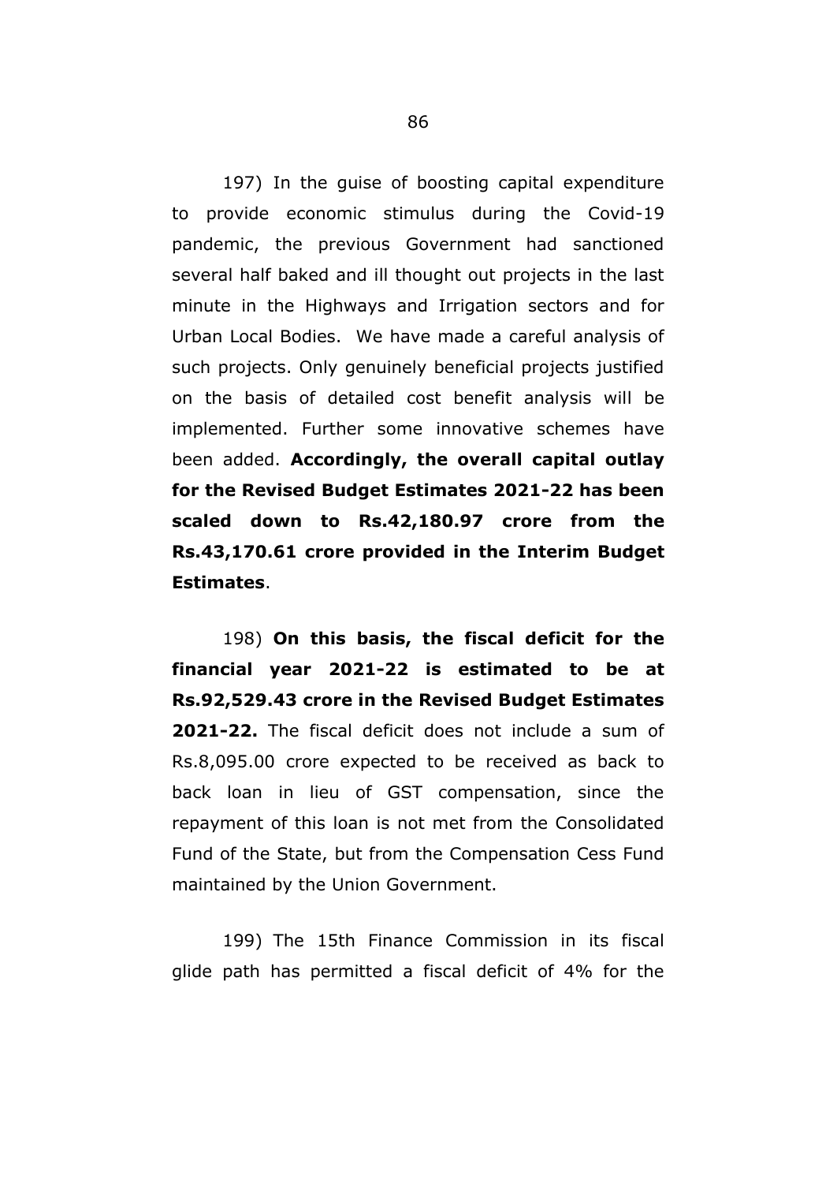197) In the guise of boosting capital expenditure to provide economic stimulus during the Covid-19 pandemic, the previous Government had sanctioned several half baked and ill thought out projects in the last minute in the Highways and Irrigation sectors and for Urban Local Bodies. We have made a careful analysis of such projects. Only genuinely beneficial projects justified on the basis of detailed cost benefit analysis will be implemented. Further some innovative schemes have been added. **Accordingly, the overall capital outlay for the Revised Budget Estimates 2021-22 has been scaled down to Rs.42,180.97 crore from the Rs.43,170.61 crore provided in the Interim Budget Estimates**.

198) **On this basis, the fiscal deficit for the financial year 2021-22 is estimated to be at Rs.92,529.43 crore in the Revised Budget Estimates 2021-22.** The fiscal deficit does not include a sum of Rs.8,095.00 crore expected to be received as back to back loan in lieu of GST compensation, since the repayment of this loan is not met from the Consolidated Fund of the State, but from the Compensation Cess Fund maintained by the Union Government.

199) The 15th Finance Commission in its fiscal glide path has permitted a fiscal deficit of 4% for the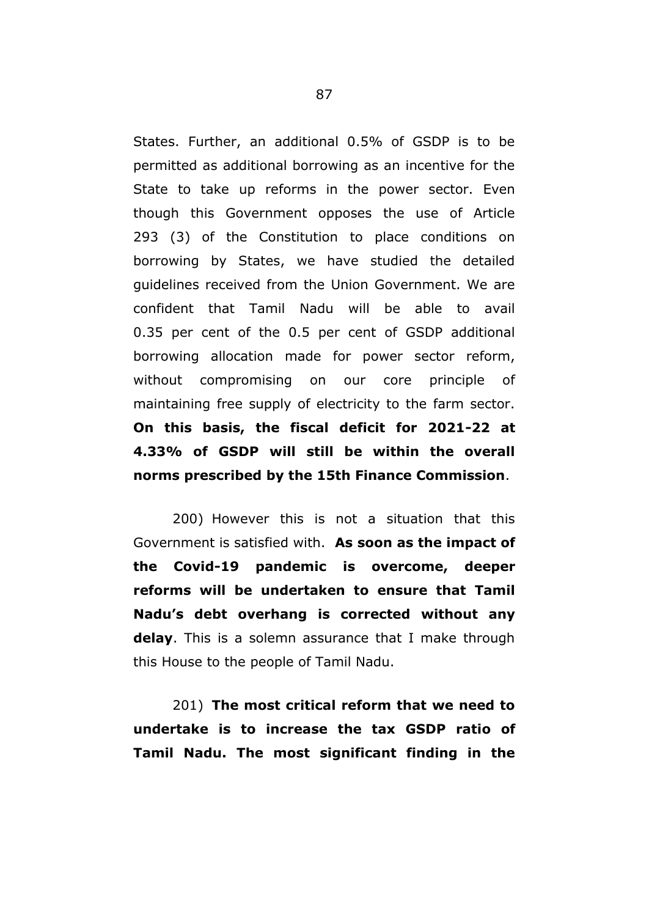States. Further, an additional 0.5% of GSDP is to be permitted as additional borrowing as an incentive for the State to take up reforms in the power sector. Even though this Government opposes the use of Article 293 (3) of the Constitution to place conditions on borrowing by States, we have studied the detailed guidelines received from the Union Government. We are confident that Tamil Nadu will be able to avail 0.35 per cent of the 0.5 per cent of GSDP additional borrowing allocation made for power sector reform, without compromising on our core principle of maintaining free supply of electricity to the farm sector. **On this basis, the fiscal deficit for 2021-22 at 4.33% of GSDP will still be within the overall norms prescribed by the 15th Finance Commission**.

200) However this is not a situation that this Government is satisfied with. **As soon as the impact of the Covid-19 pandemic is overcome, deeper reforms will be undertaken to ensure that Tamil Nadu's debt overhang is corrected without any delay**. This is a solemn assurance that I make through this House to the people of Tamil Nadu.

201) **The most critical reform that we need to undertake is to increase the tax GSDP ratio of Tamil Nadu. The most significant finding in the**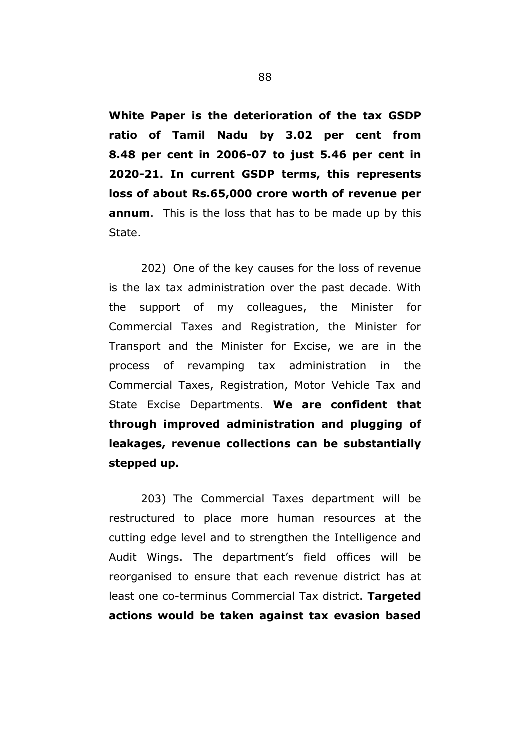**White Paper is the deterioration of the tax GSDP ratio of Tamil Nadu by 3.02 per cent from 8.48 per cent in 2006-07 to just 5.46 per cent in 2020-21. In current GSDP terms, this represents loss of about Rs.65,000 crore worth of revenue per annum**. This is the loss that has to be made up by this State.

202) One of the key causes for the loss of revenue is the lax tax administration over the past decade. With the support of my colleagues, the Minister for Commercial Taxes and Registration, the Minister for Transport and the Minister for Excise, we are in the process of revamping tax administration in the Commercial Taxes, Registration, Motor Vehicle Tax and State Excise Departments. **We are confident that through improved administration and plugging of leakages, revenue collections can be substantially stepped up.**

203) The Commercial Taxes department will be restructured to place more human resources at the cutting edge level and to strengthen the Intelligence and Audit Wings. The department's field offices will be reorganised to ensure that each revenue district has at least one co-terminus Commercial Tax district. **Targeted actions would be taken against tax evasion based**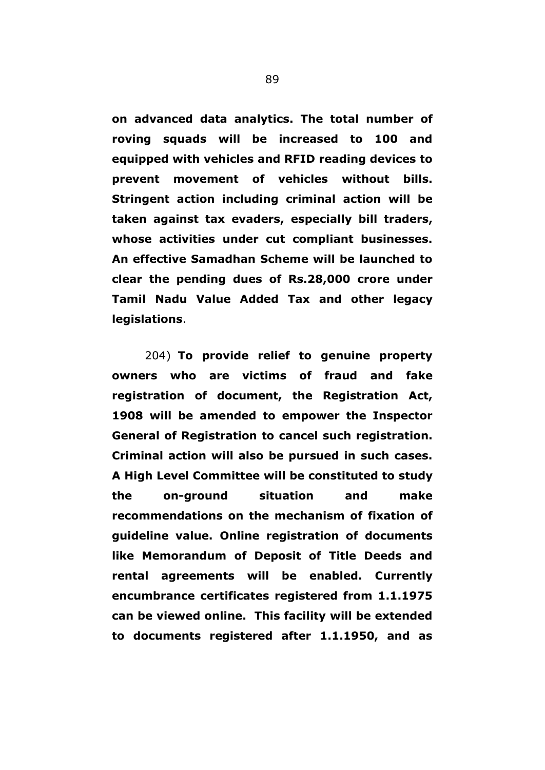**on advanced data analytics. The total number of roving squads will be increased to 100 and equipped with vehicles and RFID reading devices to prevent movement of vehicles without bills. Stringent action including criminal action will be taken against tax evaders, especially bill traders, whose activities under cut compliant businesses. An effective Samadhan Scheme will be launched to clear the pending dues of Rs.28,000 crore under Tamil Nadu Value Added Tax and other legacy legislations**.

204) **To provide relief to genuine property owners who are victims of fraud and fake registration of document, the Registration Act, 1908 will be amended to empower the Inspector General of Registration to cancel such registration. Criminal action will also be pursued in such cases. A High Level Committee will be constituted to study the on-ground situation and make recommendations on the mechanism of fixation of guideline value. Online registration of documents like Memorandum of Deposit of Title Deeds and rental agreements will be enabled. Currently encumbrance certificates registered from 1.1.1975 can be viewed online. This facility will be extended to documents registered after 1.1.1950, and as**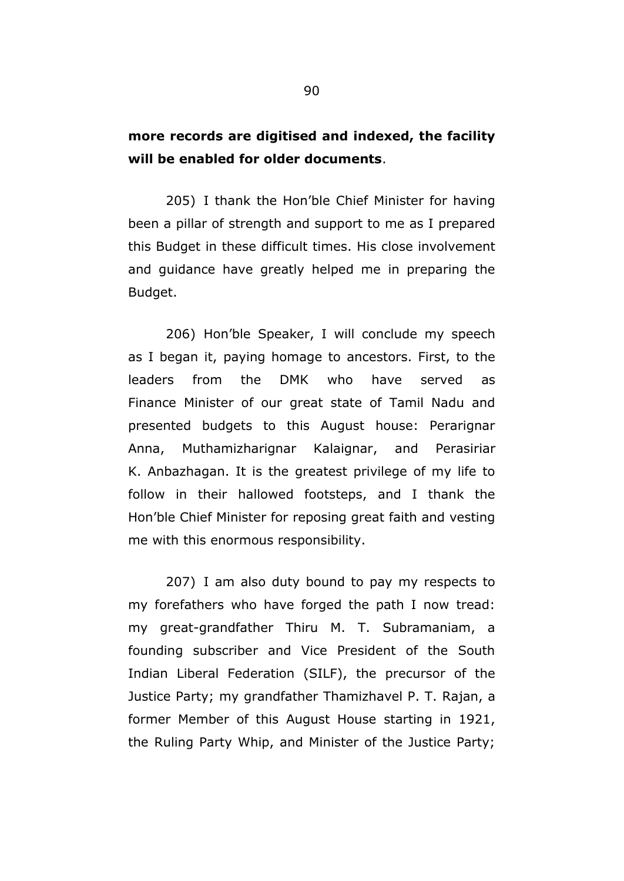**more records are digitised and indexed, the facility will be enabled for older documents**.

205) I thank the Hon'ble Chief Minister for having been a pillar of strength and support to me as I prepared this Budget in these difficult times. His close involvement and guidance have greatly helped me in preparing the Budget.

206) Hon'ble Speaker, I will conclude my speech as I began it, paying homage to ancestors. First, to the leaders from the DMK who have served as Finance Minister of our great state of Tamil Nadu and presented budgets to this August house: Perarignar Anna, Muthamizharignar Kalaignar, and Perasiriar K. Anbazhagan. It is the greatest privilege of my life to follow in their hallowed footsteps, and I thank the Hon'ble Chief Minister for reposing great faith and vesting me with this enormous responsibility.

207) I am also duty bound to pay my respects to my forefathers who have forged the path I now tread: my great-grandfather Thiru M. T. Subramaniam, a founding subscriber and Vice President of the South Indian Liberal Federation (SILF), the precursor of the Justice Party; my grandfather Thamizhavel P. T. Rajan, a former Member of this August House starting in 1921, the Ruling Party Whip, and Minister of the Justice Party;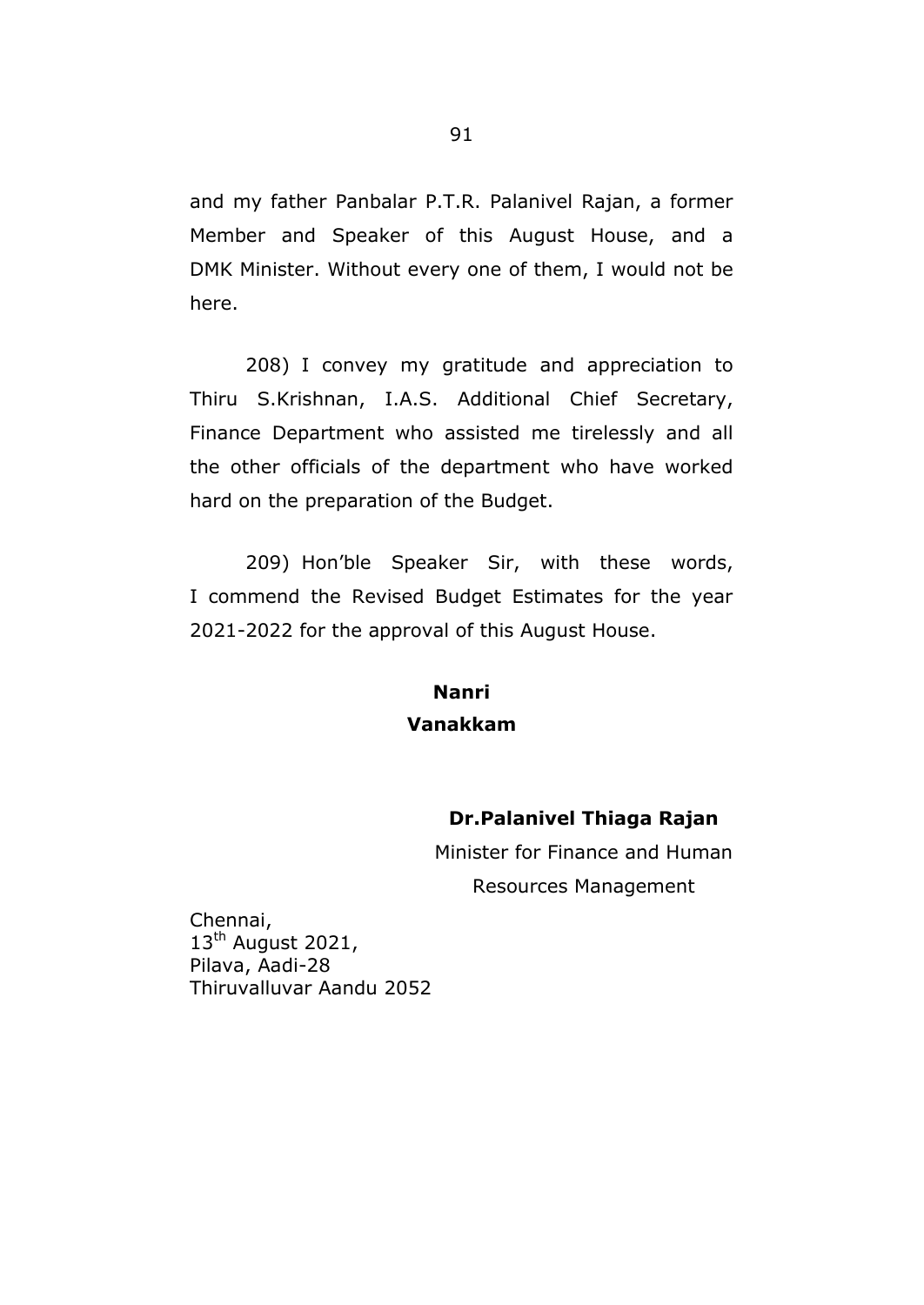and my father Panbalar P.T.R. Palanivel Rajan, a former Member and Speaker of this August House, and a DMK Minister. Without every one of them, I would not be here.

208) I convey my gratitude and appreciation to Thiru S.Krishnan, I.A.S. Additional Chief Secretary, Finance Department who assisted me tirelessly and all the other officials of the department who have worked hard on the preparation of the Budget.

209) Hon'ble Speaker Sir, with these words, I commend the Revised Budget Estimates for the year 2021-2022 for the approval of this August House.

**Nanri**

**Vanakkam**

**Dr.Palanivel Thiaga Rajan**

Minister for Finance and Human Resources Management

Chennai,
13th August 2021,
Pilava, Aadi-28
Thiruvalluvar Aandu 2052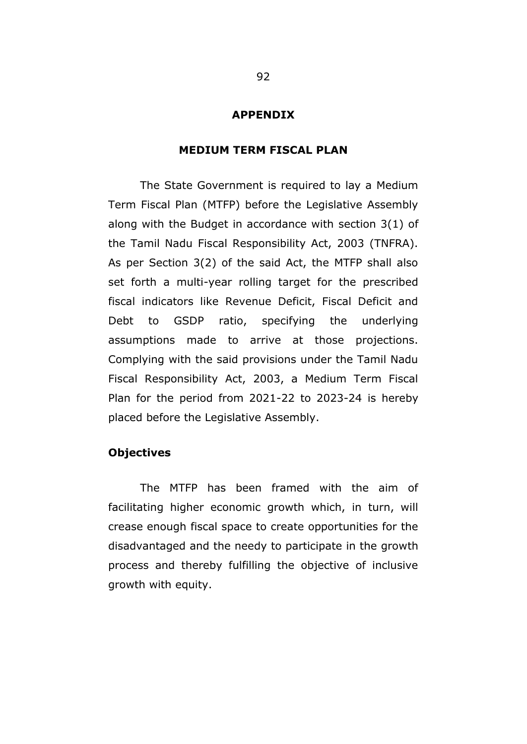## APPENDIX

## MEDIUM TERM FISCAL PLAN

The State Government is required to lay a Medium Term Fiscal Plan (MTFP) before the Legislative Assembly along with the Budget in accordance with section 3(1) of the Tamil Nadu Fiscal Responsibility Act, 2003 (TNFRA). As per Section 3(2) of the said Act, the MTFP shall also set forth a multi-year rolling target for the prescribed fiscal indicators like Revenue Deficit, Fiscal Deficit and Debt to GSDP ratio, specifying the underlying assumptions made to arrive at those projections. Complying with the said provisions under the Tamil Nadu Fiscal Responsibility Act, 2003, a Medium Term Fiscal Plan for the period from 2021-22 to 2023-24 is hereby placed before the Legislative Assembly.

### Objectives

The MTFP has been framed with the aim of facilitating higher economic growth which, in turn, will crease enough fiscal space to create opportunities for the disadvantaged and the needy to participate in the growth process and thereby fulfilling the objective of inclusive growth with equity.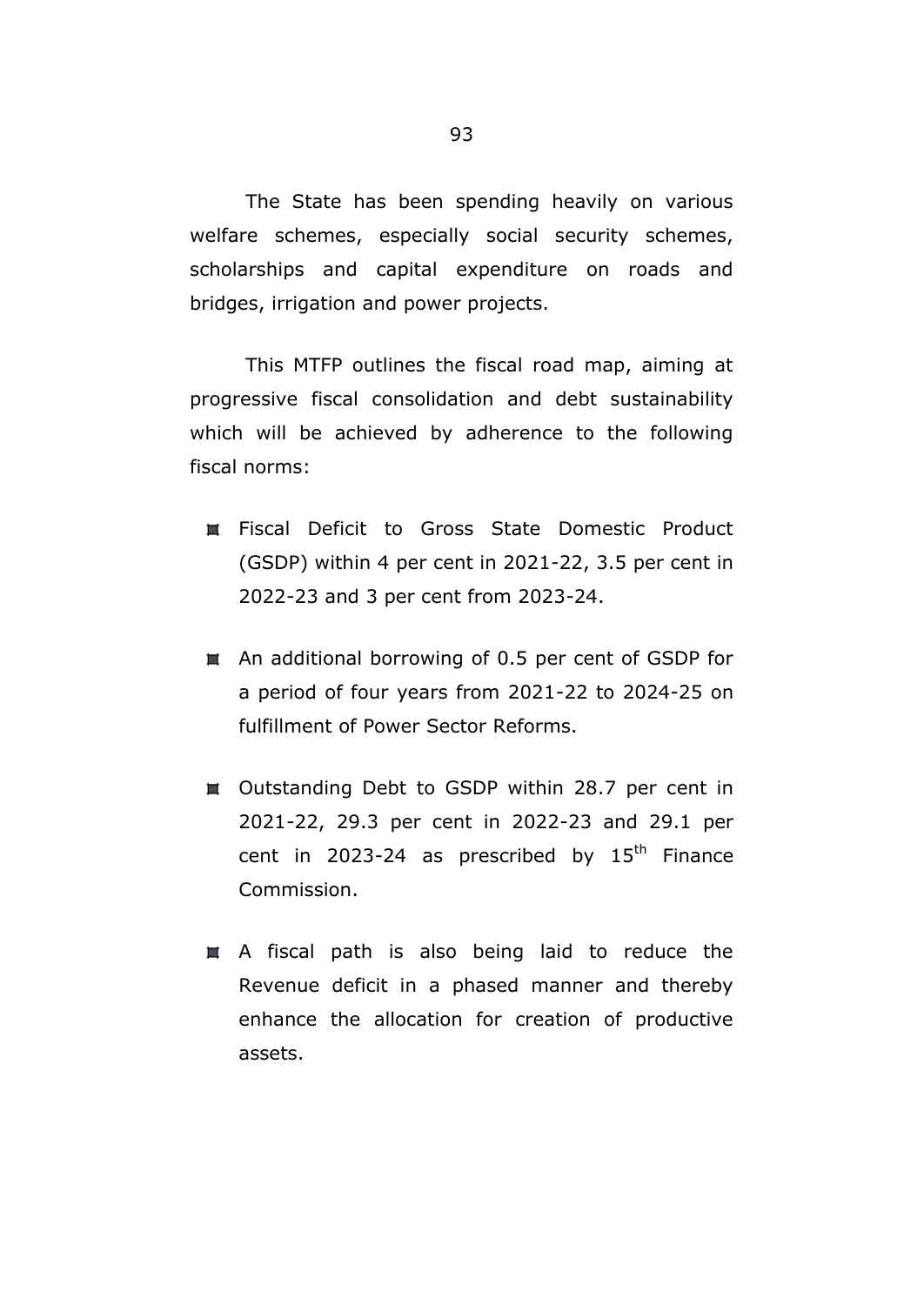The State has been spending heavily on various welfare schemes, especially social security schemes, scholarships and capital expenditure on roads and bridges, irrigation and power projects.

This MTFP outlines the fiscal road map, aiming at progressive fiscal consolidation and debt sustainability which will be achieved by adherence to the following fiscal norms:

- Fiscal Deficit to Gross State Domestic Product (GSDP) within 4 per cent in 2021-22, 3.5 per cent in 2022-23 and 3 per cent from 2023-24.
- An additional borrowing of 0.5 per cent of GSDP for a period of four years from 2021-22 to 2024-25 on fulfillment of Power Sector Reforms.
- Outstanding Debt to GSDP within 28.7 per cent in 2021-22, 29.3 per cent in 2022-23 and 29.1 per cent in 2023-24 as prescribed by 15th Finance Commission.
- A fiscal path is also being laid to reduce the Revenue deficit in a phased manner and thereby enhance the allocation for creation of productive assets.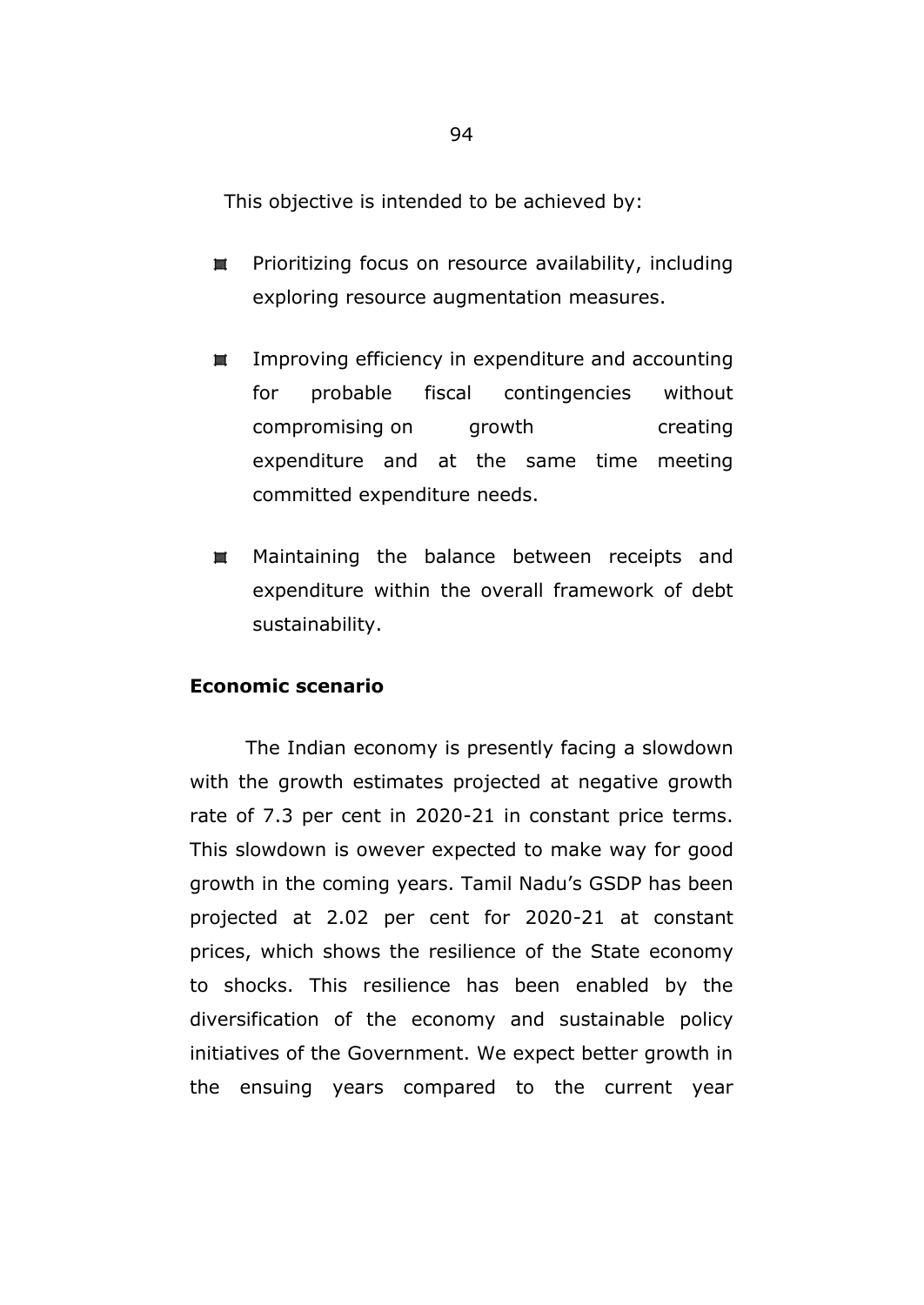This objective is intended to be achieved by:

- Prioritizing focus on resource availability, including exploring resource augmentation measures.
- Improving efficiency in expenditure and accounting for probable fiscal contingencies without compromising on growth creating expenditure and at the same time meeting committed expenditure needs.
- Maintaining the balance between receipts and expenditure within the overall framework of debt sustainability.

**Economic scenario**

The Indian economy is presently facing a slowdown with the growth estimates projected at negative growth rate of 7.3 per cent in 2020-21 in constant price terms. This slowdown is owever expected to make way for good growth in the coming years. Tamil Nadu's GSDP has been projected at 2.02 per cent for 2020-21 at constant prices, which shows the resilience of the State economy to shocks. This resilience has been enabled by the diversification of the economy and sustainable policy initiatives of the Government. We expect better growth in the ensuing years compared to the current year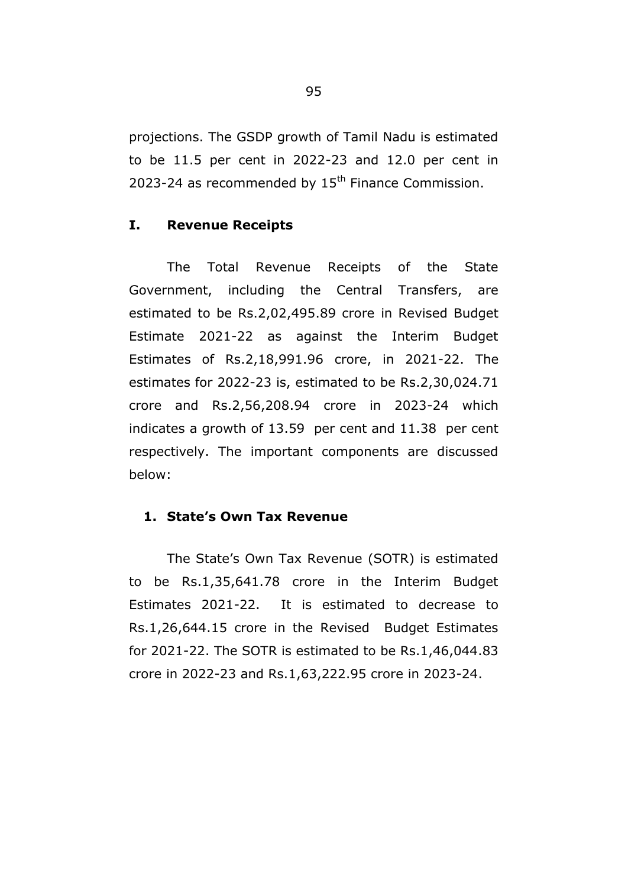projections. The GSDP growth of Tamil Nadu is estimated to be 11.5 per cent in 2022-23 and 12.0 per cent in 2023-24 as recommended by 15th Finance Commission.

## I. Revenue Receipts

The Total Revenue Receipts of the State Government, including the Central Transfers, are estimated to be Rs.2,02,495.89 crore in Revised Budget Estimate 2021-22 as against the Interim Budget Estimates of Rs.2,18,991.96 crore, in 2021-22. The estimates for 2022-23 is, estimated to be Rs.2,30,024.71 crore and Rs.2,56,208.94 crore in 2023-24 which indicates a growth of 13.59 per cent and 11.38 per cent respectively. The important components are discussed below:

### 1. State's Own Tax Revenue

The State's Own Tax Revenue (SOTR) is estimated to be Rs.1,35,641.78 crore in the Interim Budget Estimates 2021-22. It is estimated to decrease to Rs.1,26,644.15 crore in the Revised Budget Estimates for 2021-22. The SOTR is estimated to be Rs.1,46,044.83 crore in 2022-23 and Rs.1,63,222.95 crore in 2023-24.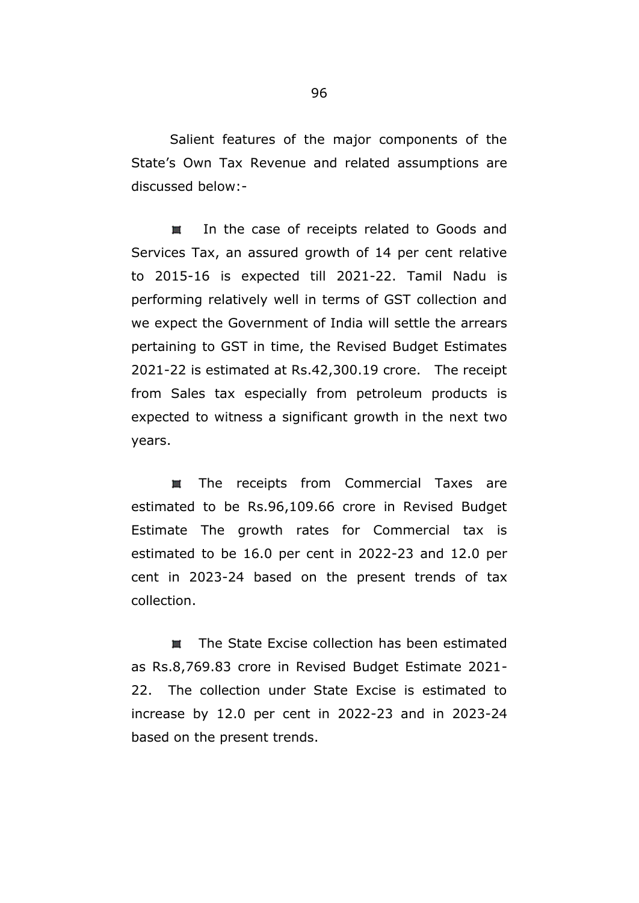Salient features of the major components of the State's Own Tax Revenue and related assumptions are discussed below:-

- In the case of receipts related to Goods and Services Tax, an assured growth of 14 per cent relative to 2015-16 is expected till 2021-22. Tamil Nadu is performing relatively well in terms of GST collection and we expect the Government of India will settle the arrears pertaining to GST in time, the Revised Budget Estimates 2021-22 is estimated at Rs.42,300.19 crore. The receipt from Sales tax especially from petroleum products is expected to witness a significant growth in the next two years.

- The receipts from Commercial Taxes are estimated to be Rs.96,109.66 crore in Revised Budget Estimate The growth rates for Commercial tax is estimated to be 16.0 per cent in 2022-23 and 12.0 per cent in 2023-24 based on the present trends of tax collection.

- The State Excise collection has been estimated as Rs.8,769.83 crore in Revised Budget Estimate 2021-22. The collection under State Excise is estimated to increase by 12.0 per cent in 2022-23 and in 2023-24 based on the present trends.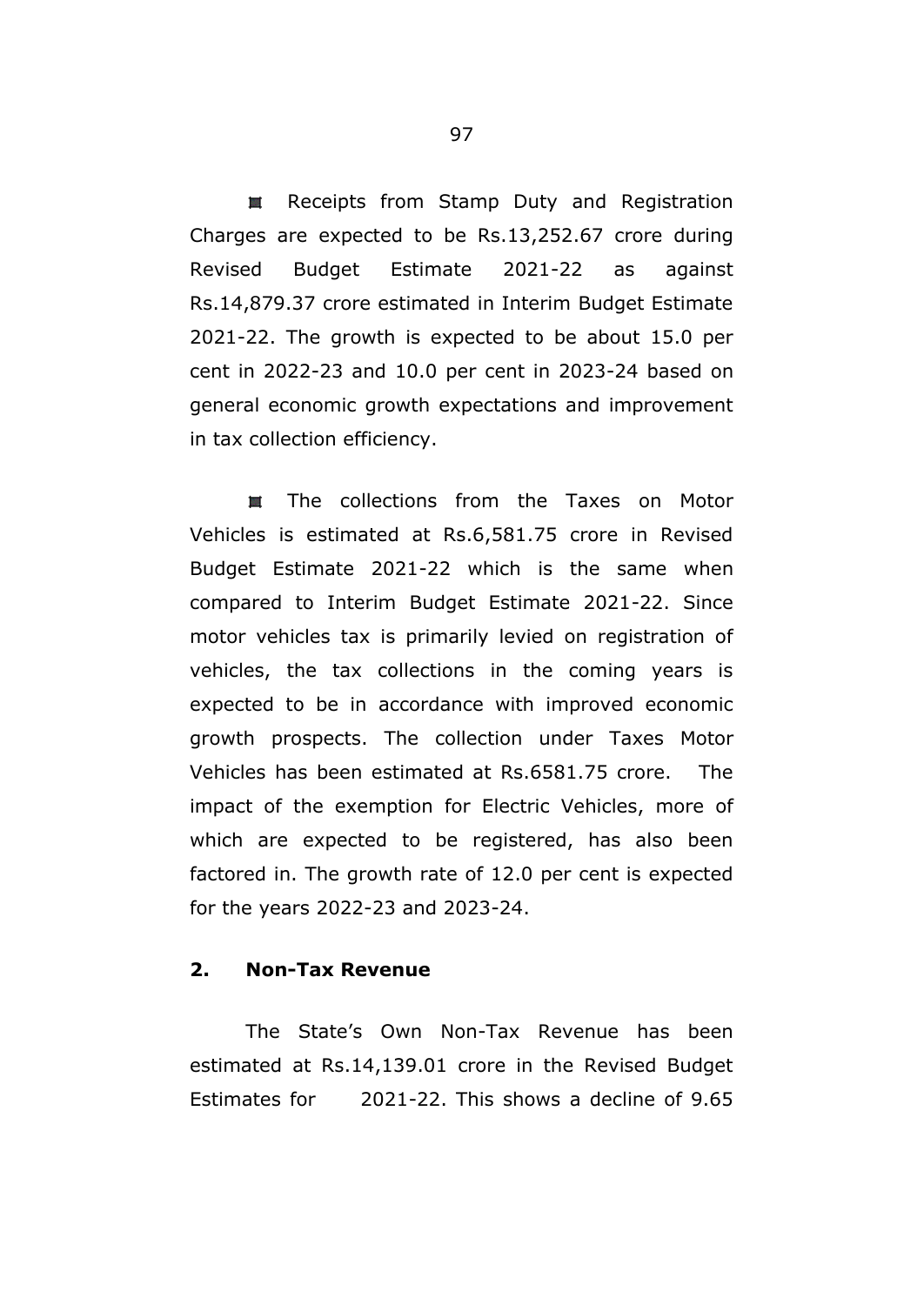- Receipts from Stamp Duty and Registration Charges are expected to be Rs.13,252.67 crore during Revised Budget Estimate 2021-22 as against Rs.14,879.37 crore estimated in Interim Budget Estimate 2021-22. The growth is expected to be about 15.0 per cent in 2022-23 and 10.0 per cent in 2023-24 based on general economic growth expectations and improvement in tax collection efficiency.

- The collections from the Taxes on Motor Vehicles is estimated at Rs.6,581.75 crore in Revised Budget Estimate 2021-22 which is the same when compared to Interim Budget Estimate 2021-22. Since motor vehicles tax is primarily levied on registration of vehicles, the tax collections in the coming years is expected to be in accordance with improved economic growth prospects. The collection under Taxes Motor Vehicles has been estimated at Rs.6581.75 crore. The impact of the exemption for Electric Vehicles, more of which are expected to be registered, has also been factored in. The growth rate of 12.0 per cent is expected for the years 2022-23 and 2023-24.

**2. Non-Tax Revenue**

The State's Own Non-Tax Revenue has been estimated at Rs.14,139.01 crore in the Revised Budget Estimates for 2021-22. This shows a decline of 9.65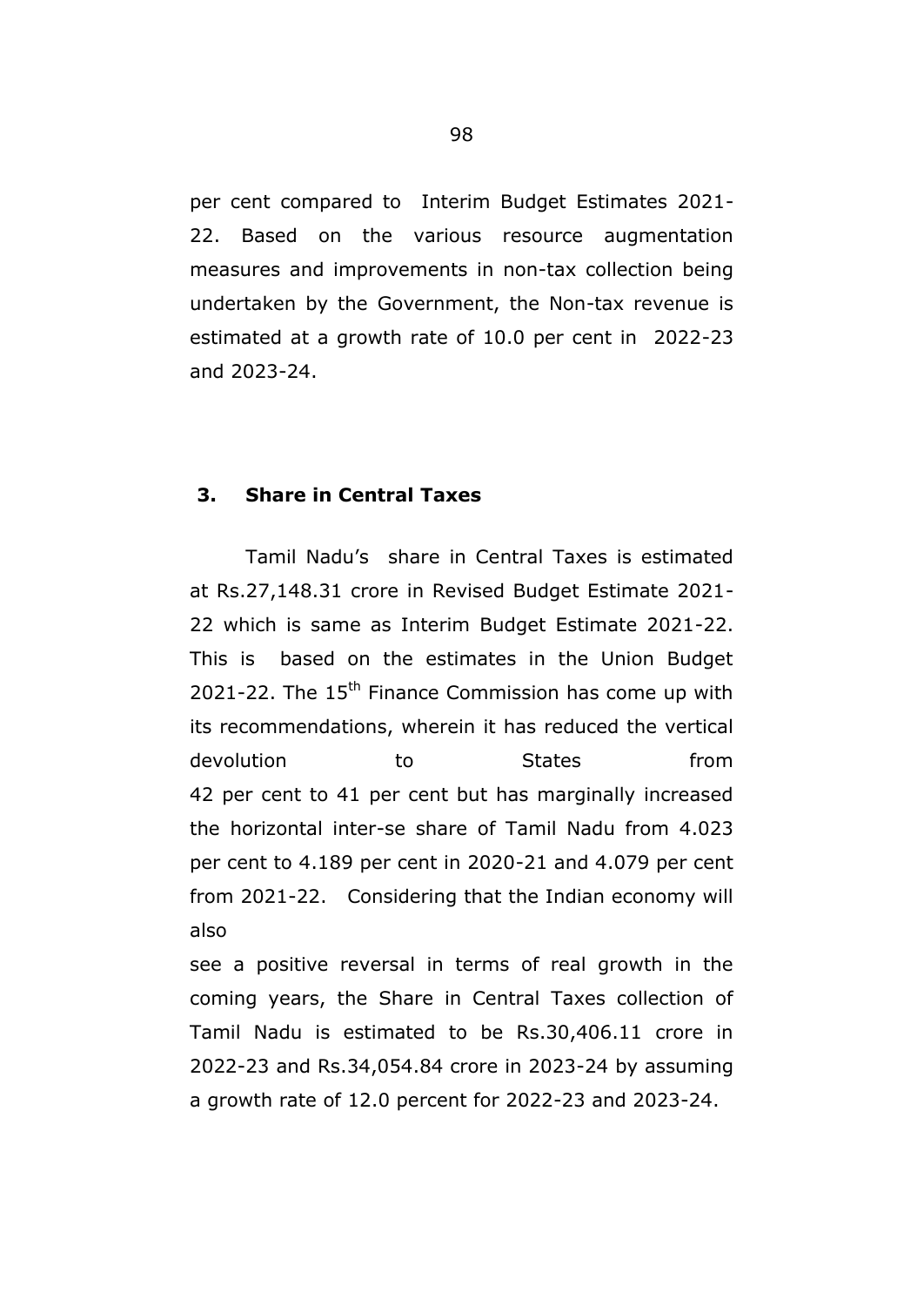per cent compared to Interim Budget Estimates 2021-22. Based on the various resource augmentation measures and improvements in non-tax collection being undertaken by the Government, the Non-tax revenue is estimated at a growth rate of 10.0 per cent in 2022-23 and 2023-24.

### 3. Share in Central Taxes

Tamil Nadu's share in Central Taxes is estimated at Rs.27,148.31 crore in Revised Budget Estimate 2021-22 which is same as Interim Budget Estimate 2021-22. This is based on the estimates in the Union Budget 2021-22. The 15th Finance Commission has come up with its recommendations, wherein it has reduced the vertical devolution to States from 42 per cent to 41 per cent but has marginally increased the horizontal inter-se share of Tamil Nadu from 4.023 per cent to 4.189 per cent in 2020-21 and 4.079 per cent from 2021-22. Considering that the Indian economy will also see a positive reversal in terms of real growth in the coming years, the Share in Central Taxes collection of Tamil Nadu is estimated to be Rs.30,406.11 crore in 2022-23 and Rs.34,054.84 crore in 2023-24 by assuming a growth rate of 12.0 percent for 2022-23 and 2023-24.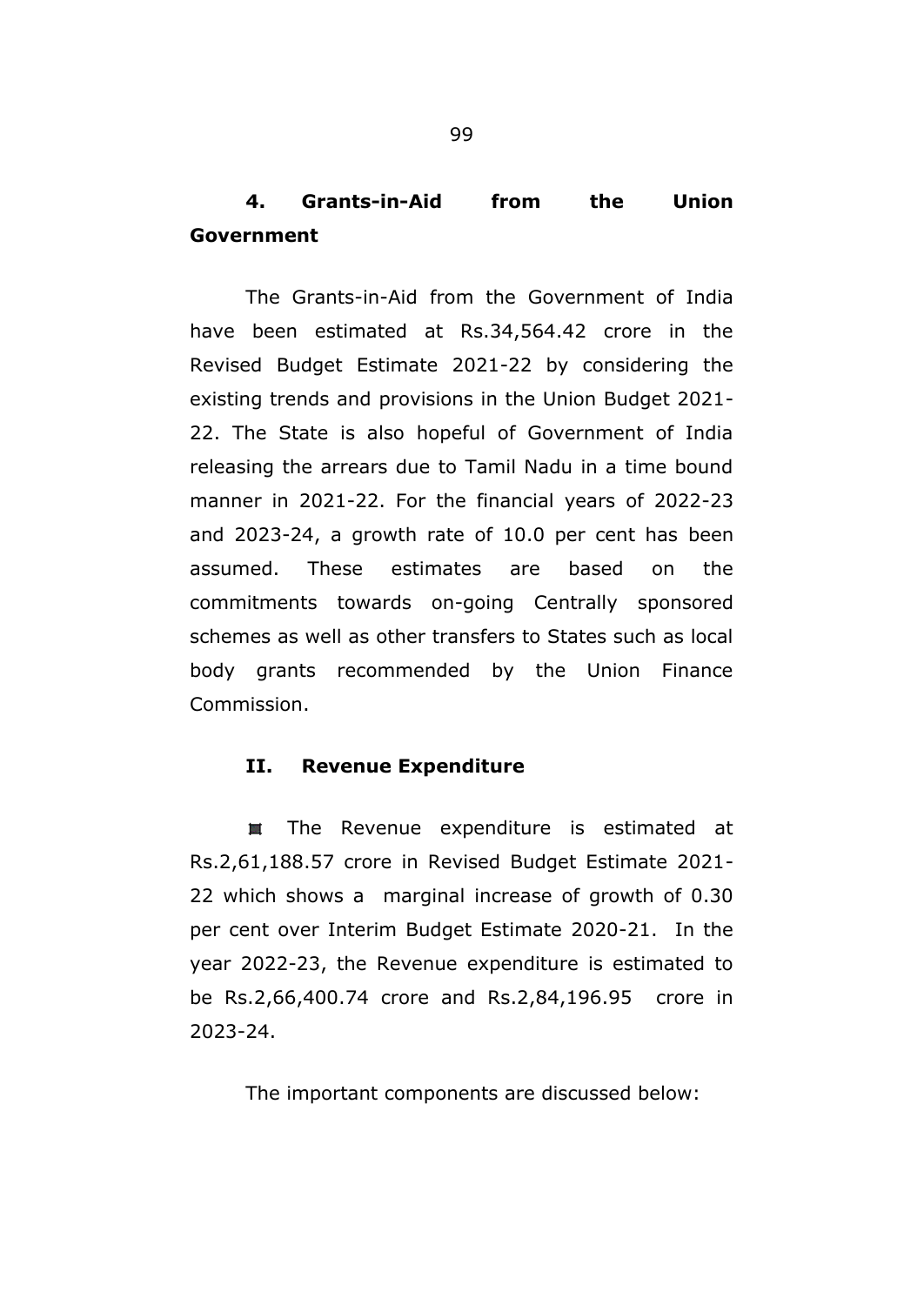### 4. Grants-in-Aid from the Union Government

The Grants-in-Aid from the Government of India have been estimated at Rs.34,564.42 crore in the Revised Budget Estimate 2021-22 by considering the existing trends and provisions in the Union Budget 2021-22. The State is also hopeful of Government of India releasing the arrears due to Tamil Nadu in a time bound manner in 2021-22. For the financial years of 2022-23 and 2023-24, a growth rate of 10.0 per cent has been assumed. These estimates are based on the commitments towards on-going Centrally sponsored schemes as well as other transfers to States such as local body grants recommended by the Union Finance Commission.

## II. Revenue Expenditure

- The Revenue expenditure is estimated at Rs.2,61,188.57 crore in Revised Budget Estimate 2021-22 which shows a marginal increase of growth of 0.30 per cent over Interim Budget Estimate 2020-21. In the year 2022-23, the Revenue expenditure is estimated to be Rs.2,66,400.74 crore and Rs.2,84,196.95 crore in 2023-24.

The important components are discussed below: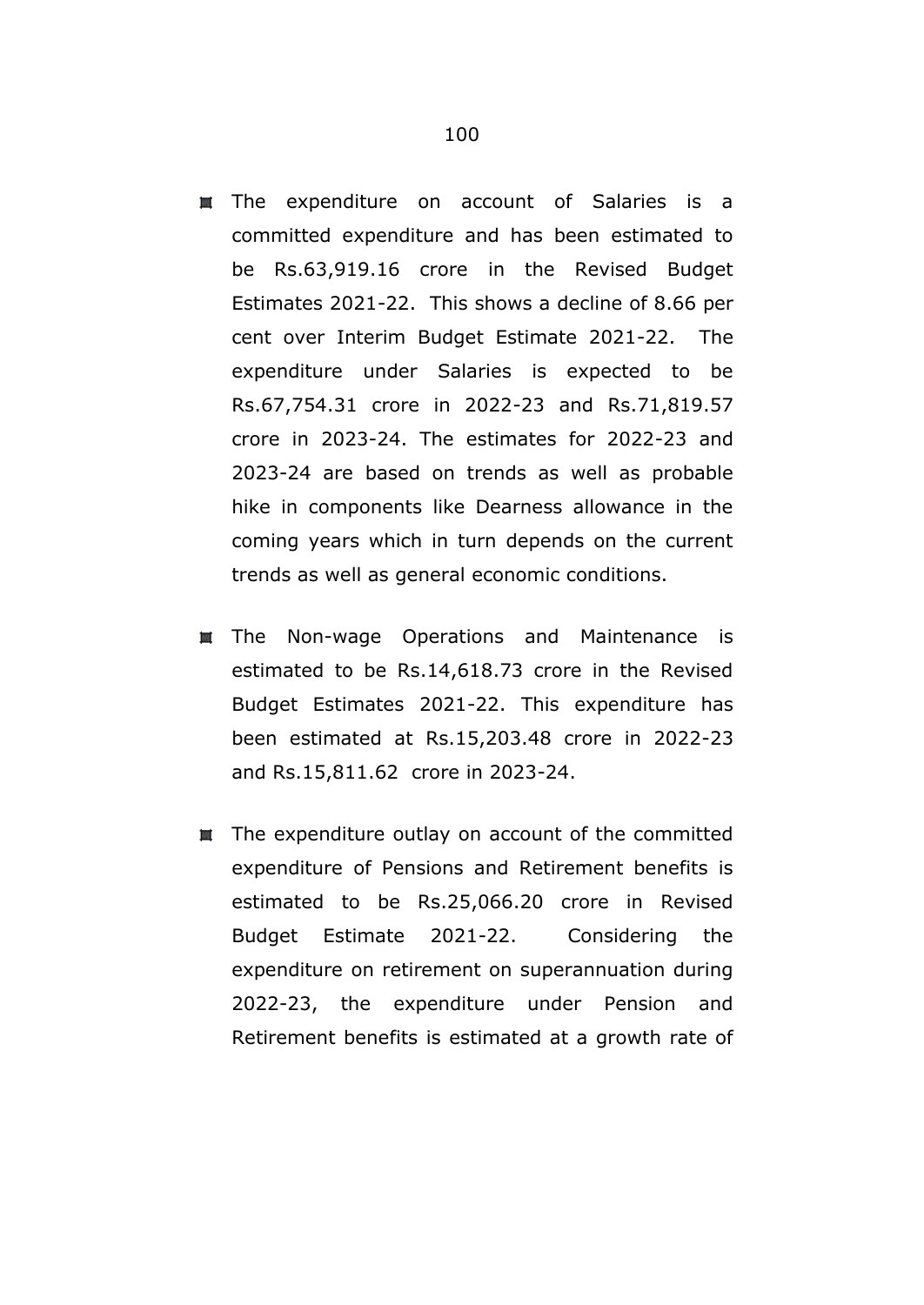- The expenditure on account of Salaries is a committed expenditure and has been estimated to be Rs.63,919.16 crore in the Revised Budget Estimates 2021-22. This shows a decline of 8.66 per cent over Interim Budget Estimate 2021-22. The expenditure under Salaries is expected to be Rs.67,754.31 crore in 2022-23 and Rs.71,819.57 crore in 2023-24. The estimates for 2022-23 and 2023-24 are based on trends as well as probable hike in components like Dearness allowance in the coming years which in turn depends on the current trends as well as general economic conditions.

- The Non-wage Operations and Maintenance is estimated to be Rs.14,618.73 crore in the Revised Budget Estimates 2021-22. This expenditure has been estimated at Rs.15,203.48 crore in 2022-23 and Rs.15,811.62 crore in 2023-24.

- The expenditure outlay on account of the committed expenditure of Pensions and Retirement benefits is estimated to be Rs.25,066.20 crore in Revised Budget Estimate 2021-22. Considering the expenditure on retirement on superannuation during 2022-23, the expenditure under Pension and Retirement benefits is estimated at a growth rate of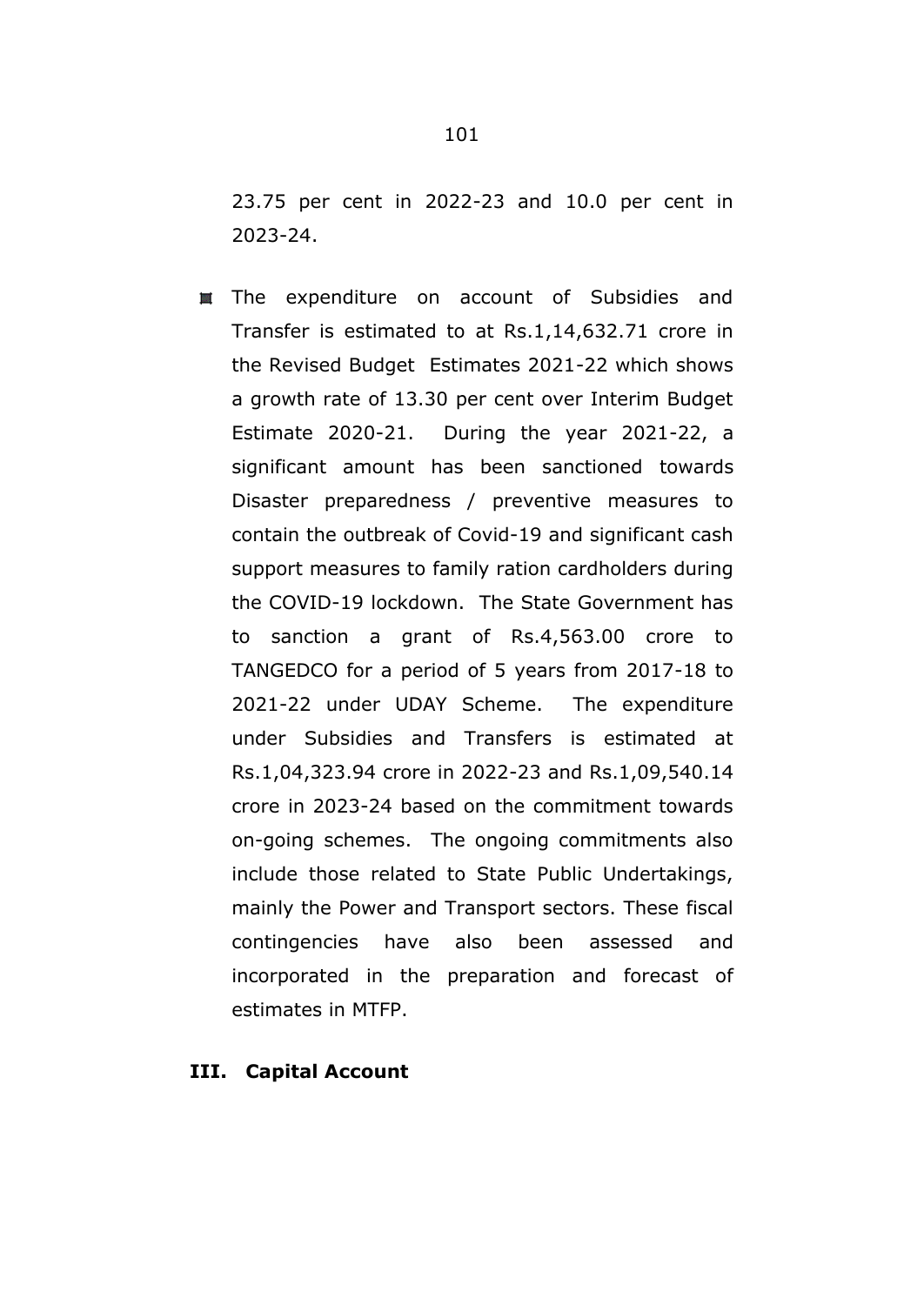23.75 per cent in 2022-23 and 10.0 per cent in 2023-24.

- The expenditure on account of Subsidies and Transfer is estimated to at Rs.1,14,632.71 crore in the Revised Budget Estimates 2021-22 which shows a growth rate of 13.30 per cent over Interim Budget Estimate 2020-21. During the year 2021-22, a significant amount has been sanctioned towards Disaster preparedness / preventive measures to contain the outbreak of Covid-19 and significant cash support measures to family ration cardholders during the COVID-19 lockdown. The State Government has to sanction a grant of Rs.4,563.00 crore to TANGEDCO for a period of 5 years from 2017-18 to 2021-22 under UDAY Scheme. The expenditure under Subsidies and Transfers is estimated at Rs.1,04,323.94 crore in 2022-23 and Rs.1,09,540.14 crore in 2023-24 based on the commitment towards on-going schemes. The ongoing commitments also include those related to State Public Undertakings, mainly the Power and Transport sectors. These fiscal contingencies have also been assessed and incorporated in the preparation and forecast of estimates in MTFP.

## III. Capital Account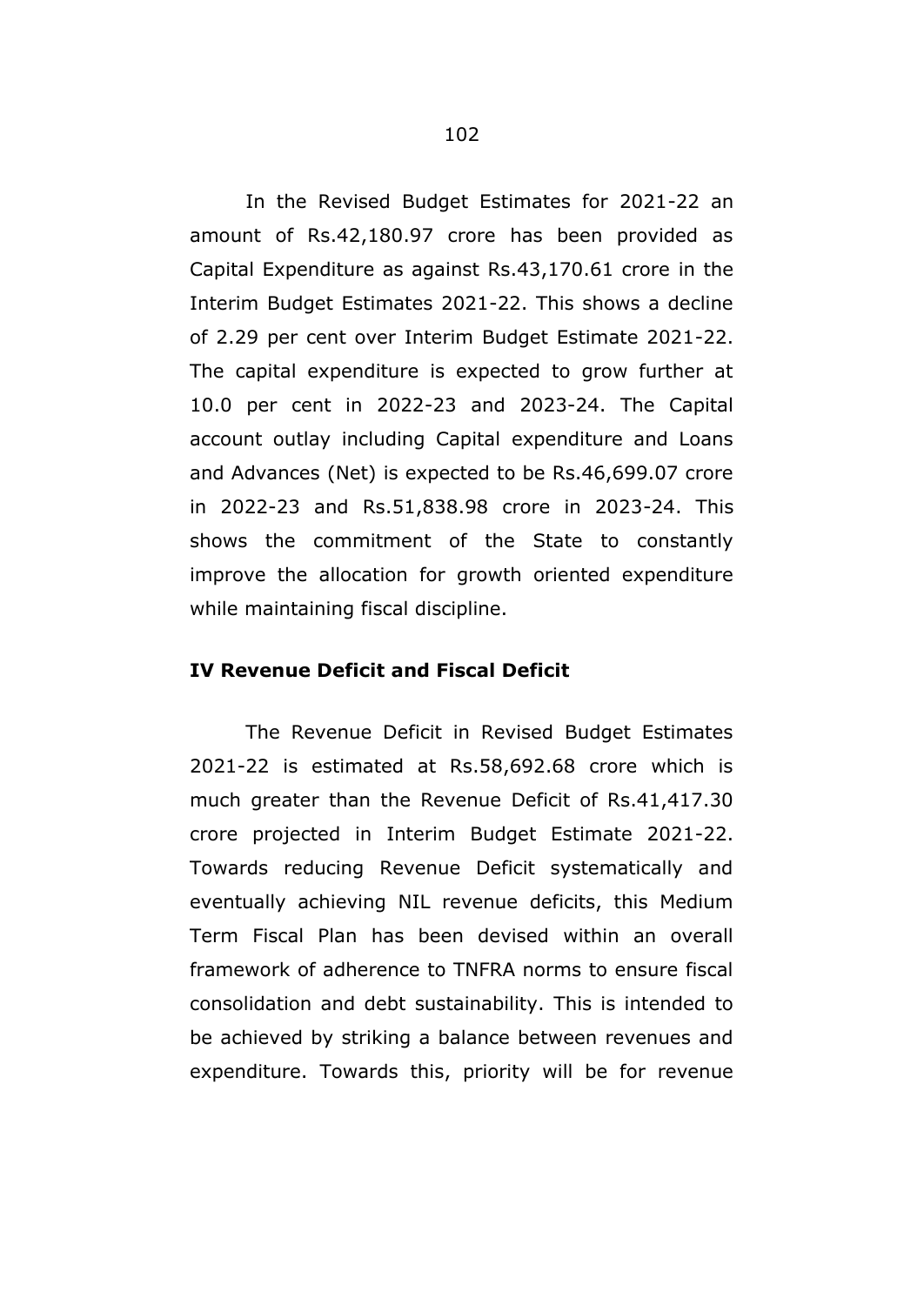In the Revised Budget Estimates for 2021-22 an amount of Rs.42,180.97 crore has been provided as Capital Expenditure as against Rs.43,170.61 crore in the Interim Budget Estimates 2021-22. This shows a decline of 2.29 per cent over Interim Budget Estimate 2021-22. The capital expenditure is expected to grow further at 10.0 per cent in 2022-23 and 2023-24. The Capital account outlay including Capital expenditure and Loans and Advances (Net) is expected to be Rs.46,699.07 crore in 2022-23 and Rs.51,838.98 crore in 2023-24. This shows the commitment of the State to constantly improve the allocation for growth oriented expenditure while maintaining fiscal discipline.

**IV Revenue Deficit and Fiscal Deficit**

The Revenue Deficit in Revised Budget Estimates 2021-22 is estimated at Rs.58,692.68 crore which is much greater than the Revenue Deficit of Rs.41,417.30 crore projected in Interim Budget Estimate 2021-22. Towards reducing Revenue Deficit systematically and eventually achieving NIL revenue deficits, this Medium Term Fiscal Plan has been devised within an overall framework of adherence to TNFRA norms to ensure fiscal consolidation and debt sustainability. This is intended to be achieved by striking a balance between revenues and expenditure. Towards this, priority will be for revenue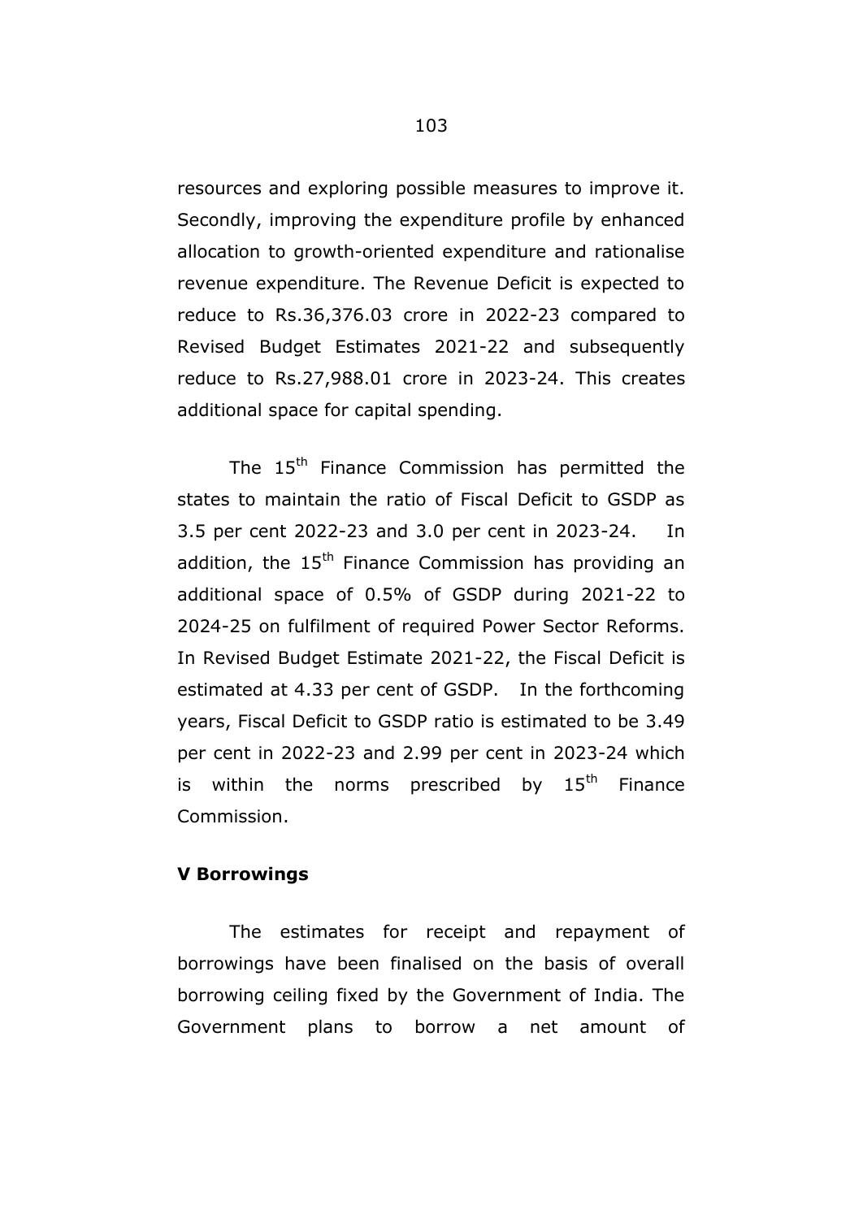resources and exploring possible measures to improve it. Secondly, improving the expenditure profile by enhanced allocation to growth-oriented expenditure and rationalise revenue expenditure. The Revenue Deficit is expected to reduce to Rs.36,376.03 crore in 2022-23 compared to Revised Budget Estimates 2021-22 and subsequently reduce to Rs.27,988.01 crore in 2023-24. This creates additional space for capital spending.

The 15th Finance Commission has permitted the states to maintain the ratio of Fiscal Deficit to GSDP as 3.5 per cent 2022-23 and 3.0 per cent in 2023-24. In addition, the 15th Finance Commission has providing an additional space of 0.5% of GSDP during 2021-22 to 2024-25 on fulfilment of required Power Sector Reforms. In Revised Budget Estimate 2021-22, the Fiscal Deficit is estimated at 4.33 per cent of GSDP. In the forthcoming years, Fiscal Deficit to GSDP ratio is estimated to be 3.49 per cent in 2022-23 and 2.99 per cent in 2023-24 which is within the norms prescribed by 15th Finance Commission.

**V Borrowings**

The estimates for receipt and repayment of borrowings have been finalised on the basis of overall borrowing ceiling fixed by the Government of India. The Government plans to borrow a net amount of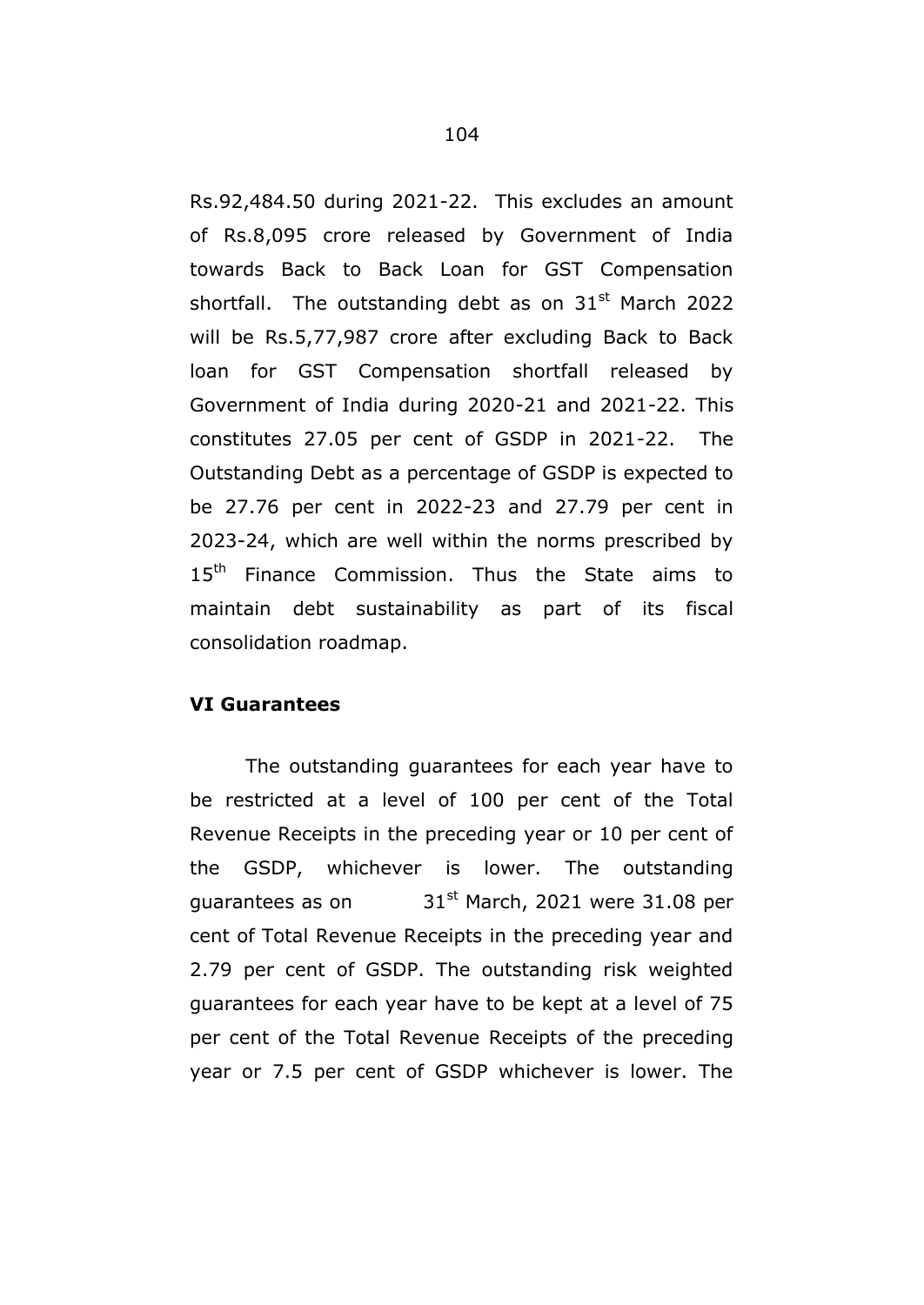Rs.92,484.50 during 2021-22. This excludes an amount of Rs.8,095 crore released by Government of India towards Back to Back Loan for GST Compensation shortfall. The outstanding debt as on 31st March 2022 will be Rs.5,77,987 crore after excluding Back to Back loan for GST Compensation shortfall released by Government of India during 2020-21 and 2021-22. This constitutes 27.05 per cent of GSDP in 2021-22. The Outstanding Debt as a percentage of GSDP is expected to be 27.76 per cent in 2022-23 and 27.79 per cent in 2023-24, which are well within the norms prescribed by 15th Finance Commission. Thus the State aims to maintain debt sustainability as part of its fiscal consolidation roadmap.

**VI Guarantees**

The outstanding guarantees for each year have to be restricted at a level of 100 per cent of the Total Revenue Receipts in the preceding year or 10 per cent of the GSDP, whichever is lower. The outstanding guarantees as on 31st March, 2021 were 31.08 per cent of Total Revenue Receipts in the preceding year and 2.79 per cent of GSDP. The outstanding risk weighted guarantees for each year have to be kept at a level of 75 per cent of the Total Revenue Receipts of the preceding year or 7.5 per cent of GSDP whichever is lower. The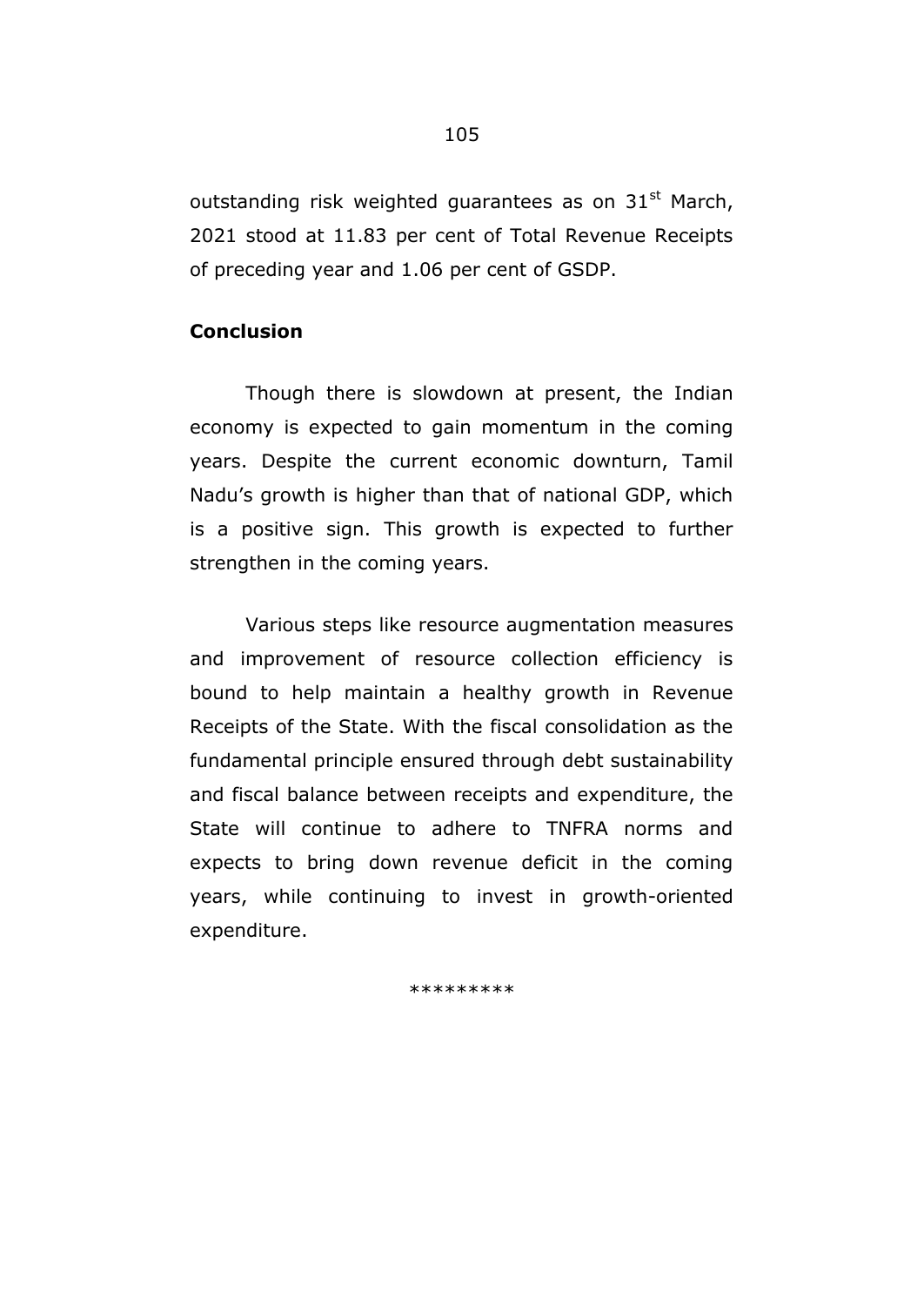outstanding risk weighted guarantees as on 31$^{st}$ March, 2021 stood at 11.83 per cent of Total Revenue Receipts of preceding year and 1.06 per cent of GSDP.

**Conclusion**

Though there is slowdown at present, the Indian economy is expected to gain momentum in the coming years. Despite the current economic downturn, Tamil Nadu's growth is higher than that of national GDP, which is a positive sign. This growth is expected to further strengthen in the coming years.

Various steps like resource augmentation measures and improvement of resource collection efficiency is bound to help maintain a healthy growth in Revenue Receipts of the State. With the fiscal consolidation as the fundamental principle ensured through debt sustainability and fiscal balance between receipts and expenditure, the State will continue to adhere to TNFRA norms and expects to bring down revenue deficit in the coming years, while continuing to invest in growth-oriented expenditure.

*********